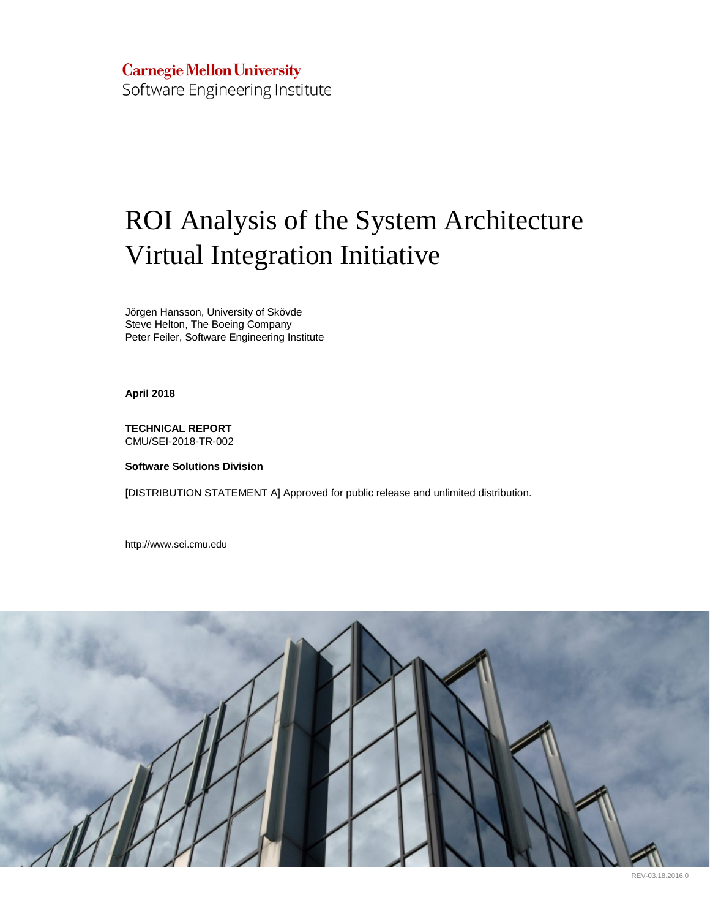**Carnegie Mellon University**
Software Engineering Institute

# ROI Analysis of the System Architecture Virtual Integration Initiative

Jörgen Hansson, University of Skövde
Steve Helton, The Boeing Company
Peter Feiler, Software Engineering Institute

**April 2018**

**TECHNICAL REPORT**
CMU/SEI-2018-TR-002

**Software Solutions Division**

[DISTRIBUTION STATEMENT A] Approved for public release and unlimited distribution.

http://www.sei.cmu.edu

REV-03.18.2016.0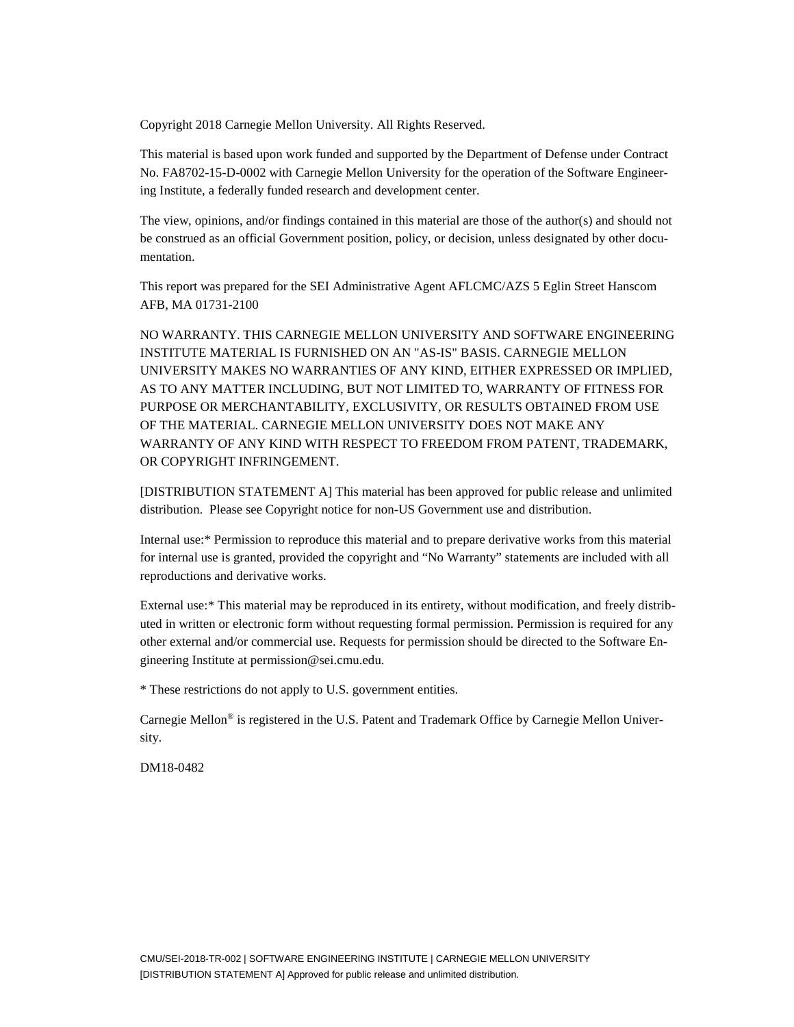Copyright 2018 Carnegie Mellon University. All Rights Reserved.

This material is based upon work funded and supported by the Department of Defense under Contract No. FA8702-15-D-0002 with Carnegie Mellon University for the operation of the Software Engineering Institute, a federally funded research and development center.

The view, opinions, and/or findings contained in this material are those of the author(s) and should not be construed as an official Government position, policy, or decision, unless designated by other documentation.

This report was prepared for the SEI Administrative Agent AFLCMC/AZS 5 Eglin Street Hanscom AFB, MA 01731-2100

NO WARRANTY. THIS CARNEGIE MELLON UNIVERSITY AND SOFTWARE ENGINEERING INSTITUTE MATERIAL IS FURNISHED ON AN "AS-IS" BASIS. CARNEGIE MELLON UNIVERSITY MAKES NO WARRANTIES OF ANY KIND, EITHER EXPRESSED OR IMPLIED, AS TO ANY MATTER INCLUDING, BUT NOT LIMITED TO, WARRANTY OF FITNESS FOR PURPOSE OR MERCHANTABILITY, EXCLUSIVITY, OR RESULTS OBTAINED FROM USE OF THE MATERIAL. CARNEGIE MELLON UNIVERSITY DOES NOT MAKE ANY WARRANTY OF ANY KIND WITH RESPECT TO FREEDOM FROM PATENT, TRADEMARK, OR COPYRIGHT INFRINGEMENT.

[DISTRIBUTION STATEMENT A] This material has been approved for public release and unlimited distribution. Please see Copyright notice for non-US Government use and distribution.

Internal use:* Permission to reproduce this material and to prepare derivative works from this material for internal use is granted, provided the copyright and “No Warranty” statements are included with all reproductions and derivative works.

External use:* This material may be reproduced in its entirety, without modification, and freely distributed in written or electronic form without requesting formal permission. Permission is required for any other external and/or commercial use. Requests for permission should be directed to the Software Engineering Institute at permission@sei.cmu.edu.

* These restrictions do not apply to U.S. government entities.

Carnegie Mellon® is registered in the U.S. Patent and Trademark Office by Carnegie Mellon University.

DM18-0482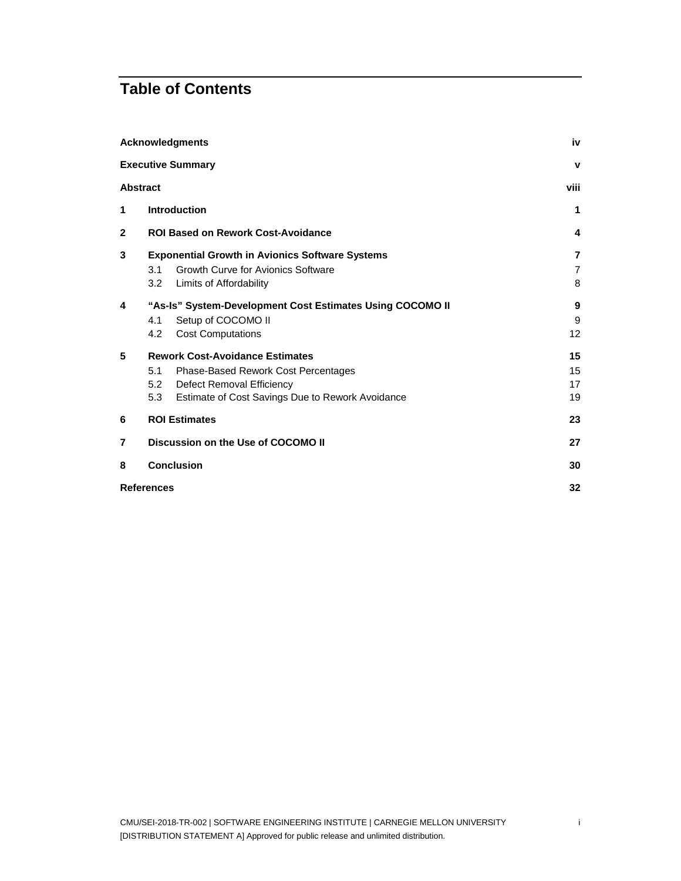# Table of Contents

| | | |
|---|---|---|
| **Acknowledgments** | | **iv** |
| **Executive Summary** | | **v** |
| **Abstract** | | **viii** |
| **1** | **Introduction** | **1** |
| **2** | **ROI Based on Rework Cost-Avoidance** | **4** |
| **3** | **Exponential Growth in Avionics Software Systems** | **7** |
| | 3.1 Growth Curve for Avionics Software | 7 |
| | 3.2 Limits of Affordability | 8 |
| **4** | **"As-Is" System-Development Cost Estimates Using COCOMO II** | **9** |
| | 4.1 Setup of COCOMO II | 9 |
| | 4.2 Cost Computations | 12 |
| **5** | **Rework Cost-Avoidance Estimates** | **15** |
| | 5.1 Phase-Based Rework Cost Percentages | 15 |
| | 5.2 Defect Removal Efficiency | 17 |
| | 5.3 Estimate of Cost Savings Due to Rework Avoidance | 19 |
| **6** | **ROI Estimates** | **23** |
| **7** | **Discussion on the Use of COCOMO II** | **27** |
| **8** | **Conclusion** | **30** |
| **References** | | **32** |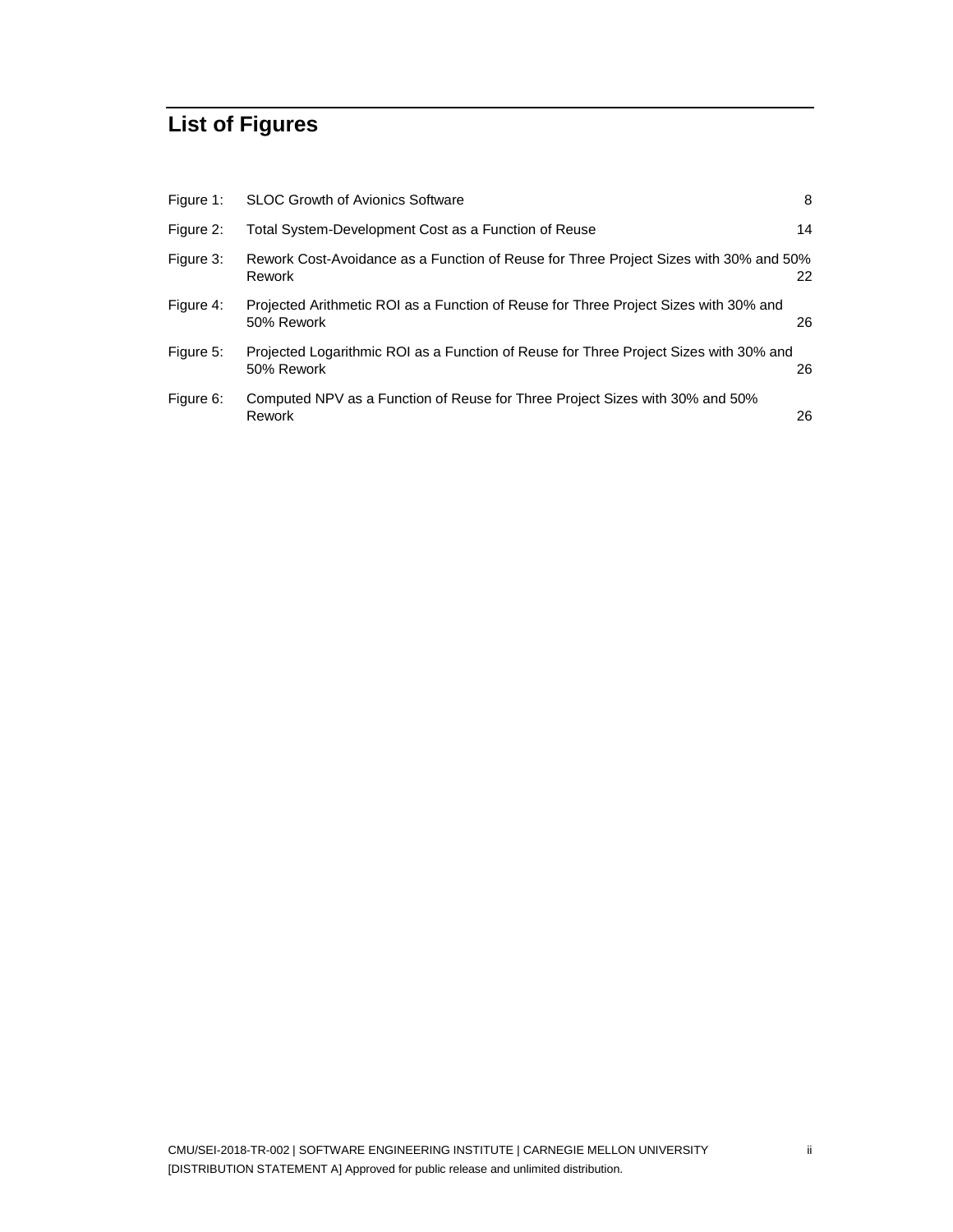# List of Figures

| | | |
|---|---|---|
| Figure 1: | SLOC Growth of Avionics Software | 8 |
| Figure 2: | Total System-Development Cost as a Function of Reuse | 14 |
| Figure 3: | Rework Cost-Avoidance as a Function of Reuse for Three Project Sizes with 30% and 50% Rework | 22 |
| Figure 4: | Projected Arithmetic ROI as a Function of Reuse for Three Project Sizes with 30% and 50% Rework | 26 |
| Figure 5: | Projected Logarithmic ROI as a Function of Reuse for Three Project Sizes with 30% and 50% Rework | 26 |
| Figure 6: | Computed NPV as a Function of Reuse for Three Project Sizes with 30% and 50% Rework | 26 |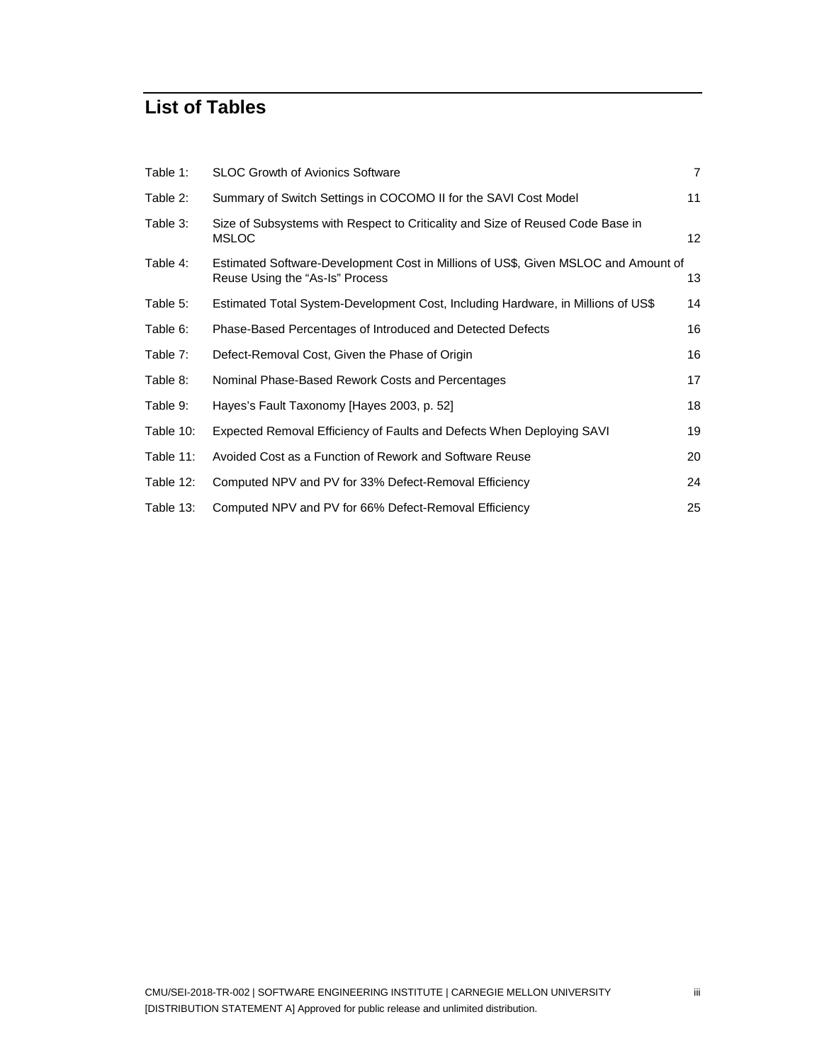## List of Tables

| | | |
|---|---|---|
| Table 1: | SLOC Growth of Avionics Software | 7 |
| Table 2: | Summary of Switch Settings in COCOMO II for the SAVI Cost Model | 11 |
| Table 3: | Size of Subsystems with Respect to Criticality and Size of Reused Code Base in MSLOC | 12 |
| Table 4: | Estimated Software-Development Cost in Millions of US$, Given MSLOC and Amount of Reuse Using the “As-Is” Process | 13 |
| Table 5: | Estimated Total System-Development Cost, Including Hardware, in Millions of US$ | 14 |
| Table 6: | Phase-Based Percentages of Introduced and Detected Defects | 16 |
| Table 7: | Defect-Removal Cost, Given the Phase of Origin | 16 |
| Table 8: | Nominal Phase-Based Rework Costs and Percentages | 17 |
| Table 9: | Hayes’s Fault Taxonomy [Hayes 2003, p. 52] | 18 |
| Table 10: | Expected Removal Efficiency of Faults and Defects When Deploying SAVI | 19 |
| Table 11: | Avoided Cost as a Function of Rework and Software Reuse | 20 |
| Table 12: | Computed NPV and PV for 33% Defect-Removal Efficiency | 24 |
| Table 13: | Computed NPV and PV for 66% Defect-Removal Efficiency | 25 |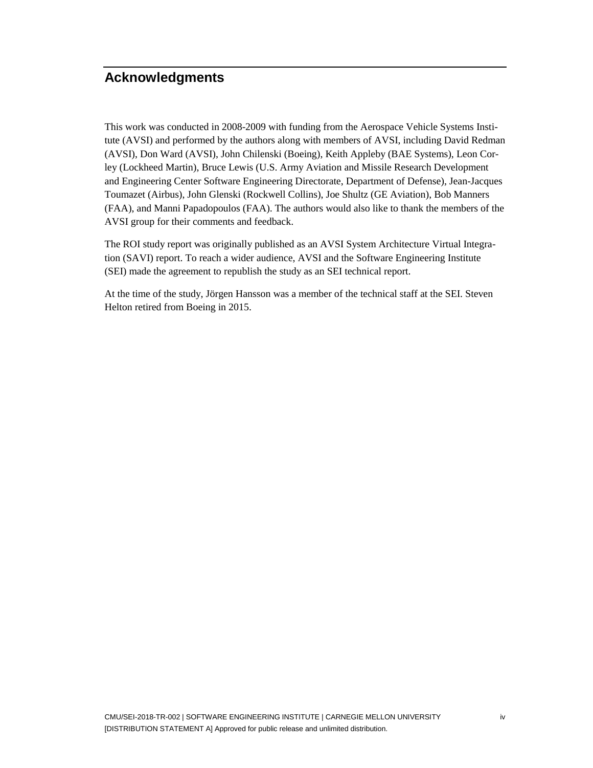## Acknowledgments

This work was conducted in 2008-2009 with funding from the Aerospace Vehicle Systems Institute (AVSI) and performed by the authors along with members of AVSI, including David Redman (AVSI), Don Ward (AVSI), John Chilenski (Boeing), Keith Appleby (BAE Systems), Leon Corley (Lockheed Martin), Bruce Lewis (U.S. Army Aviation and Missile Research Development and Engineering Center Software Engineering Directorate, Department of Defense), Jean-Jacques Toumazet (Airbus), John Glenski (Rockwell Collins), Joe Shultz (GE Aviation), Bob Manners (FAA), and Manni Papadopoulos (FAA). The authors would also like to thank the members of the AVSI group for their comments and feedback.

The ROI study report was originally published as an AVSI System Architecture Virtual Integration (SAVI) report. To reach a wider audience, AVSI and the Software Engineering Institute (SEI) made the agreement to republish the study as an SEI technical report.

At the time of the study, Jörgen Hansson was a member of the technical staff at the SEI. Steven Helton retired from Boeing in 2015.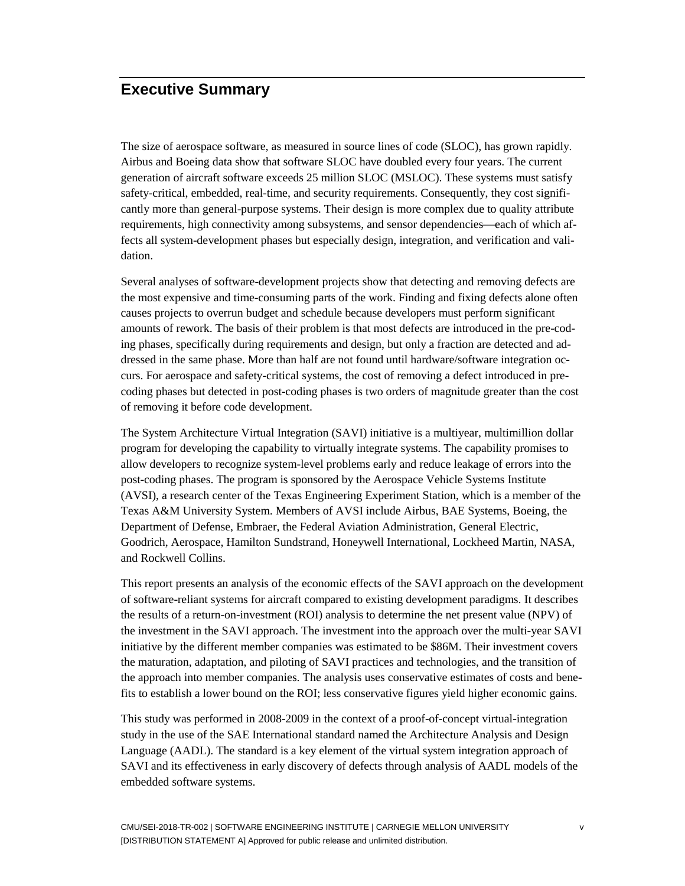# Executive Summary

The size of aerospace software, as measured in source lines of code (SLOC), has grown rapidly. Airbus and Boeing data show that software SLOC have doubled every four years. The current generation of aircraft software exceeds 25 million SLOC (MSLOC). These systems must satisfy safety-critical, embedded, real-time, and security requirements. Consequently, they cost significantly more than general-purpose systems. Their design is more complex due to quality attribute requirements, high connectivity among subsystems, and sensor dependencies—each of which affects all system-development phases but especially design, integration, and verification and validation.

Several analyses of software-development projects show that detecting and removing defects are the most expensive and time-consuming parts of the work. Finding and fixing defects alone often causes projects to overrun budget and schedule because developers must perform significant amounts of rework. The basis of their problem is that most defects are introduced in the pre-coding phases, specifically during requirements and design, but only a fraction are detected and addressed in the same phase. More than half are not found until hardware/software integration occurs. For aerospace and safety-critical systems, the cost of removing a defect introduced in pre-coding phases but detected in post-coding phases is two orders of magnitude greater than the cost of removing it before code development.

The System Architecture Virtual Integration (SAVI) initiative is a multiyear, multimillion dollar program for developing the capability to virtually integrate systems. The capability promises to allow developers to recognize system-level problems early and reduce leakage of errors into the post-coding phases. The program is sponsored by the Aerospace Vehicle Systems Institute (AVSI), a research center of the Texas Engineering Experiment Station, which is a member of the Texas A&M University System. Members of AVSI include Airbus, BAE Systems, Boeing, the Department of Defense, Embraer, the Federal Aviation Administration, General Electric, Goodrich, Aerospace, Hamilton Sundstrand, Honeywell International, Lockheed Martin, NASA, and Rockwell Collins.

This report presents an analysis of the economic effects of the SAVI approach on the development of software-reliant systems for aircraft compared to existing development paradigms. It describes the results of a return-on-investment (ROI) analysis to determine the net present value (NPV) of the investment in the SAVI approach. The investment into the approach over the multi-year SAVI initiative by the different member companies was estimated to be $86M. Their investment covers the maturation, adaptation, and piloting of SAVI practices and technologies, and the transition of the approach into member companies. The analysis uses conservative estimates of costs and benefits to establish a lower bound on the ROI; less conservative figures yield higher economic gains.

This study was performed in 2008-2009 in the context of a proof-of-concept virtual-integration study in the use of the SAE International standard named the Architecture Analysis and Design Language (AADL). The standard is a key element of the virtual system integration approach of SAVI and its effectiveness in early discovery of defects through analysis of AADL models of the embedded software systems.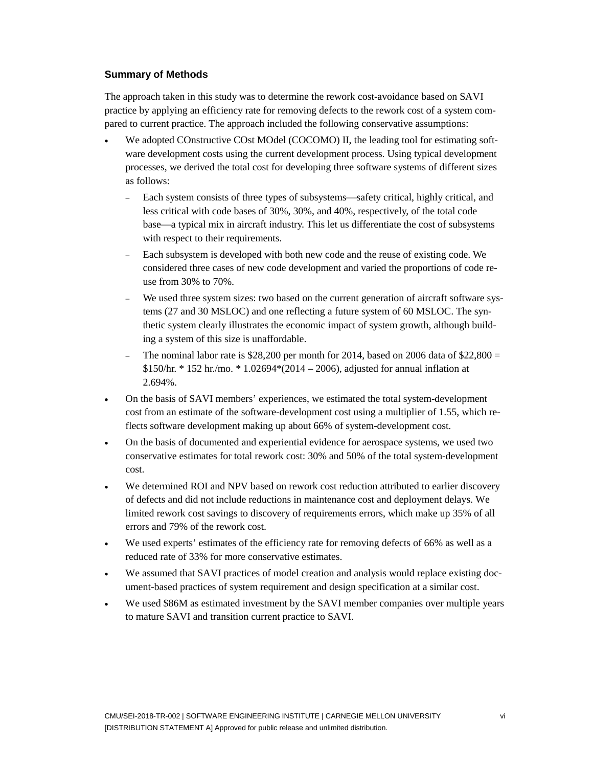### Summary of Methods

The approach taken in this study was to determine the rework cost-avoidance based on SAVI practice by applying an efficiency rate for removing defects to the rework cost of a system compared to current practice. The approach included the following conservative assumptions:

- We adopted COnstructive COst MOdel (COCOMO) II, the leading tool for estimating software development costs using the current development process. Using typical development processes, we derived the total cost for developing three software systems of different sizes as follows:
  - Each system consists of three types of subsystems—safety critical, highly critical, and less critical with code bases of 30%, 30%, and 40%, respectively, of the total code base—a typical mix in aircraft industry. This let us differentiate the cost of subsystems with respect to their requirements.
  - Each subsystem is developed with both new code and the reuse of existing code. We considered three cases of new code development and varied the proportions of code reuse from 30% to 70%.
  - We used three system sizes: two based on the current generation of aircraft software systems (27 and 30 MSLOC) and one reflecting a future system of 60 MSLOC. The synthetic system clearly illustrates the economic impact of system growth, although building a system of this size is unaffordable.
  - The nominal labor rate is $28,200 per month for 2014, based on 2006 data of $22,800 = $150/hr. * 152 hr./mo. * 1.02694*(2014 – 2006), adjusted for annual inflation at 2.694%.
- On the basis of SAVI members' experiences, we estimated the total system-development cost from an estimate of the software-development cost using a multiplier of 1.55, which reflects software development making up about 66% of system-development cost.
- On the basis of documented and experiential evidence for aerospace systems, we used two conservative estimates for total rework cost: 30% and 50% of the total system-development cost.
- We determined ROI and NPV based on rework cost reduction attributed to earlier discovery of defects and did not include reductions in maintenance cost and deployment delays. We limited rework cost savings to discovery of requirements errors, which make up 35% of all errors and 79% of the rework cost.
- We used experts' estimates of the efficiency rate for removing defects of 66% as well as a reduced rate of 33% for more conservative estimates.
- We assumed that SAVI practices of model creation and analysis would replace existing document-based practices of system requirement and design specification at a similar cost.
- We used $86M as estimated investment by the SAVI member companies over multiple years to mature SAVI and transition current practice to SAVI.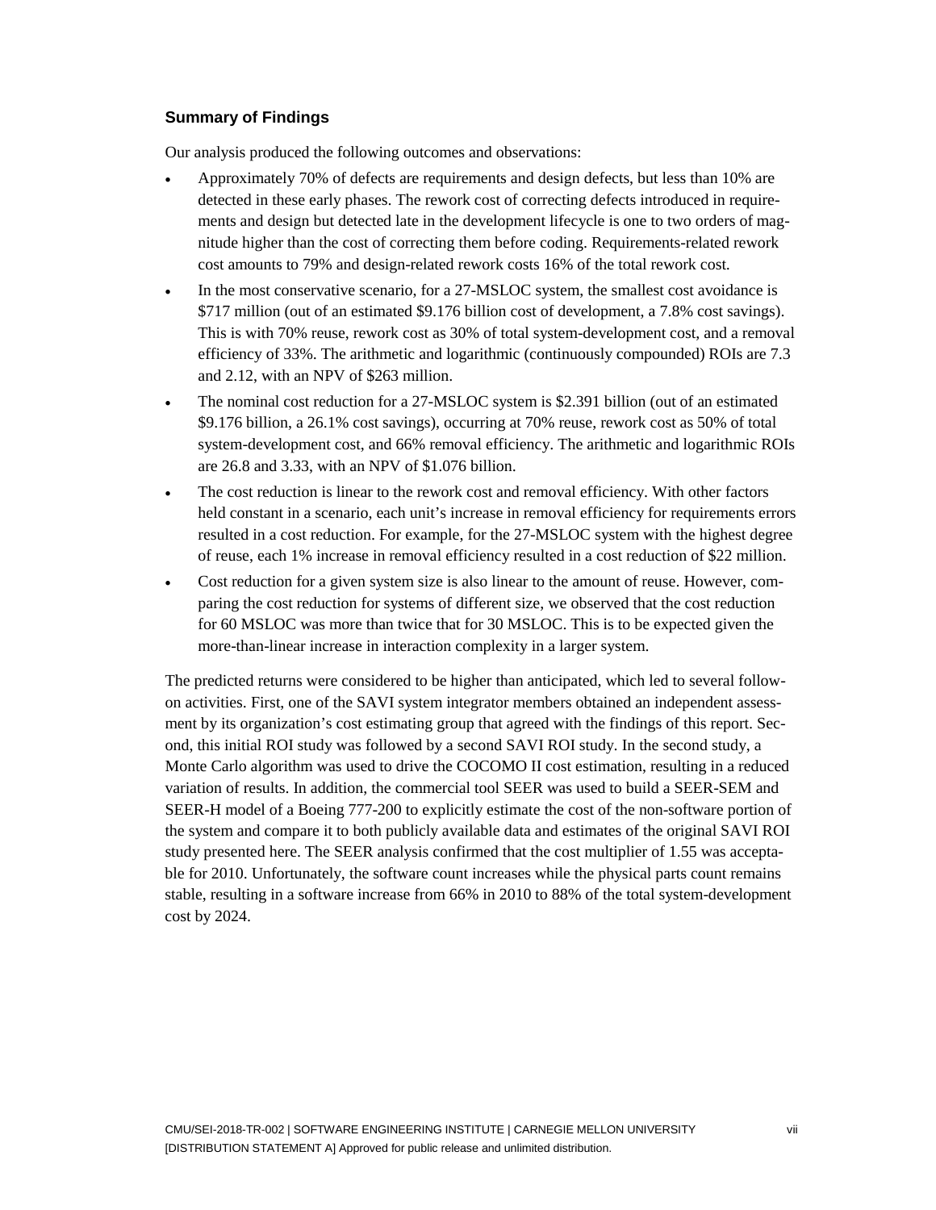## Summary of Findings

Our analysis produced the following outcomes and observations:

- Approximately 70% of defects are requirements and design defects, but less than 10% are detected in these early phases. The rework cost of correcting defects introduced in requirements and design but detected late in the development lifecycle is one to two orders of magnitude higher than the cost of correcting them before coding. Requirements-related rework cost amounts to 79% and design-related rework costs 16% of the total rework cost.
- In the most conservative scenario, for a 27-MSLOC system, the smallest cost avoidance is $717 million (out of an estimated $9.176 billion cost of development, a 7.8% cost savings). This is with 70% reuse, rework cost as 30% of total system-development cost, and a removal efficiency of 33%. The arithmetic and logarithmic (continuously compounded) ROIs are 7.3 and 2.12, with an NPV of $263 million.
- The nominal cost reduction for a 27-MSLOC system is $2.391 billion (out of an estimated $9.176 billion, a 26.1% cost savings), occurring at 70% reuse, rework cost as 50% of total system-development cost, and 66% removal efficiency. The arithmetic and logarithmic ROIs are 26.8 and 3.33, with an NPV of $1.076 billion.
- The cost reduction is linear to the rework cost and removal efficiency. With other factors held constant in a scenario, each unit's increase in removal efficiency for requirements errors resulted in a cost reduction. For example, for the 27-MSLOC system with the highest degree of reuse, each 1% increase in removal efficiency resulted in a cost reduction of $22 million.
- Cost reduction for a given system size is also linear to the amount of reuse. However, comparing the cost reduction for systems of different size, we observed that the cost reduction for 60 MSLOC was more than twice that for 30 MSLOC. This is to be expected given the more-than-linear increase in interaction complexity in a larger system.

The predicted returns were considered to be higher than anticipated, which led to several follow-on activities. First, one of the SAVI system integrator members obtained an independent assessment by its organization's cost estimating group that agreed with the findings of this report. Second, this initial ROI study was followed by a second SAVI ROI study. In the second study, a Monte Carlo algorithm was used to drive the COCOMO II cost estimation, resulting in a reduced variation of results. In addition, the commercial tool SEER was used to build a SEER-SEM and SEER-H model of a Boeing 777-200 to explicitly estimate the cost of the non-software portion of the system and compare it to both publicly available data and estimates of the original SAVI ROI study presented here. The SEER analysis confirmed that the cost multiplier of 1.55 was acceptable for 2010. Unfortunately, the software count increases while the physical parts count remains stable, resulting in a software increase from 66% in 2010 to 88% of the total system-development cost by 2024.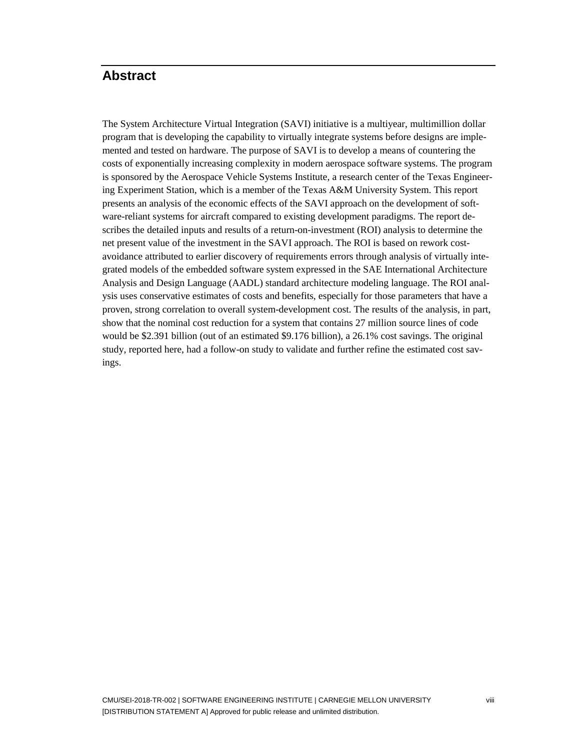# Abstract

The System Architecture Virtual Integration (SAVI) initiative is a multiyear, multimillion dollar program that is developing the capability to virtually integrate systems before designs are implemented and tested on hardware. The purpose of SAVI is to develop a means of countering the costs of exponentially increasing complexity in modern aerospace software systems. The program is sponsored by the Aerospace Vehicle Systems Institute, a research center of the Texas Engineering Experiment Station, which is a member of the Texas A&M University System. This report presents an analysis of the economic effects of the SAVI approach on the development of software-reliant systems for aircraft compared to existing development paradigms. The report describes the detailed inputs and results of a return-on-investment (ROI) analysis to determine the net present value of the investment in the SAVI approach. The ROI is based on rework cost-avoidance attributed to earlier discovery of requirements errors through analysis of virtually integrated models of the embedded software system expressed in the SAE International Architecture Analysis and Design Language (AADL) standard architecture modeling language. The ROI analysis uses conservative estimates of costs and benefits, especially for those parameters that have a proven, strong correlation to overall system-development cost. The results of the analysis, in part, show that the nominal cost reduction for a system that contains 27 million source lines of code would be $2.391 billion (out of an estimated $9.176 billion), a 26.1% cost savings. The original study, reported here, had a follow-on study to validate and further refine the estimated cost savings.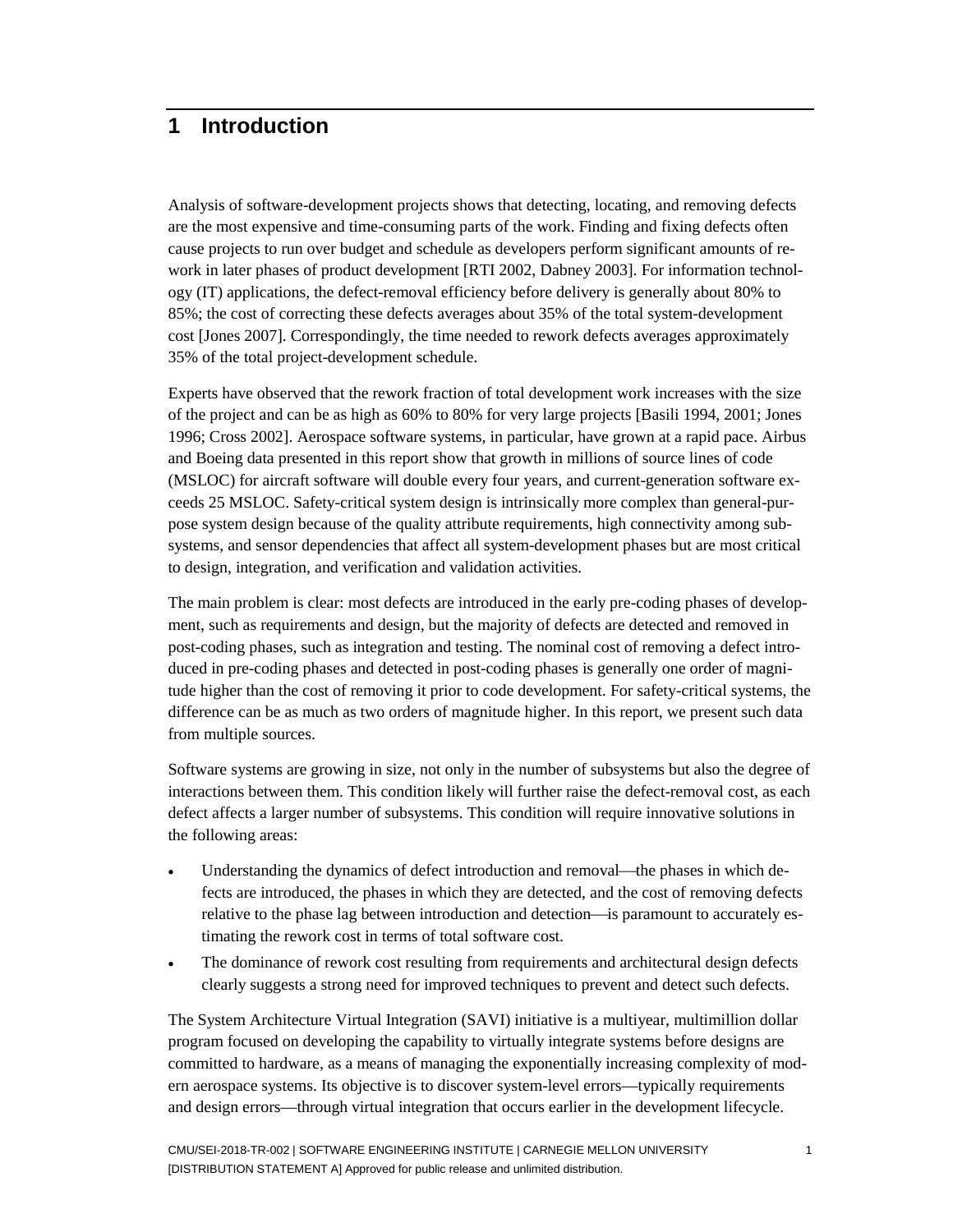# 1 Introduction

Analysis of software-development projects shows that detecting, locating, and removing defects are the most expensive and time-consuming parts of the work. Finding and fixing defects often cause projects to run over budget and schedule as developers perform significant amounts of rework in later phases of product development [RTI 2002, Dabney 2003]. For information technology (IT) applications, the defect-removal efficiency before delivery is generally about 80% to 85%; the cost of correcting these defects averages about 35% of the total system-development cost [Jones 2007]. Correspondingly, the time needed to rework defects averages approximately 35% of the total project-development schedule.

Experts have observed that the rework fraction of total development work increases with the size of the project and can be as high as 60% to 80% for very large projects [Basili 1994, 2001; Jones 1996; Cross 2002]. Aerospace software systems, in particular, have grown at a rapid pace. Airbus and Boeing data presented in this report show that growth in millions of source lines of code (MSLOC) for aircraft software will double every four years, and current-generation software exceeds 25 MSLOC. Safety-critical system design is intrinsically more complex than general-purpose system design because of the quality attribute requirements, high connectivity among subsystems, and sensor dependencies that affect all system-development phases but are most critical to design, integration, and verification and validation activities.

The main problem is clear: most defects are introduced in the early pre-coding phases of development, such as requirements and design, but the majority of defects are detected and removed in post-coding phases, such as integration and testing. The nominal cost of removing a defect introduced in pre-coding phases and detected in post-coding phases is generally one order of magnitude higher than the cost of removing it prior to code development. For safety-critical systems, the difference can be as much as two orders of magnitude higher. In this report, we present such data from multiple sources.

Software systems are growing in size, not only in the number of subsystems but also the degree of interactions between them. This condition likely will further raise the defect-removal cost, as each defect affects a larger number of subsystems. This condition will require innovative solutions in the following areas:

- Understanding the dynamics of defect introduction and removal—the phases in which defects are introduced, the phases in which they are detected, and the cost of removing defects relative to the phase lag between introduction and detection—is paramount to accurately estimating the rework cost in terms of total software cost.
- The dominance of rework cost resulting from requirements and architectural design defects clearly suggests a strong need for improved techniques to prevent and detect such defects.

The System Architecture Virtual Integration (SAVI) initiative is a multiyear, multimillion dollar program focused on developing the capability to virtually integrate systems before designs are committed to hardware, as a means of managing the exponentially increasing complexity of modern aerospace systems. Its objective is to discover system-level errors—typically requirements and design errors—through virtual integration that occurs earlier in the development lifecycle.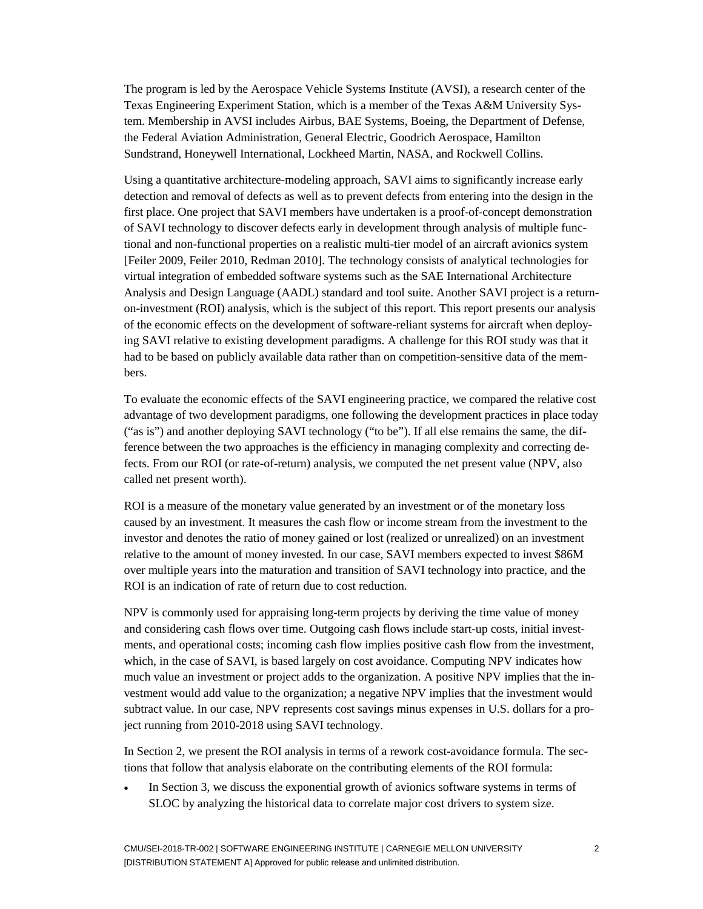The program is led by the Aerospace Vehicle Systems Institute (AVSI), a research center of the Texas Engineering Experiment Station, which is a member of the Texas A&M University System. Membership in AVSI includes Airbus, BAE Systems, Boeing, the Department of Defense, the Federal Aviation Administration, General Electric, Goodrich Aerospace, Hamilton Sundstrand, Honeywell International, Lockheed Martin, NASA, and Rockwell Collins.

Using a quantitative architecture-modeling approach, SAVI aims to significantly increase early detection and removal of defects as well as to prevent defects from entering into the design in the first place. One project that SAVI members have undertaken is a proof-of-concept demonstration of SAVI technology to discover defects early in development through analysis of multiple functional and non-functional properties on a realistic multi-tier model of an aircraft avionics system [Feiler 2009, Feiler 2010, Redman 2010]. The technology consists of analytical technologies for virtual integration of embedded software systems such as the SAE International Architecture Analysis and Design Language (AADL) standard and tool suite. Another SAVI project is a return-on-investment (ROI) analysis, which is the subject of this report. This report presents our analysis of the economic effects on the development of software-reliant systems for aircraft when deploying SAVI relative to existing development paradigms. A challenge for this ROI study was that it had to be based on publicly available data rather than on competition-sensitive data of the members.

To evaluate the economic effects of the SAVI engineering practice, we compared the relative cost advantage of two development paradigms, one following the development practices in place today ("as is") and another deploying SAVI technology ("to be"). If all else remains the same, the difference between the two approaches is the efficiency in managing complexity and correcting defects. From our ROI (or rate-of-return) analysis, we computed the net present value (NPV, also called net present worth).

ROI is a measure of the monetary value generated by an investment or of the monetary loss caused by an investment. It measures the cash flow or income stream from the investment to the investor and denotes the ratio of money gained or lost (realized or unrealized) on an investment relative to the amount of money invested. In our case, SAVI members expected to invest $86M over multiple years into the maturation and transition of SAVI technology into practice, and the ROI is an indication of rate of return due to cost reduction.

NPV is commonly used for appraising long-term projects by deriving the time value of money and considering cash flows over time. Outgoing cash flows include start-up costs, initial investments, and operational costs; incoming cash flow implies positive cash flow from the investment, which, in the case of SAVI, is based largely on cost avoidance. Computing NPV indicates how much value an investment or project adds to the organization. A positive NPV implies that the investment would add value to the organization; a negative NPV implies that the investment would subtract value. In our case, NPV represents cost savings minus expenses in U.S. dollars for a project running from 2010-2018 using SAVI technology.

In Section 2, we present the ROI analysis in terms of a rework cost-avoidance formula. The sections that follow that analysis elaborate on the contributing elements of the ROI formula:

- In Section 3, we discuss the exponential growth of avionics software systems in terms of SLOC by analyzing the historical data to correlate major cost drivers to system size.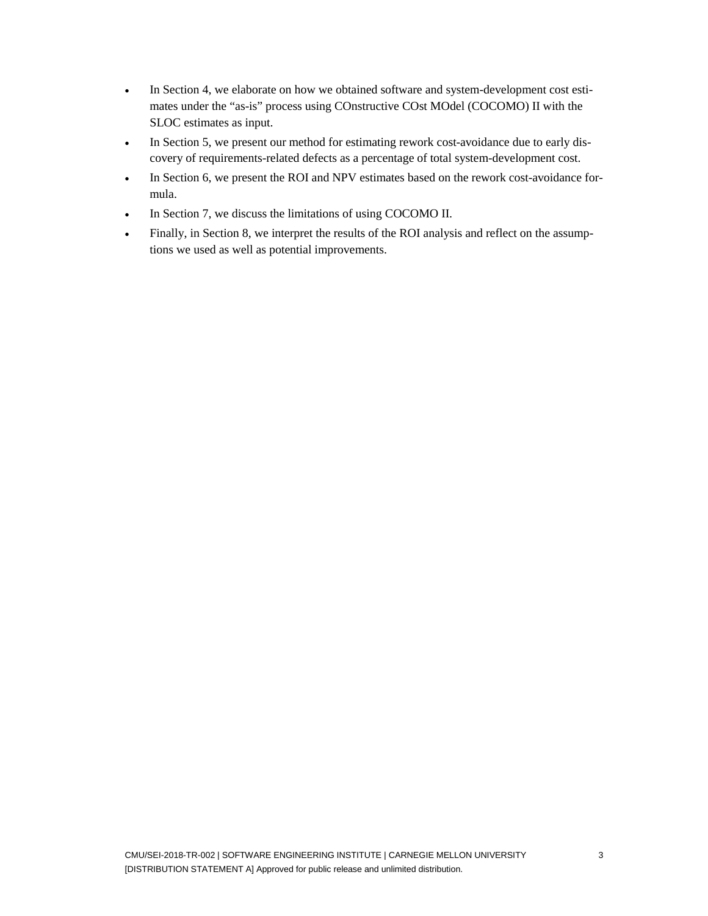- In Section 4, we elaborate on how we obtained software and system-development cost estimates under the "as-is" process using COnstructive COst MOdel (COCOMO) II with the SLOC estimates as input.
- In Section 5, we present our method for estimating rework cost-avoidance due to early discovery of requirements-related defects as a percentage of total system-development cost.
- In Section 6, we present the ROI and NPV estimates based on the rework cost-avoidance formula.
- In Section 7, we discuss the limitations of using COCOMO II.
- Finally, in Section 8, we interpret the results of the ROI analysis and reflect on the assumptions we used as well as potential improvements.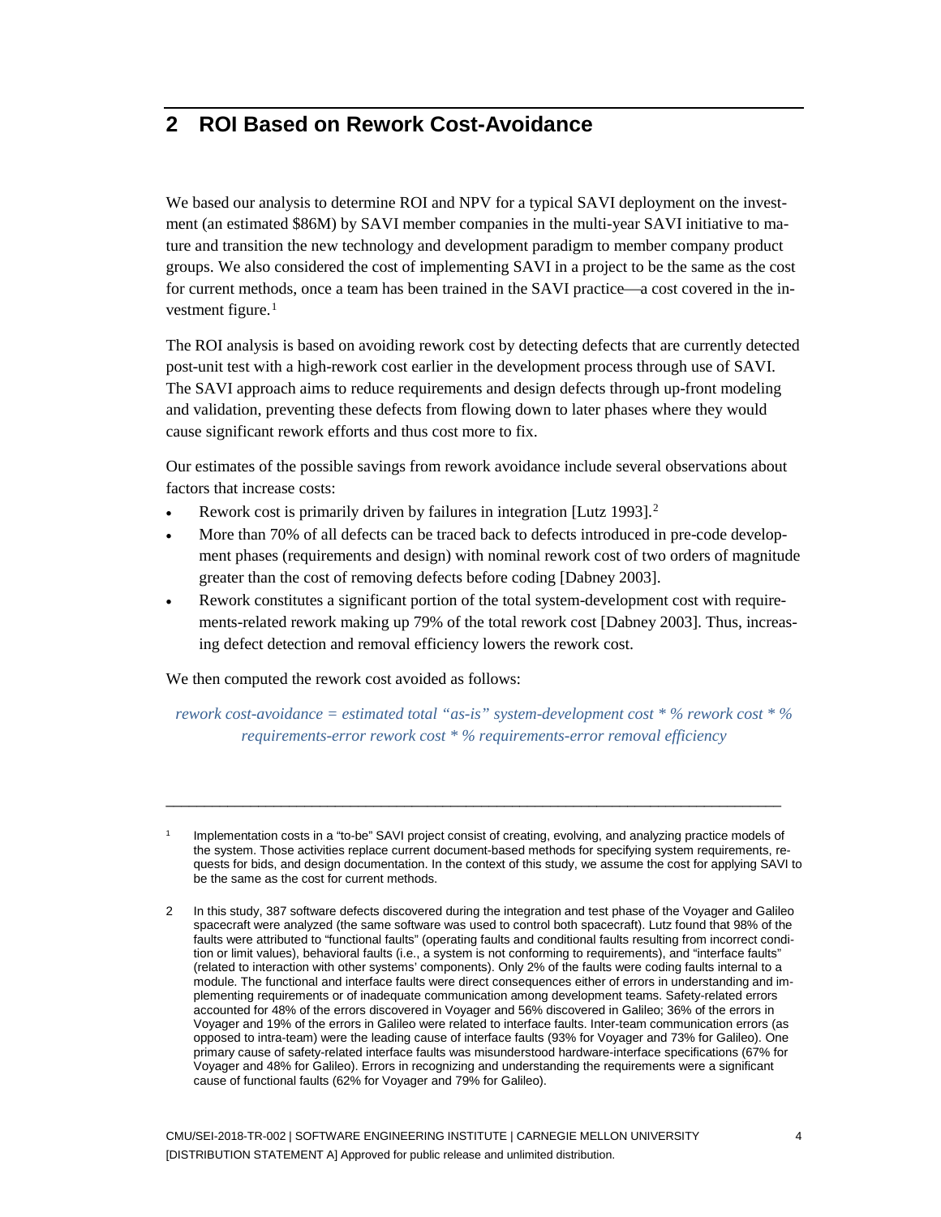## 2 ROI Based on Rework Cost-Avoidance

We based our analysis to determine ROI and NPV for a typical SAVI deployment on the investment (an estimated $86M) by SAVI member companies in the multi-year SAVI initiative to mature and transition the new technology and development paradigm to member company product groups. We also considered the cost of implementing SAVI in a project to be the same as the cost for current methods, once a team has been trained in the SAVI practice—a cost covered in the investment figure.[1]

The ROI analysis is based on avoiding rework cost by detecting defects that are currently detected post-unit test with a high-rework cost earlier in the development process through use of SAVI. The SAVI approach aims to reduce requirements and design defects through up-front modeling and validation, preventing these defects from flowing down to later phases where they would cause significant rework efforts and thus cost more to fix.

Our estimates of the possible savings from rework avoidance include several observations about factors that increase costs:

- Rework cost is primarily driven by failures in integration [Lutz 1993].[2]
- More than 70% of all defects can be traced back to defects introduced in pre-code development phases (requirements and design) with nominal rework cost of two orders of magnitude greater than the cost of removing defects before coding [Dabney 2003].
- Rework constitutes a significant portion of the total system-development cost with requirements-related rework making up 79% of the total rework cost [Dabney 2003]. Thus, increasing defect detection and removal efficiency lowers the rework cost.

We then computed the rework cost avoided as follows:

*rework cost-avoidance = estimated total "as-is" system-development cost * % rework cost * % requirements-error rework cost * % requirements-error removal efficiency*

---

[1] Implementation costs in a "to-be" SAVI project consist of creating, evolving, and analyzing practice models of the system. Those activities replace current document-based methods for specifying system requirements, requests for bids, and design documentation. In the context of this study, we assume the cost for applying SAVI to be the same as the cost for current methods.

[2] In this study, 387 software defects discovered during the integration and test phase of the Voyager and Galileo spacecraft were analyzed (the same software was used to control both spacecraft). Lutz found that 98% of the faults were attributed to "functional faults" (operating faults and conditional faults resulting from incorrect condition or limit values), behavioral faults (i.e., a system is not conforming to requirements), and "interface faults" (related to interaction with other systems' components). Only 2% of the faults were coding faults internal to a module. The functional and interface faults were direct consequences either of errors in understanding and implementing requirements or of inadequate communication among development teams. Safety-related errors accounted for 48% of the errors discovered in Voyager and 56% discovered in Galileo; 36% of the errors in Voyager and 19% of the errors in Galileo were related to interface faults. Inter-team communication errors (as opposed to intra-team) were the leading cause of interface faults (93% for Voyager and 73% for Galileo). One primary cause of safety-related interface faults was misunderstood hardware-interface specifications (67% for Voyager and 48% for Galileo). Errors in recognizing and understanding the requirements were a significant cause of functional faults (62% for Voyager and 79% for Galileo).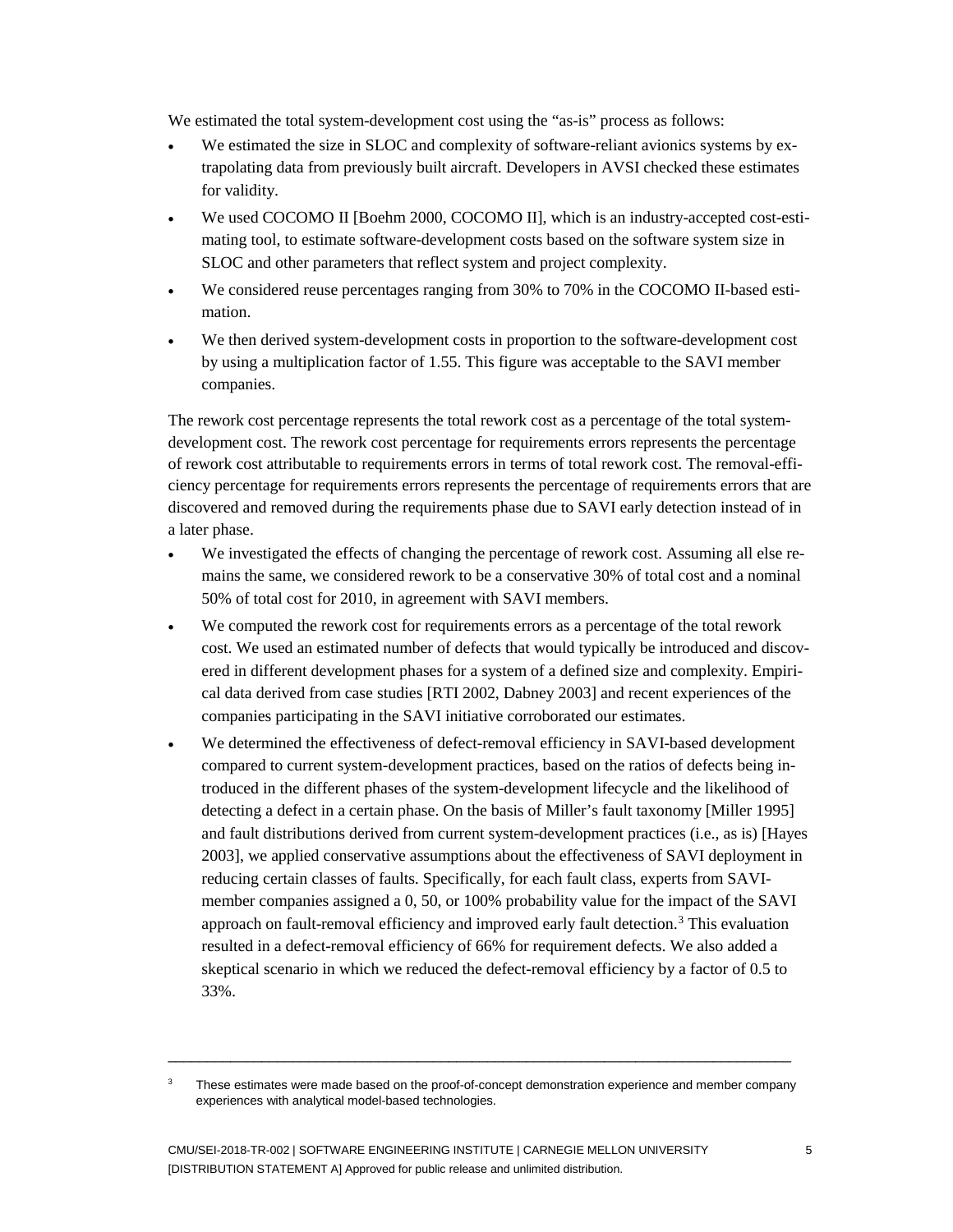We estimated the total system-development cost using the "as-is" process as follows:

- We estimated the size in SLOC and complexity of software-reliant avionics systems by extrapolating data from previously built aircraft. Developers in AVSI checked these estimates for validity.
- We used COCOMO II [Boehm 2000, COCOMO II], which is an industry-accepted cost-estimating tool, to estimate software-development costs based on the software system size in SLOC and other parameters that reflect system and project complexity.
- We considered reuse percentages ranging from 30% to 70% in the COCOMO II-based estimation.
- We then derived system-development costs in proportion to the software-development cost by using a multiplication factor of 1.55. This figure was acceptable to the SAVI member companies.

The rework cost percentage represents the total rework cost as a percentage of the total system-development cost. The rework cost percentage for requirements errors represents the percentage of rework cost attributable to requirements errors in terms of total rework cost. The removal-efficiency percentage for requirements errors represents the percentage of requirements errors that are discovered and removed during the requirements phase due to SAVI early detection instead of in a later phase.

- We investigated the effects of changing the percentage of rework cost. Assuming all else remains the same, we considered rework to be a conservative 30% of total cost and a nominal 50% of total cost for 2010, in agreement with SAVI members.
- We computed the rework cost for requirements errors as a percentage of the total rework cost. We used an estimated number of defects that would typically be introduced and discovered in different development phases for a system of a defined size and complexity. Empirical data derived from case studies [RTI 2002, Dabney 2003] and recent experiences of the companies participating in the SAVI initiative corroborated our estimates.
- We determined the effectiveness of defect-removal efficiency in SAVI-based development compared to current system-development practices, based on the ratios of defects being introduced in the different phases of the system-development lifecycle and the likelihood of detecting a defect in a certain phase. On the basis of Miller's fault taxonomy [Miller 1995] and fault distributions derived from current system-development practices (i.e., as is) [Hayes 2003], we applied conservative assumptions about the effectiveness of SAVI deployment in reducing certain classes of faults. Specifically, for each fault class, experts from SAVI-member companies assigned a 0, 50, or 100% probability value for the impact of the SAVI approach on fault-removal efficiency and improved early fault detection.[3] This evaluation resulted in a defect-removal efficiency of 66% for requirement defects. We also added a skeptical scenario in which we reduced the defect-removal efficiency by a factor of 0.5 to 33%.

---

[3] These estimates were made based on the proof-of-concept demonstration experience and member company experiences with analytical model-based technologies.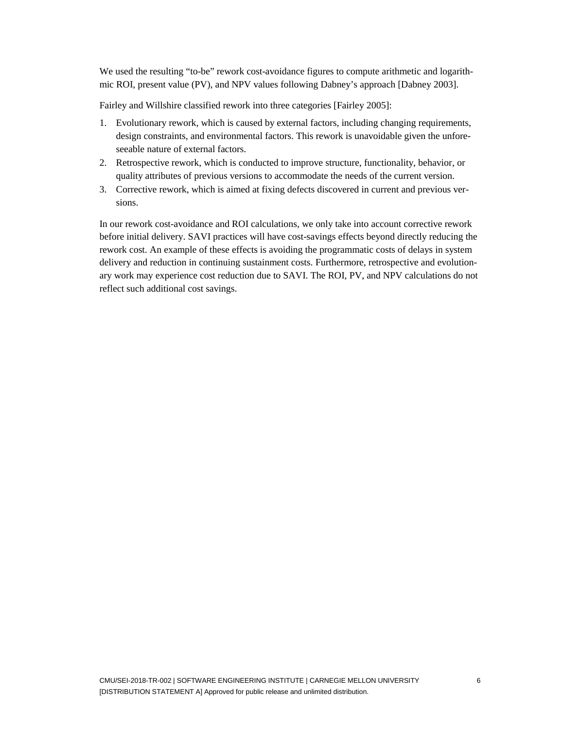We used the resulting "to-be" rework cost-avoidance figures to compute arithmetic and logarithmic ROI, present value (PV), and NPV values following Dabney's approach [Dabney 2003].

Fairley and Willshire classified rework into three categories [Fairley 2005]:

1. Evolutionary rework, which is caused by external factors, including changing requirements, design constraints, and environmental factors. This rework is unavoidable given the unforeseeable nature of external factors.
2. Retrospective rework, which is conducted to improve structure, functionality, behavior, or quality attributes of previous versions to accommodate the needs of the current version.
3. Corrective rework, which is aimed at fixing defects discovered in current and previous versions.

In our rework cost-avoidance and ROI calculations, we only take into account corrective rework before initial delivery. SAVI practices will have cost-savings effects beyond directly reducing the rework cost. An example of these effects is avoiding the programmatic costs of delays in system delivery and reduction in continuing sustainment costs. Furthermore, retrospective and evolutionary work may experience cost reduction due to SAVI. The ROI, PV, and NPV calculations do not reflect such additional cost savings.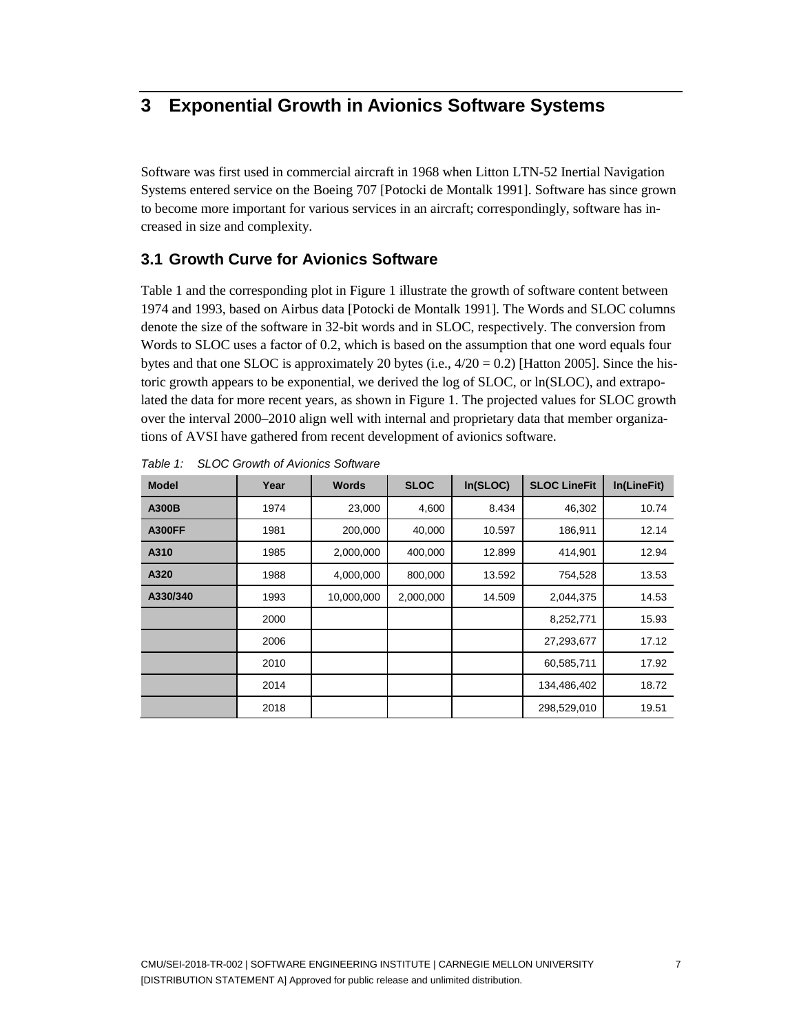# 3 Exponential Growth in Avionics Software Systems

Software was first used in commercial aircraft in 1968 when Litton LTN-52 Inertial Navigation Systems entered service on the Boeing 707 [Potocki de Montalk 1991]. Software has since grown to become more important for various services in an aircraft; correspondingly, software has increased in size and complexity.

## 3.1 Growth Curve for Avionics Software

Table 1 and the corresponding plot in Figure 1 illustrate the growth of software content between 1974 and 1993, based on Airbus data [Potocki de Montalk 1991]. The Words and SLOC columns denote the size of the software in 32-bit words and in SLOC, respectively. The conversion from Words to SLOC uses a factor of 0.2, which is based on the assumption that one word equals four bytes and that one SLOC is approximately 20 bytes (i.e., 4/20 = 0.2) [Hatton 2005]. Since the historic growth appears to be exponential, we derived the log of SLOC, or ln(SLOC), and extrapolated the data for more recent years, as shown in Figure 1. The projected values for SLOC growth over the interval 2000–2010 align well with internal and proprietary data that member organizations of AVSI have gathered from recent development of avionics software.

*Table 1: SLOC Growth of Avionics Software*

| Model | Year | Words | SLOC | ln(SLOC) | SLOC LineFit | ln(LineFit) |
|---|---|---|---|---|---|---|
| **A300B** | 1974 | 23,000 | 4,600 | 8.434 | 46,302 | 10.74 |
| **A300FF** | 1981 | 200,000 | 40,000 | 10.597 | 186,911 | 12.14 |
| **A310** | 1985 | 2,000,000 | 400,000 | 12.899 | 414,901 | 12.94 |
| **A320** | 1988 | 4,000,000 | 800,000 | 13.592 | 754,528 | 13.53 |
| **A330/340** | 1993 | 10,000,000 | 2,000,000 | 14.509 | 2,044,375 | 14.53 |
| | 2000 | | | | 8,252,771 | 15.93 |
| | 2006 | | | | 27,293,677 | 17.12 |
| | 2010 | | | | 60,585,711 | 17.92 |
| | 2014 | | | | 134,486,402 | 18.72 |
| | 2018 | | | | 298,529,010 | 19.51 |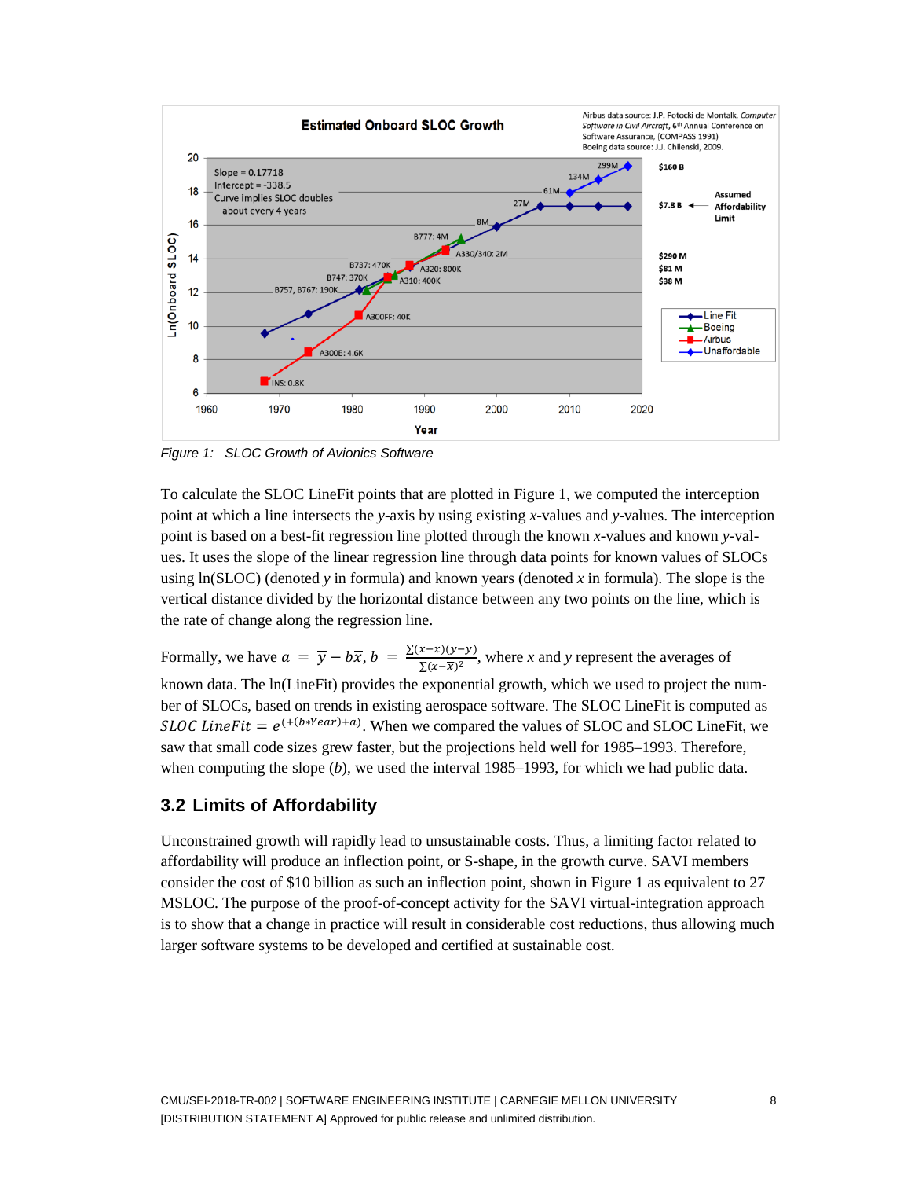Figure 1: SLOC Growth of Avionics Software

To calculate the SLOC LineFit points that are plotted in Figure 1, we computed the interception point at which a line intersects the *y*-axis by using existing *x*-values and *y*-values. The interception point is based on a best-fit regression line plotted through the known *x*-values and known *y*-values. It uses the slope of the linear regression line through data points for known values of SLOCs using ln(SLOC) (denoted *y* in formula) and known years (denoted *x* in formula). The slope is the vertical distance divided by the horizontal distance between any two points on the line, which is the rate of change along the regression line.

Formally, we have $a = \bar{y} - b\bar{x}$, $b = \frac{\sum(x-\bar{x})(y-\bar{y})}{\sum(x-\bar{x})^2}$, where *x* and *y* represent the averages of known data. The ln(LineFit) provides the exponential growth, which we used to project the number of SLOCs, based on trends in existing aerospace software. The SLOC LineFit is computed as $SLOC\ LineFit = e^{(+(b*Year)+a)}$. When we compared the values of SLOC and SLOC LineFit, we saw that small code sizes grew faster, but the projections held well for 1985–1993. Therefore, when computing the slope (*b*), we used the interval 1985–1993, for which we had public data.

## 3.2 Limits of Affordability

Unconstrained growth will rapidly lead to unsustainable costs. Thus, a limiting factor related to affordability will produce an inflection point, or S-shape, in the growth curve. SAVI members consider the cost of $10 billion as such an inflection point, shown in Figure 1 as equivalent to 27 MSLOC. The purpose of the proof-of-concept activity for the SAVI virtual-integration approach is to show that a change in practice will result in considerable cost reductions, thus allowing much larger software systems to be developed and certified at sustainable cost.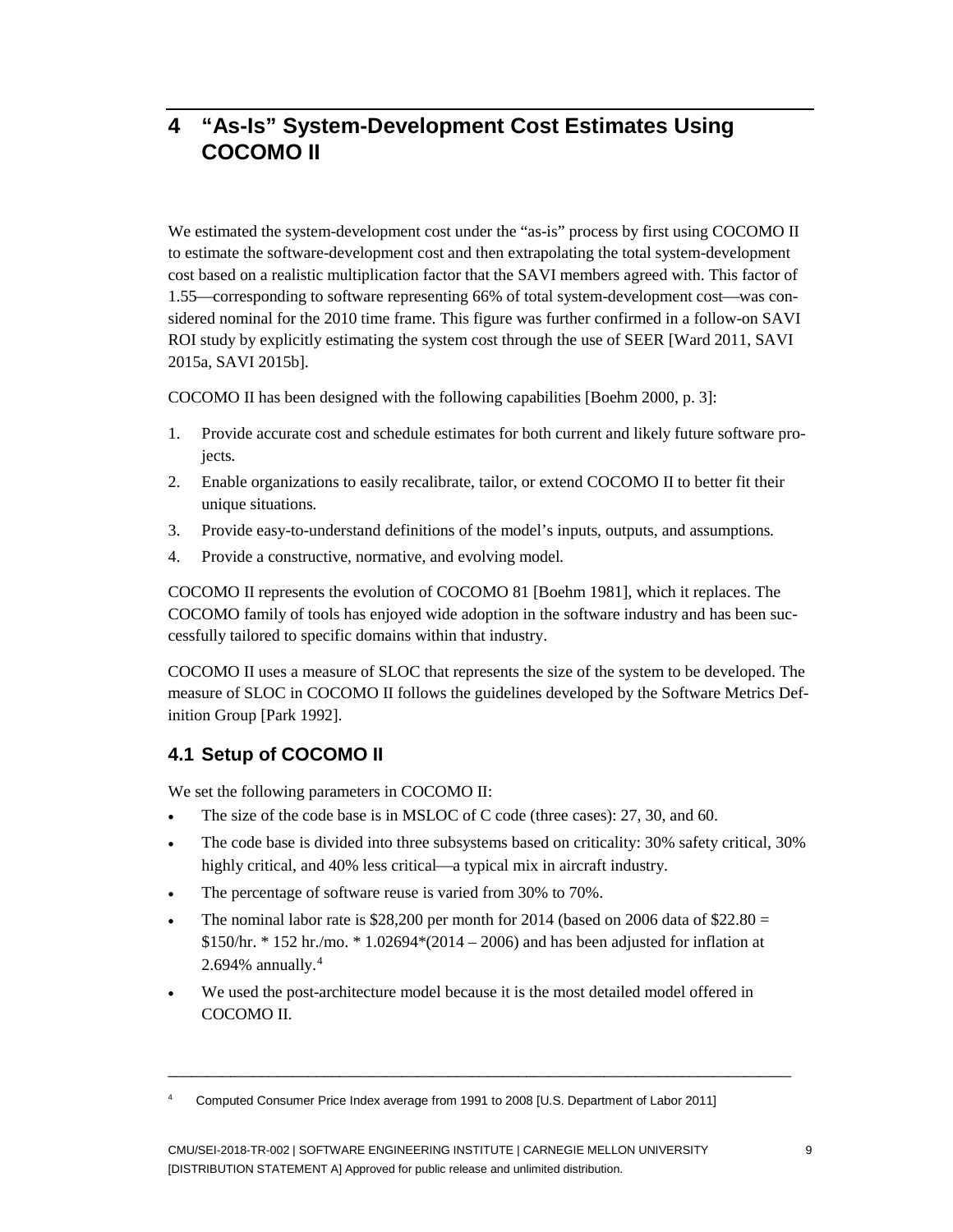# 4 "As-Is" System-Development Cost Estimates Using COCOMO II

We estimated the system-development cost under the "as-is" process by first using COCOMO II to estimate the software-development cost and then extrapolating the total system-development cost based on a realistic multiplication factor that the SAVI members agreed with. This factor of 1.55—corresponding to software representing 66% of total system-development cost—was considered nominal for the 2010 time frame. This figure was further confirmed in a follow-on SAVI ROI study by explicitly estimating the system cost through the use of SEER [Ward 2011, SAVI 2015a, SAVI 2015b].

COCOMO II has been designed with the following capabilities [Boehm 2000, p. 3]:

1. Provide accurate cost and schedule estimates for both current and likely future software projects.
2. Enable organizations to easily recalibrate, tailor, or extend COCOMO II to better fit their unique situations.
3. Provide easy-to-understand definitions of the model's inputs, outputs, and assumptions.
4. Provide a constructive, normative, and evolving model.

COCOMO II represents the evolution of COCOMO 81 [Boehm 1981], which it replaces. The COCOMO family of tools has enjoyed wide adoption in the software industry and has been successfully tailored to specific domains within that industry.

COCOMO II uses a measure of SLOC that represents the size of the system to be developed. The measure of SLOC in COCOMO II follows the guidelines developed by the Software Metrics Definition Group [Park 1992].

## 4.1 Setup of COCOMO II

We set the following parameters in COCOMO II:

- The size of the code base is in MSLOC of C code (three cases): 27, 30, and 60.
- The code base is divided into three subsystems based on criticality: 30% safety critical, 30% highly critical, and 40% less critical—a typical mix in aircraft industry.
- The percentage of software reuse is varied from 30% to 70%.
- The nominal labor rate is $28,200 per month for 2014 (based on 2006 data of $22.80 = $150/hr. * 152 hr./mo. * 1.02694*(2014 – 2006) and has been adjusted for inflation at 2.694% annually.[4]
- We used the post-architecture model because it is the most detailed model offered in COCOMO II.

---

[4] Computed Consumer Price Index average from 1991 to 2008 [U.S. Department of Labor 2011]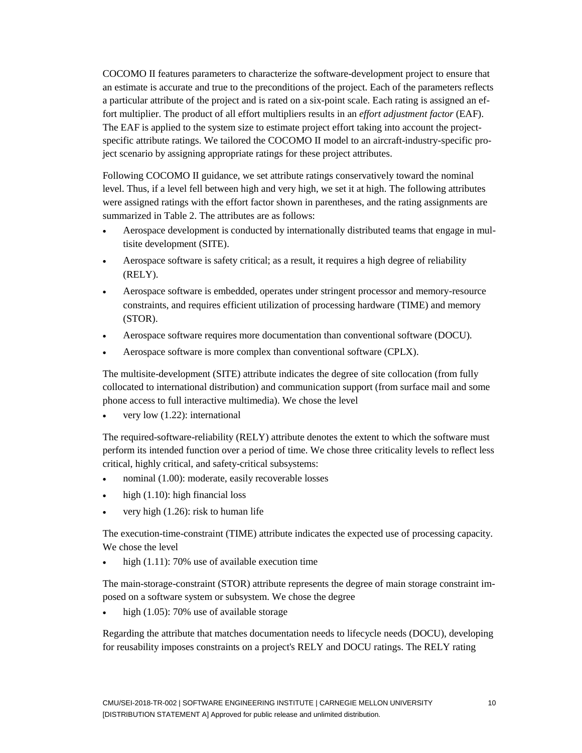COCOMO II features parameters to characterize the software-development project to ensure that an estimate is accurate and true to the preconditions of the project. Each of the parameters reflects a particular attribute of the project and is rated on a six-point scale. Each rating is assigned an effort multiplier. The product of all effort multipliers results in an *effort adjustment factor* (EAF). The EAF is applied to the system size to estimate project effort taking into account the project-specific attribute ratings. We tailored the COCOMO II model to an aircraft-industry-specific project scenario by assigning appropriate ratings for these project attributes.

Following COCOMO II guidance, we set attribute ratings conservatively toward the nominal level. Thus, if a level fell between high and very high, we set it at high. The following attributes were assigned ratings with the effort factor shown in parentheses, and the rating assignments are summarized in Table 2. The attributes are as follows:

- Aerospace development is conducted by internationally distributed teams that engage in multisite development (SITE).
- Aerospace software is safety critical; as a result, it requires a high degree of reliability (RELY).
- Aerospace software is embedded, operates under stringent processor and memory-resource constraints, and requires efficient utilization of processing hardware (TIME) and memory (STOR).
- Aerospace software requires more documentation than conventional software (DOCU).
- Aerospace software is more complex than conventional software (CPLX).

The multisite-development (SITE) attribute indicates the degree of site collocation (from fully collocated to international distribution) and communication support (from surface mail and some phone access to full interactive multimedia). We chose the level

- very low (1.22): international

The required-software-reliability (RELY) attribute denotes the extent to which the software must perform its intended function over a period of time. We chose three criticality levels to reflect less critical, highly critical, and safety-critical subsystems:

- nominal (1.00): moderate, easily recoverable losses
- high (1.10): high financial loss
- very high (1.26): risk to human life

The execution-time-constraint (TIME) attribute indicates the expected use of processing capacity. We chose the level

- high (1.11): 70% use of available execution time

The main-storage-constraint (STOR) attribute represents the degree of main storage constraint imposed on a software system or subsystem. We chose the degree

- high (1.05): 70% use of available storage

Regarding the attribute that matches documentation needs to lifecycle needs (DOCU), developing for reusability imposes constraints on a project's RELY and DOCU ratings. The RELY rating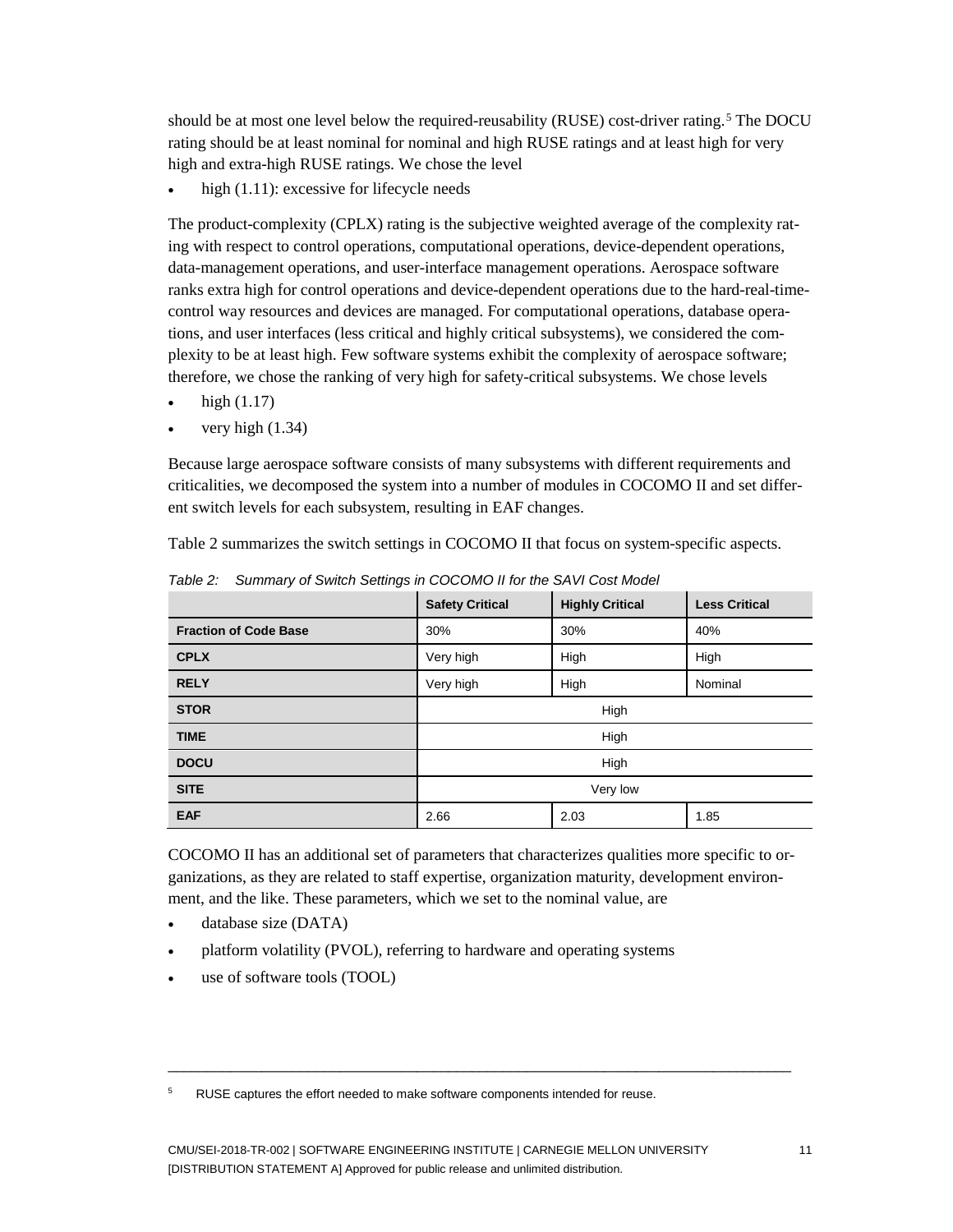should be at most one level below the required-reusability (RUSE) cost-driver rating.[5] The DOCU rating should be at least nominal for nominal and high RUSE ratings and at least high for very high and extra-high RUSE ratings. We chose the level

- high (1.11): excessive for lifecycle needs

The product-complexity (CPLX) rating is the subjective weighted average of the complexity rating with respect to control operations, computational operations, device-dependent operations, data-management operations, and user-interface management operations. Aerospace software ranks extra high for control operations and device-dependent operations due to the hard-real-time-control way resources and devices are managed. For computational operations, database operations, and user interfaces (less critical and highly critical subsystems), we considered the complexity to be at least high. Few software systems exhibit the complexity of aerospace software; therefore, we chose the ranking of very high for safety-critical subsystems. We chose levels

- high (1.17)
- very high (1.34)

Because large aerospace software consists of many subsystems with different requirements and criticalities, we decomposed the system into a number of modules in COCOMO II and set different switch levels for each subsystem, resulting in EAF changes.

Table 2 summarizes the switch settings in COCOMO II that focus on system-specific aspects.

*Table 2: Summary of Switch Settings in COCOMO II for the SAVI Cost Model*

| | Safety Critical | Highly Critical | Less Critical |
|---|---|---|---|
| **Fraction of Code Base** | 30% | 30% | 40% |
| **CPLX** | Very high | High | High |
| **RELY** | Very high | High | Nominal |
| **STOR** | High | | |
| **TIME** | High | | |
| **DOCU** | High | | |
| **SITE** | Very low | | |
| **EAF** | 2.66 | 2.03 | 1.85 |

COCOMO II has an additional set of parameters that characterizes qualities more specific to organizations, as they are related to staff expertise, organization maturity, development environment, and the like. These parameters, which we set to the nominal value, are

- database size (DATA)
- platform volatility (PVOL), referring to hardware and operating systems
- use of software tools (TOOL)

---

[5] RUSE captures the effort needed to make software components intended for reuse.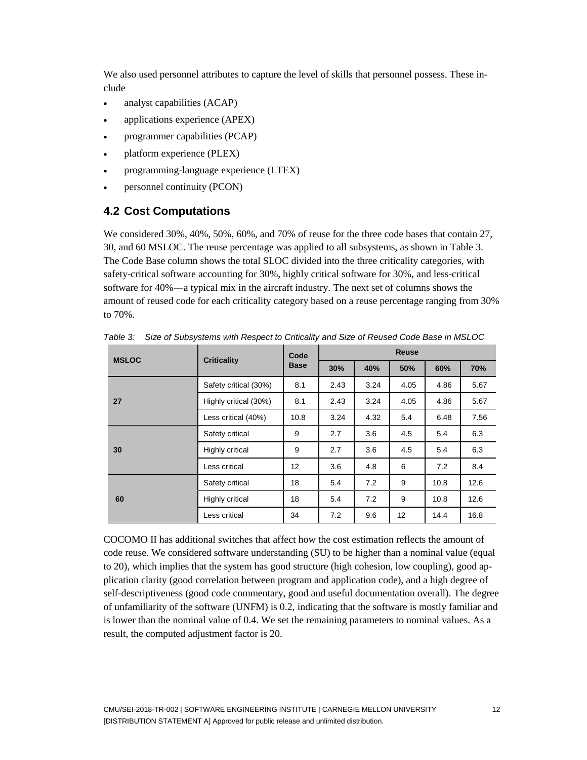We also used personnel attributes to capture the level of skills that personnel possess. These include

- analyst capabilities (ACAP)
- applications experience (APEX)
- programmer capabilities (PCAP)
- platform experience (PLEX)
- programming-language experience (LTEX)
- personnel continuity (PCON)

## 4.2 Cost Computations

We considered 30%, 40%, 50%, 60%, and 70% of reuse for the three code bases that contain 27, 30, and 60 MSLOC. The reuse percentage was applied to all subsystems, as shown in Table 3. The Code Base column shows the total SLOC divided into the three criticality categories, with safety-critical software accounting for 30%, highly critical software for 30%, and less-critical software for 40%—a typical mix in the aircraft industry. The next set of columns shows the amount of reused code for each criticality category based on a reuse percentage ranging from 30% to 70%.

*Table 3: Size of Subsystems with Respect to Criticality and Size of Reused Code Base in MSLOC*

| MSLOC | Criticality | Code Base | Reuse | | | | |
|---|---|---|---|---|---|---|---|
| | | | 30% | 40% | 50% | 60% | 70% |
| 27 | Safety critical (30%) | 8.1 | 2.43 | 3.24 | 4.05 | 4.86 | 5.67 |
| | Highly critical (30%) | 8.1 | 2.43 | 3.24 | 4.05 | 4.86 | 5.67 |
| | Less critical (40%) | 10.8 | 3.24 | 4.32 | 5.4 | 6.48 | 7.56 |
| 30 | Safety critical | 9 | 2.7 | 3.6 | 4.5 | 5.4 | 6.3 |
| | Highly critical | 9 | 2.7 | 3.6 | 4.5 | 5.4 | 6.3 |
| | Less critical | 12 | 3.6 | 4.8 | 6 | 7.2 | 8.4 |
| 60 | Safety critical | 18 | 5.4 | 7.2 | 9 | 10.8 | 12.6 |
| | Highly critical | 18 | 5.4 | 7.2 | 9 | 10.8 | 12.6 |
| | Less critical | 34 | 7.2 | 9.6 | 12 | 14.4 | 16.8 |

COCOMO II has additional switches that affect how the cost estimation reflects the amount of code reuse. We considered software understanding (SU) to be higher than a nominal value (equal to 20), which implies that the system has good structure (high cohesion, low coupling), good application clarity (good correlation between program and application code), and a high degree of self-descriptiveness (good code commentary, good and useful documentation overall). The degree of unfamiliarity of the software (UNFM) is 0.2, indicating that the software is mostly familiar and is lower than the nominal value of 0.4. We set the remaining parameters to nominal values. As a result, the computed adjustment factor is 20.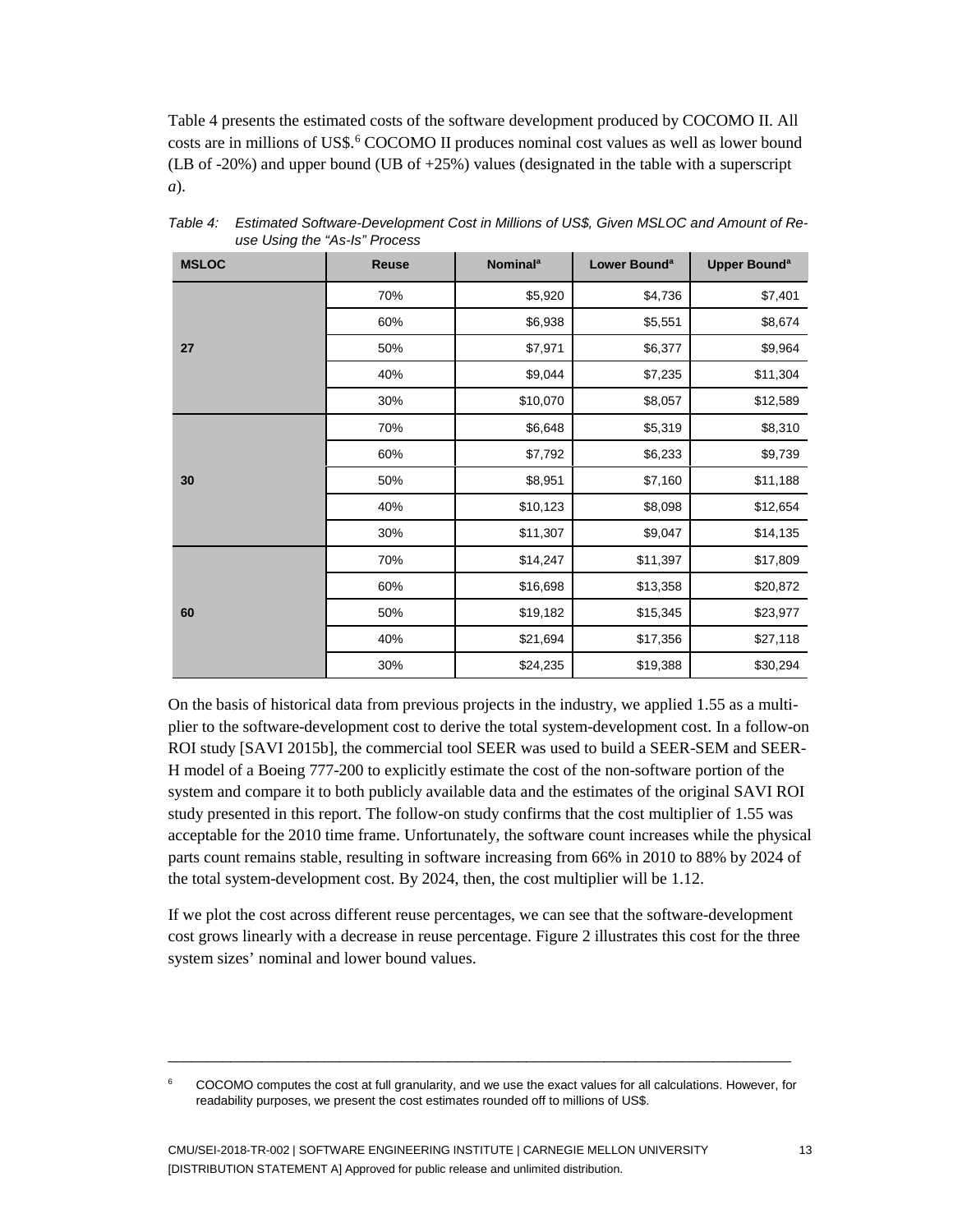Table 4 presents the estimated costs of the software development produced by COCOMO II. All costs are in millions of US$.[6] COCOMO II produces nominal cost values as well as lower bound (LB of -20%) and upper bound (UB of +25%) values (designated in the table with a superscript *a*).

*Table 4: Estimated Software-Development Cost in Millions of US$, Given MSLOC and Amount of Reuse Using the "As-Is" Process*

| MSLOC | Reuse | Nominal[a] | Lower Bound[a] | Upper Bound[a] |
|---|---|---|---|---|
| 27 | 70% | $5,920 | $4,736 | $7,401 |
| | 60% | $6,938 | $5,551 | $8,674 |
| | 50% | $7,971 | $6,377 | $9,964 |
| | 40% | $9,044 | $7,235 | $11,304 |
| | 30% | $10,070 | $8,057 | $12,589 |
| 30 | 70% | $6,648 | $5,319 | $8,310 |
| | 60% | $7,792 | $6,233 | $9,739 |
| | 50% | $8,951 | $7,160 | $11,188 |
| | 40% | $10,123 | $8,098 | $12,654 |
| | 30% | $11,307 | $9,047 | $14,135 |
| 60 | 70% | $14,247 | $11,397 | $17,809 |
| | 60% | $16,698 | $13,358 | $20,872 |
| | 50% | $19,182 | $15,345 | $23,977 |
| | 40% | $21,694 | $17,356 | $27,118 |
| | 30% | $24,235 | $19,388 | $30,294 |

On the basis of historical data from previous projects in the industry, we applied 1.55 as a multiplier to the software-development cost to derive the total system-development cost. In a follow-on ROI study [SAVI 2015b], the commercial tool SEER was used to build a SEER-SEM and SEER-H model of a Boeing 777-200 to explicitly estimate the cost of the non-software portion of the system and compare it to both publicly available data and the estimates of the original SAVI ROI study presented in this report. The follow-on study confirms that the cost multiplier of 1.55 was acceptable for the 2010 time frame. Unfortunately, the software count increases while the physical parts count remains stable, resulting in software increasing from 66% in 2010 to 88% by 2024 of the total system-development cost. By 2024, then, the cost multiplier will be 1.12.

If we plot the cost across different reuse percentages, we can see that the software-development cost grows linearly with a decrease in reuse percentage. Figure 2 illustrates this cost for the three system sizes' nominal and lower bound values.

---

[6] COCOMO computes the cost at full granularity, and we use the exact values for all calculations. However, for readability purposes, we present the cost estimates rounded off to millions of US$.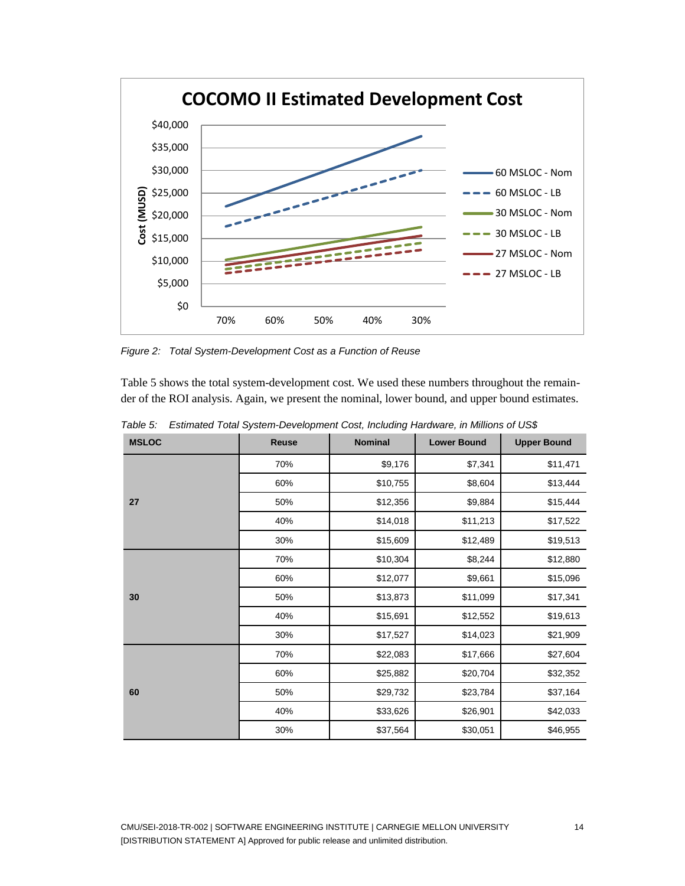*Figure 2: Total System-Development Cost as a Function of Reuse*

Table 5 shows the total system-development cost. We used these numbers throughout the remainder of the ROI analysis. Again, we present the nominal, lower bound, and upper bound estimates.

*Table 5: Estimated Total System-Development Cost, Including Hardware, in Millions of US$*

| MSLOC | Reuse | Nominal | Lower Bound | Upper Bound |
|---|---|---|---|---|
| 27 | 70% | $9,176 | $7,341 | $11,471 |
| | 60% | $10,755 | $8,604 | $13,444 |
| | 50% | $12,356 | $9,884 | $15,444 |
| | 40% | $14,018 | $11,213 | $17,522 |
| | 30% | $15,609 | $12,489 | $19,513 |
| 30 | 70% | $10,304 | $8,244 | $12,880 |
| | 60% | $12,077 | $9,661 | $15,096 |
| | 50% | $13,873 | $11,099 | $17,341 |
| | 40% | $15,691 | $12,552 | $19,613 |
| | 30% | $17,527 | $14,023 | $21,909 |
| 60 | 70% | $22,083 | $17,666 | $27,604 |
| | 60% | $25,882 | $20,704 | $32,352 |
| | 50% | $29,732 | $23,784 | $37,164 |
| | 40% | $33,626 | $26,901 | $42,033 |
| | 30% | $37,564 | $30,051 | $46,955 |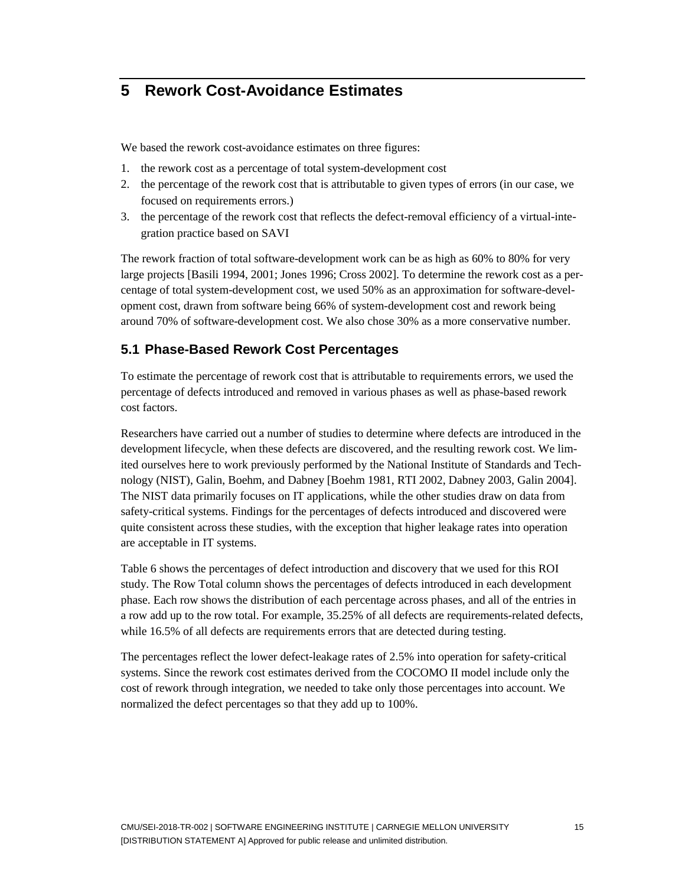# 5 Rework Cost-Avoidance Estimates

We based the rework cost-avoidance estimates on three figures:

1. the rework cost as a percentage of total system-development cost
2. the percentage of the rework cost that is attributable to given types of errors (in our case, we focused on requirements errors.)
3. the percentage of the rework cost that reflects the defect-removal efficiency of a virtual-integration practice based on SAVI

The rework fraction of total software-development work can be as high as 60% to 80% for very large projects [Basili 1994, 2001; Jones 1996; Cross 2002]. To determine the rework cost as a percentage of total system-development cost, we used 50% as an approximation for software-development cost, drawn from software being 66% of system-development cost and rework being around 70% of software-development cost. We also chose 30% as a more conservative number.

## 5.1 Phase-Based Rework Cost Percentages

To estimate the percentage of rework cost that is attributable to requirements errors, we used the percentage of defects introduced and removed in various phases as well as phase-based rework cost factors.

Researchers have carried out a number of studies to determine where defects are introduced in the development lifecycle, when these defects are discovered, and the resulting rework cost. We limited ourselves here to work previously performed by the National Institute of Standards and Technology (NIST), Galin, Boehm, and Dabney [Boehm 1981, RTI 2002, Dabney 2003, Galin 2004]. The NIST data primarily focuses on IT applications, while the other studies draw on data from safety-critical systems. Findings for the percentages of defects introduced and discovered were quite consistent across these studies, with the exception that higher leakage rates into operation are acceptable in IT systems.

Table 6 shows the percentages of defect introduction and discovery that we used for this ROI study. The Row Total column shows the percentages of defects introduced in each development phase. Each row shows the distribution of each percentage across phases, and all of the entries in a row add up to the row total. For example, 35.25% of all defects are requirements-related defects, while 16.5% of all defects are requirements errors that are detected during testing.

The percentages reflect the lower defect-leakage rates of 2.5% into operation for safety-critical systems. Since the rework cost estimates derived from the COCOMO II model include only the cost of rework through integration, we needed to take only those percentages into account. We normalized the defect percentages so that they add up to 100%.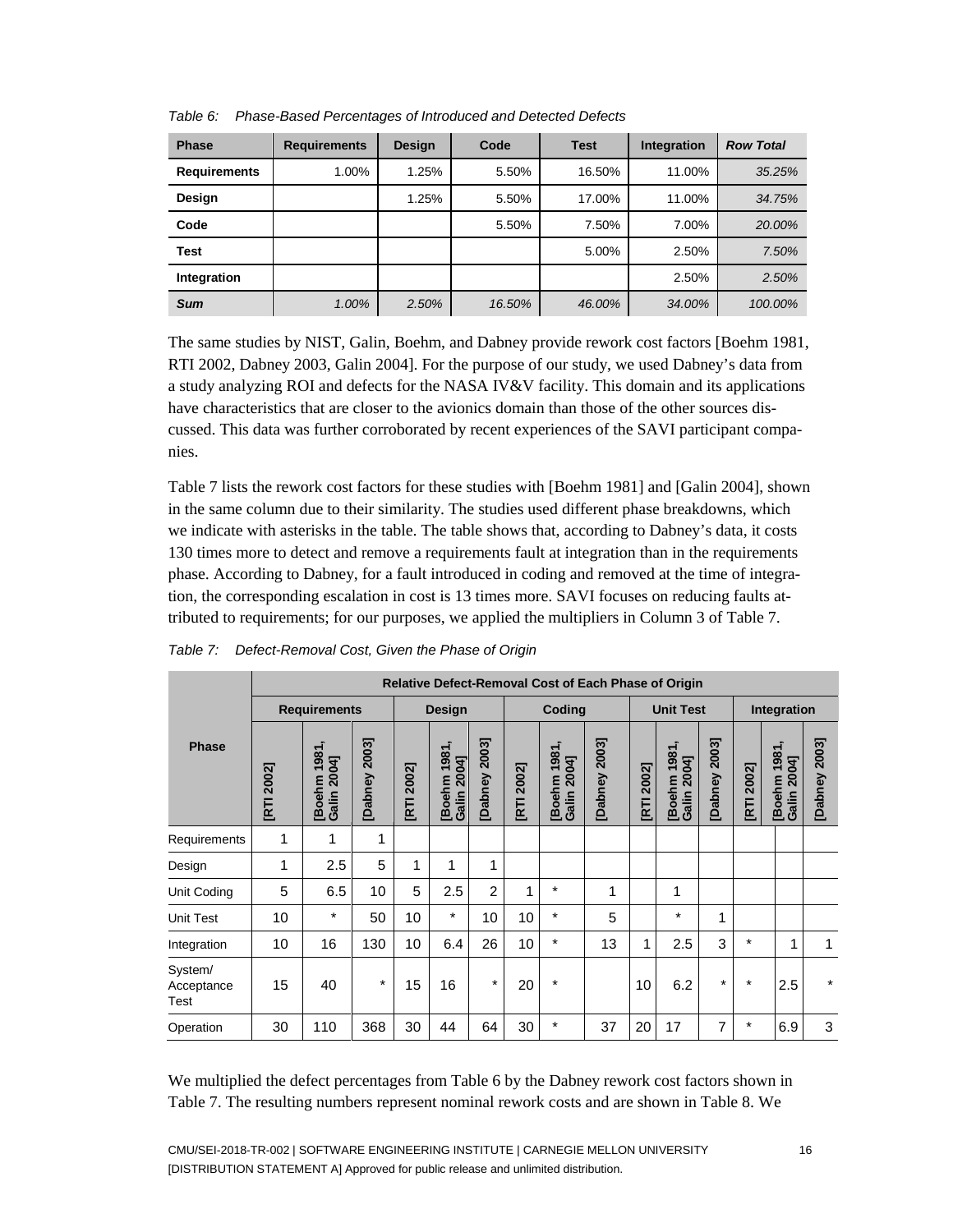*Table 6: Phase-Based Percentages of Introduced and Detected Defects*

| Phase | Requirements | Design | Code | Test | Integration | *Row Total* |
|---|---|---|---|---|---|---|
| **Requirements** | 1.00% | 1.25% | 5.50% | 16.50% | 11.00% | *35.25%* |
| **Design** | | 1.25% | 5.50% | 17.00% | 11.00% | *34.75%* |
| **Code** | | | 5.50% | 7.50% | 7.00% | *20.00%* |
| **Test** | | | | 5.00% | 2.50% | *7.50%* |
| **Integration** | | | | | 2.50% | *2.50%* |
| ***Sum*** | *1.00%* | *2.50%* | *16.50%* | *46.00%* | *34.00%* | *100.00%* |

The same studies by NIST, Galin, Boehm, and Dabney provide rework cost factors [Boehm 1981, RTI 2002, Dabney 2003, Galin 2004]. For the purpose of our study, we used Dabney's data from a study analyzing ROI and defects for the NASA IV&V facility. This domain and its applications have characteristics that are closer to the avionics domain than those of the other sources discussed. This data was further corroborated by recent experiences of the SAVI participant companies.

Table 7 lists the rework cost factors for these studies with [Boehm 1981] and [Galin 2004], shown in the same column due to their similarity. The studies used different phase breakdowns, which we indicate with asterisks in the table. The table shows that, according to Dabney's data, it costs 130 times more to detect and remove a requirements fault at integration than in the requirements phase. According to Dabney, for a fault introduced in coding and removed at the time of integration, the corresponding escalation in cost is 13 times more. SAVI focuses on reducing faults attributed to requirements; for our purposes, we applied the multipliers in Column 3 of Table 7.

*Table 7: Defect-Removal Cost, Given the Phase of Origin*

| | **Relative Defect-Removal Cost of Each Phase of Origin** | | | | | | | | | | | | | | |
|---|---|---|---|---|---|---|---|---|---|---|---|---|---|---|---|
| | **Requirements** | | | **Design** | | | **Coding** | | | **Unit Test** | | | **Integration** | | |
| **Phase** | **[RTI 2002]** | **[Boehm 1981, Galin 2004]** | **[Dabney 2003]** | **[RTI 2002]** | **[Boehm 1981, Galin 2004]** | **[Dabney 2003]** | **[RTI 2002]** | **[Boehm 1981, Galin 2004]** | **[Dabney 2003]** | **[RTI 2002]** | **[Boehm 1981, Galin 2004]** | **[Dabney 2003]** | **[RTI 2002]** | **[Boehm 1981, Galin 2004]** | **[Dabney 2003]** |
| Requirements | 1 | 1 | 1 | | | | | | | | | | | | |
| Design | 1 | 2.5 | 5 | 1 | 1 | 1 | | | | | | | | | |
| Unit Coding | 5 | 6.5 | 10 | 5 | 2.5 | 2 | 1 | * | 1 | | 1 | | | | |
| Unit Test | 10 | * | 50 | 10 | * | 10 | 10 | * | 5 | | * | 1 | | | |
| Integration | 10 | 16 | 130 | 10 | 6.4 | 26 | 10 | * | 13 | 1 | 2.5 | 3 | * | 1 | 1 |
| System/ Acceptance Test | 15 | 40 | * | 15 | 16 | * | 20 | * | | 10 | 6.2 | * | * | 2.5 | * |
| Operation | 30 | 110 | 368 | 30 | 44 | 64 | 30 | * | 37 | 20 | 17 | 7 | * | 6.9 | 3 |

We multiplied the defect percentages from Table 6 by the Dabney rework cost factors shown in Table 7. The resulting numbers represent nominal rework costs and are shown in Table 8. We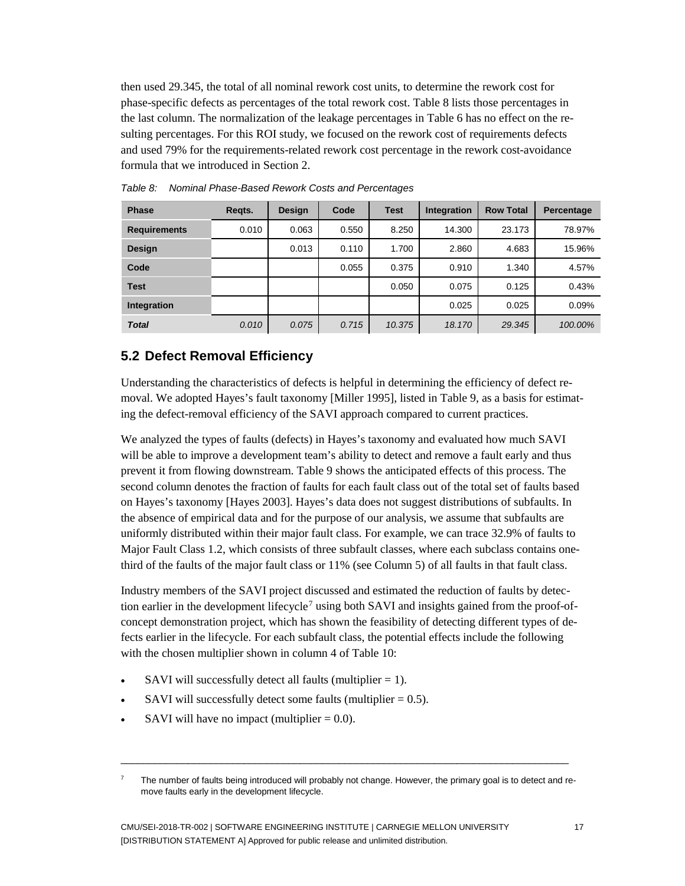then used 29.345, the total of all nominal rework cost units, to determine the rework cost for phase-specific defects as percentages of the total rework cost. Table 8 lists those percentages in the last column. The normalization of the leakage percentages in Table 6 has no effect on the resulting percentages. For this ROI study, we focused on the rework cost of requirements defects and used 79% for the requirements-related rework cost percentage in the rework cost-avoidance formula that we introduced in Section 2.

*Table 8: Nominal Phase-Based Rework Costs and Percentages*

| Phase | Reqts. | Design | Code | Test | Integration | Row Total | Percentage |
|---|---|---|---|---|---|---|---|
| **Requirements** | 0.010 | 0.063 | 0.550 | 8.250 | 14.300 | 23.173 | 78.97% |
| **Design** | | 0.013 | 0.110 | 1.700 | 2.860 | 4.683 | 15.96% |
| **Code** | | | 0.055 | 0.375 | 0.910 | 1.340 | 4.57% |
| **Test** | | | | 0.050 | 0.075 | 0.125 | 0.43% |
| **Integration** | | | | | 0.025 | 0.025 | 0.09% |
| ***Total*** | *0.010* | *0.075* | *0.715* | *10.375* | *18.170* | *29.345* | *100.00%* |

## 5.2 Defect Removal Efficiency

Understanding the characteristics of defects is helpful in determining the efficiency of defect removal. We adopted Hayes's fault taxonomy [Miller 1995], listed in Table 9, as a basis for estimating the defect-removal efficiency of the SAVI approach compared to current practices.

We analyzed the types of faults (defects) in Hayes's taxonomy and evaluated how much SAVI will be able to improve a development team's ability to detect and remove a fault early and thus prevent it from flowing downstream. Table 9 shows the anticipated effects of this process. The second column denotes the fraction of faults for each fault class out of the total set of faults based on Hayes's taxonomy [Hayes 2003]. Hayes's data does not suggest distributions of subfaults. In the absence of empirical data and for the purpose of our analysis, we assume that subfaults are uniformly distributed within their major fault class. For example, we can trace 32.9% of faults to Major Fault Class 1.2, which consists of three subfault classes, where each subclass contains one-third of the faults of the major fault class or 11% (see Column 5) of all faults in that fault class.

Industry members of the SAVI project discussed and estimated the reduction of faults by detection earlier in the development lifecycle[7] using both SAVI and insights gained from the proof-of-concept demonstration project, which has shown the feasibility of detecting different types of defects earlier in the lifecycle. For each subfault class, the potential effects include the following with the chosen multiplier shown in column 4 of Table 10:

- SAVI will successfully detect all faults (multiplier = 1).
- SAVI will successfully detect some faults (multiplier = 0.5).
- SAVI will have no impact (multiplier = 0.0).

---

[7] The number of faults being introduced will probably not change. However, the primary goal is to detect and remove faults early in the development lifecycle.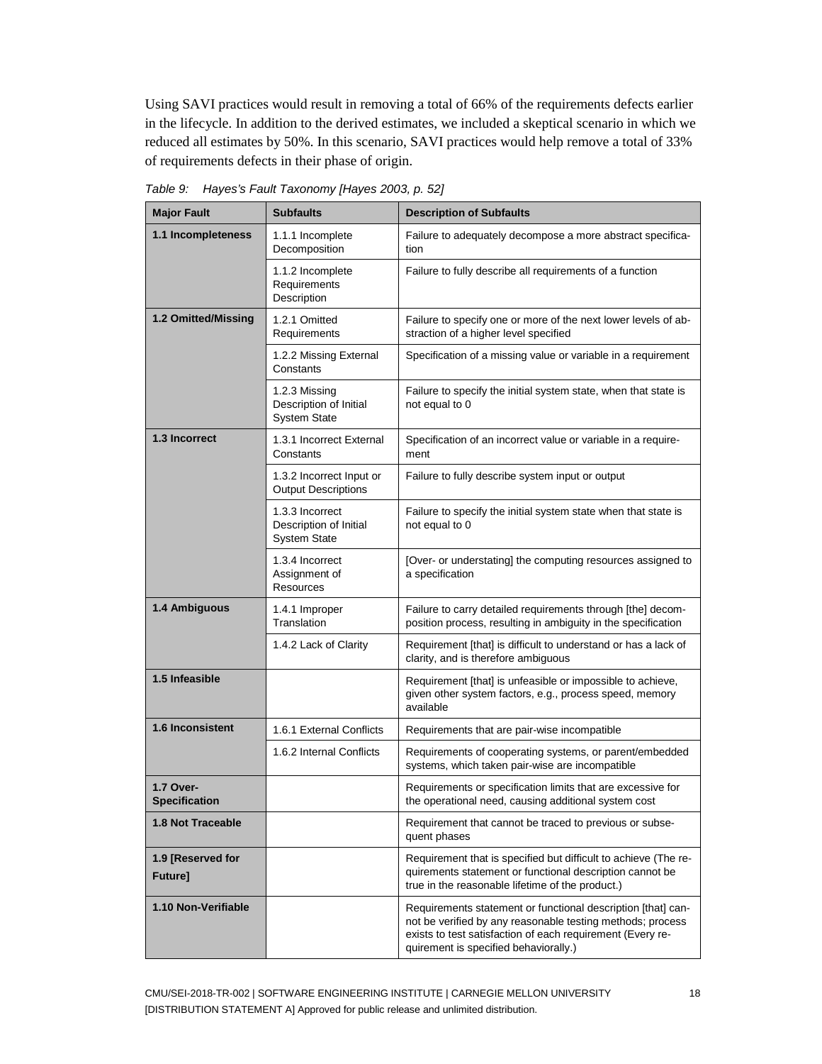Using SAVI practices would result in removing a total of 66% of the requirements defects earlier in the lifecycle. In addition to the derived estimates, we included a skeptical scenario in which we reduced all estimates by 50%. In this scenario, SAVI practices would help remove a total of 33% of requirements defects in their phase of origin.

*Table 9: Hayes's Fault Taxonomy [Hayes 2003, p. 52]*

| Major Fault | Subfaults | Description of Subfaults |
|---|---|---|
| **1.1 Incompleteness** | 1.1.1 Incomplete Decomposition | Failure to adequately decompose a more abstract specification |
| | 1.1.2 Incomplete Requirements Description | Failure to fully describe all requirements of a function |
| **1.2 Omitted/Missing** | 1.2.1 Omitted Requirements | Failure to specify one or more of the next lower levels of abstraction of a higher level specified |
| | 1.2.2 Missing External Constants | Specification of a missing value or variable in a requirement |
| | 1.2.3 Missing Description of Initial System State | Failure to specify the initial system state, when that state is not equal to 0 |
| **1.3 Incorrect** | 1.3.1 Incorrect External Constants | Specification of an incorrect value or variable in a requirement |
| | 1.3.2 Incorrect Input or Output Descriptions | Failure to fully describe system input or output |
| | 1.3.3 Incorrect Description of Initial System State | Failure to specify the initial system state when that state is not equal to 0 |
| | 1.3.4 Incorrect Assignment of Resources | [Over- or understating] the computing resources assigned to a specification |
| **1.4 Ambiguous** | 1.4.1 Improper Translation | Failure to carry detailed requirements through [the] decomposition process, resulting in ambiguity in the specification |
| | 1.4.2 Lack of Clarity | Requirement [that] is difficult to understand or has a lack of clarity, and is therefore ambiguous |
| **1.5 Infeasible** | | Requirement [that] is unfeasible or impossible to achieve, given other system factors, e.g., process speed, memory available |
| **1.6 Inconsistent** | 1.6.1 External Conflicts | Requirements that are pair-wise incompatible |
| | 1.6.2 Internal Conflicts | Requirements of cooperating systems, or parent/embedded systems, which taken pair-wise are incompatible |
| **1.7 Over-Specification** | | Requirements or specification limits that are excessive for the operational need, causing additional system cost |
| **1.8 Not Traceable** | | Requirement that cannot be traced to previous or subsequent phases |
| **1.9 [Reserved for Future]** | | Requirement that is specified but difficult to achieve (The requirements statement or functional description cannot be true in the reasonable lifetime of the product.) |
| **1.10 Non-Verifiable** | | Requirements statement or functional description [that] cannot be verified by any reasonable testing methods; process exists to test satisfaction of each requirement (Every requirement is specified behaviorally.) |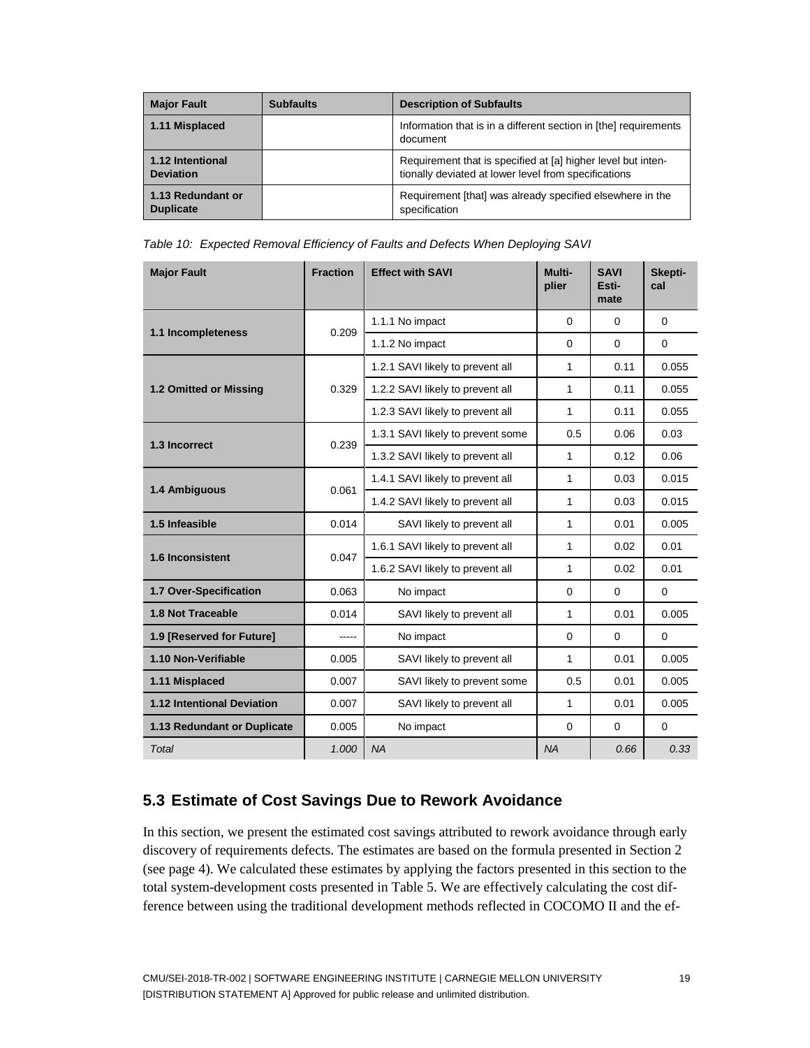| Major Fault | Subfaults | Description of Subfaults |
| --- | --- | --- |
| 1.11 Misplaced | | Information that is in a different section in [the] requirements document |
| 1.12 Intentional Deviation | | Requirement that is specified at [a] higher level but intentionally deviated at lower level from specifications |
| 1.13 Redundant or Duplicate | | Requirement [that] was already specified elsewhere in the specification |

*Table 10: Expected Removal Efficiency of Faults and Defects When Deploying SAVI*

| Major Fault | Fraction | Effect with SAVI | Multiplier | SAVI Estimate | Skeptical |
| --- | --- | --- | --- | --- | --- |
| 1.1 Incompleteness | 0.209 | 1.1.1 No impact | 0 | 0 | 0 |
| | | 1.1.2 No impact | 0 | 0 | 0 |
| 1.2 Omitted or Missing | 0.329 | 1.2.1 SAVI likely to prevent all | 1 | 0.11 | 0.055 |
| | | 1.2.2 SAVI likely to prevent all | 1 | 0.11 | 0.055 |
| | | 1.2.3 SAVI likely to prevent all | 1 | 0.11 | 0.055 |
| 1.3 Incorrect | 0.239 | 1.3.1 SAVI likely to prevent some | 0.5 | 0.06 | 0.03 |
| | | 1.3.2 SAVI likely to prevent all | 1 | 0.12 | 0.06 |
| 1.4 Ambiguous | 0.061 | 1.4.1 SAVI likely to prevent all | 1 | 0.03 | 0.015 |
| | | 1.4.2 SAVI likely to prevent all | 1 | 0.03 | 0.015 |
| 1.5 Infeasible | 0.014 | SAVI likely to prevent all | 1 | 0.01 | 0.005 |
| 1.6 Inconsistent | 0.047 | 1.6.1 SAVI likely to prevent all | 1 | 0.02 | 0.01 |
| | | 1.6.2 SAVI likely to prevent all | 1 | 0.02 | 0.01 |
| 1.7 Over-Specification | 0.063 | No impact | 0 | 0 | 0 |
| 1.8 Not Traceable | 0.014 | SAVI likely to prevent all | 1 | 0.01 | 0.005 |
| 1.9 [Reserved for Future] | ----- | No impact | 0 | 0 | 0 |
| 1.10 Non-Verifiable | 0.005 | SAVI likely to prevent all | 1 | 0.01 | 0.005 |
| 1.11 Misplaced | 0.007 | SAVI likely to prevent some | 0.5 | 0.01 | 0.005 |
| 1.12 Intentional Deviation | 0.007 | SAVI likely to prevent all | 1 | 0.01 | 0.005 |
| 1.13 Redundant or Duplicate | 0.005 | No impact | 0 | 0 | 0 |
| *Total* | *1.000* | *NA* | *NA* | *0.66* | *0.33* |

## 5.3 Estimate of Cost Savings Due to Rework Avoidance

In this section, we present the estimated cost savings attributed to rework avoidance through early discovery of requirements defects. The estimates are based on the formula presented in Section 2 (see page 4). We calculated these estimates by applying the factors presented in this section to the total system-development costs presented in Table 5. We are effectively calculating the cost difference between using the traditional development methods reflected in COCOMO II and the ef-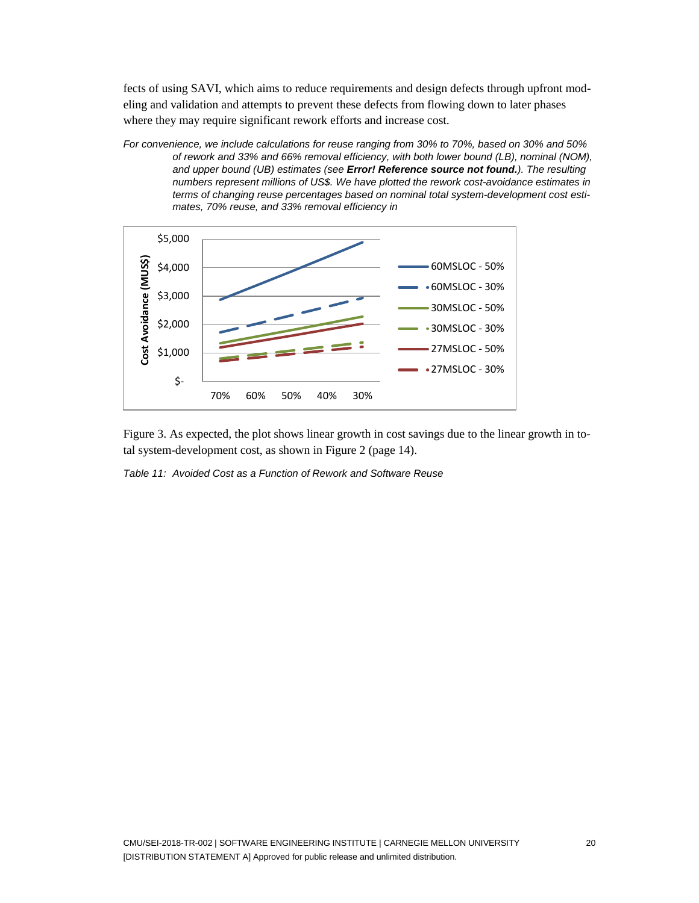fects of using SAVI, which aims to reduce requirements and design defects through upfront modeling and validation and attempts to prevent these defects from flowing down to later phases where they may require significant rework efforts and increase cost.

*For convenience, we include calculations for reuse ranging from 30% to 70%, based on 30% and 50% of rework and 33% and 66% removal efficiency, with both lower bound (LB), nominal (NOM), and upper bound (UB) estimates (see **Error! Reference source not found.**). The resulting numbers represent millions of US$. We have plotted the rework cost-avoidance estimates in terms of changing reuse percentages based on nominal total system-development cost estimates, 70% reuse, and 33% removal efficiency in*

Figure 3. As expected, the plot shows linear growth in cost savings due to the linear growth in total system-development cost, as shown in Figure 2 (page 14).

*Table 11: Avoided Cost as a Function of Rework and Software Reuse*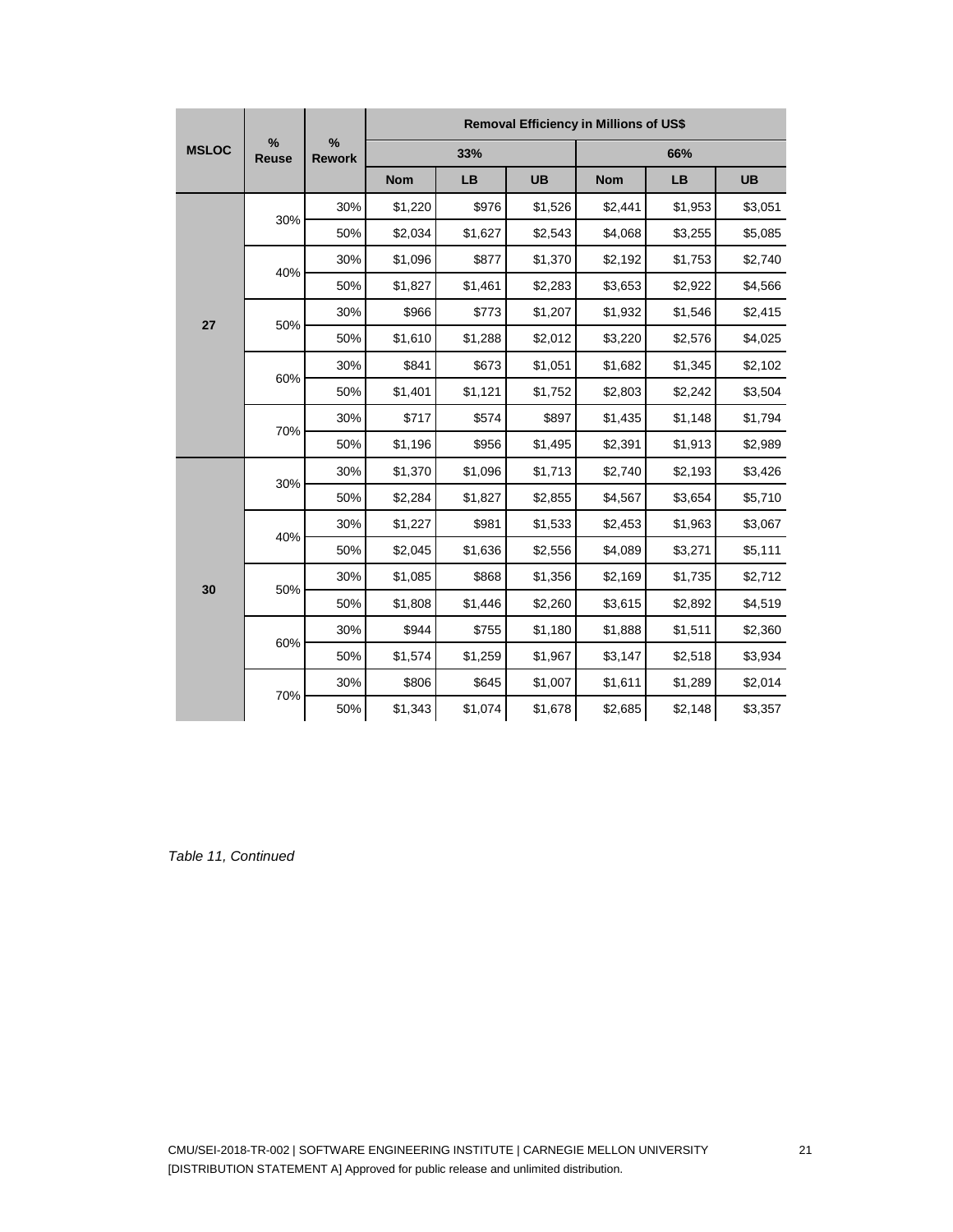| MSLOC | % Reuse | % Rework | Removal Efficiency in Millions of US$ | | | | | |
|---|---|---|---|---|---|---|---|---|
| | | | 33% | | | 66% | | |
| | | | Nom | LB | UB | Nom | LB | UB |
| 27 | 30% | 30% | $1,220 | $976 | $1,526 | $2,441 | $1,953 | $3,051 |
| | | 50% | $2,034 | $1,627 | $2,543 | $4,068 | $3,255 | $5,085 |
| | 40% | 30% | $1,096 | $877 | $1,370 | $2,192 | $1,753 | $2,740 |
| | | 50% | $1,827 | $1,461 | $2,283 | $3,653 | $2,922 | $4,566 |
| | 50% | 30% | $966 | $773 | $1,207 | $1,932 | $1,546 | $2,415 |
| | | 50% | $1,610 | $1,288 | $2,012 | $3,220 | $2,576 | $4,025 |
| | 60% | 30% | $841 | $673 | $1,051 | $1,682 | $1,345 | $2,102 |
| | | 50% | $1,401 | $1,121 | $1,752 | $2,803 | $2,242 | $3,504 |
| | 70% | 30% | $717 | $574 | $897 | $1,435 | $1,148 | $1,794 |
| | | 50% | $1,196 | $956 | $1,495 | $2,391 | $1,913 | $2,989 |
| 30 | 30% | 30% | $1,370 | $1,096 | $1,713 | $2,740 | $2,193 | $3,426 |
| | | 50% | $2,284 | $1,827 | $2,855 | $4,567 | $3,654 | $5,710 |
| | 40% | 30% | $1,227 | $981 | $1,533 | $2,453 | $1,963 | $3,067 |
| | | 50% | $2,045 | $1,636 | $2,556 | $4,089 | $3,271 | $5,111 |
| | 50% | 30% | $1,085 | $868 | $1,356 | $2,169 | $1,735 | $2,712 |
| | | 50% | $1,808 | $1,446 | $2,260 | $3,615 | $2,892 | $4,519 |
| | 60% | 30% | $944 | $755 | $1,180 | $1,888 | $1,511 | $2,360 |
| | | 50% | $1,574 | $1,259 | $1,967 | $3,147 | $2,518 | $3,934 |
| | 70% | 30% | $806 | $645 | $1,007 | $1,611 | $1,289 | $2,014 |
| | | 50% | $1,343 | $1,074 | $1,678 | $2,685 | $2,148 | $3,357 |

*Table 11, Continued*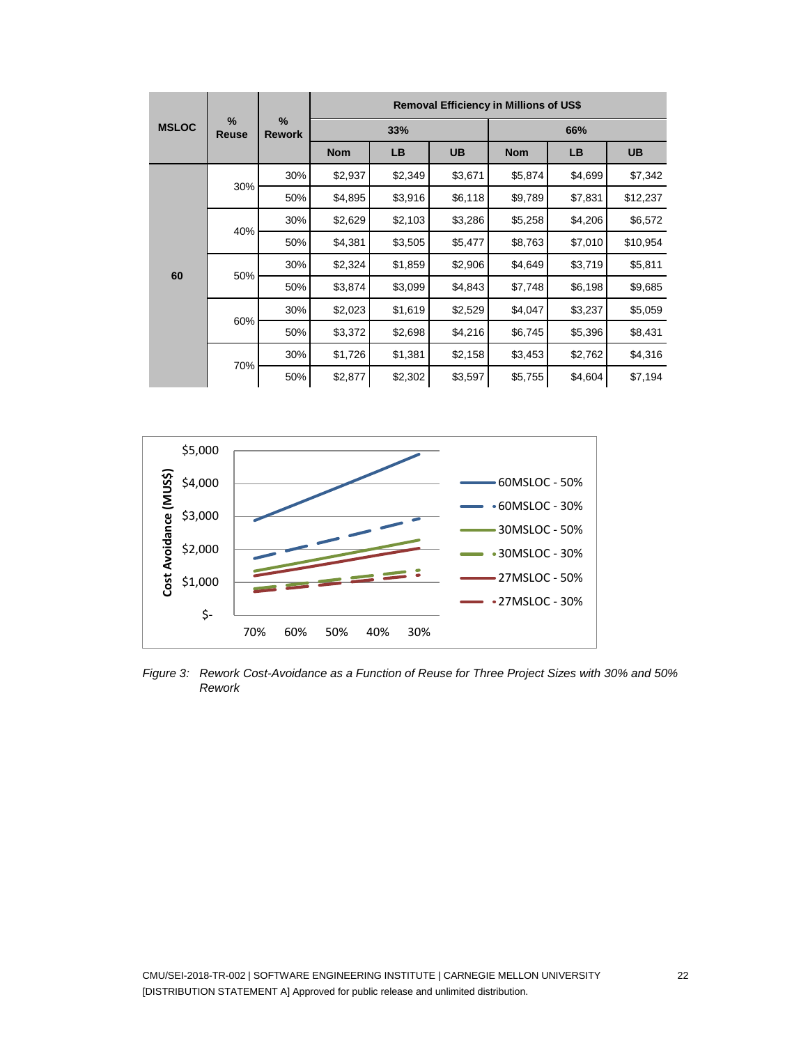| MSLOC | % Reuse | % Rework | Removal Efficiency in Millions of US$ | | | | | |
|---|---|---|---|---|---|---|---|---|
| | | | 33% | | | 66% | | |
| | | | Nom | LB | UB | Nom | LB | UB |
| 60 | 30% | 30% | $2,937 | $2,349 | $3,671 | $5,874 | $4,699 | $7,342 |
| | | 50% | $4,895 | $3,916 | $6,118 | $9,789 | $7,831 | $12,237 |
| | 40% | 30% | $2,629 | $2,103 | $3,286 | $5,258 | $4,206 | $6,572 |
| | | 50% | $4,381 | $3,505 | $5,477 | $8,763 | $7,010 | $10,954 |
| | 50% | 30% | $2,324 | $1,859 | $2,906 | $4,649 | $3,719 | $5,811 |
| | | 50% | $3,874 | $3,099 | $4,843 | $7,748 | $6,198 | $9,685 |
| | 60% | 30% | $2,023 | $1,619 | $2,529 | $4,047 | $3,237 | $5,059 |
| | | 50% | $3,372 | $2,698 | $4,216 | $6,745 | $5,396 | $8,431 |
| | 70% | 30% | $1,726 | $1,381 | $2,158 | $3,453 | $2,762 | $4,316 |
| | | 50% | $2,877 | $2,302 | $3,597 | $5,755 | $4,604 | $7,194 |

*Figure 3: Rework Cost-Avoidance as a Function of Reuse for Three Project Sizes with 30% and 50% Rework*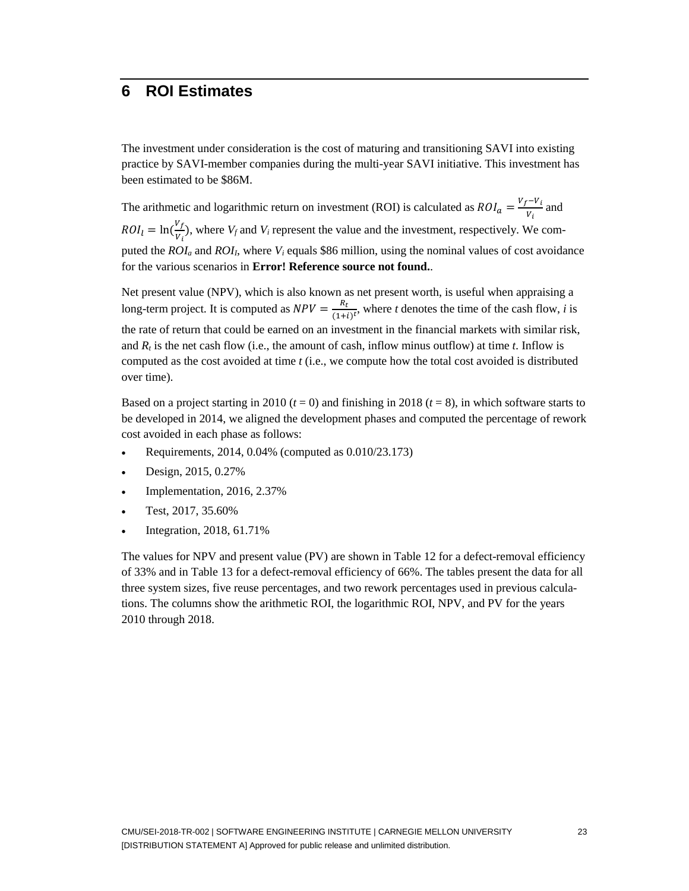# 6 ROI Estimates

The investment under consideration is the cost of maturing and transitioning SAVI into existing practice by SAVI-member companies during the multi-year SAVI initiative. This investment has been estimated to be $86M.

The arithmetic and logarithmic return on investment (ROI) is calculated as $ROI_a = \frac{V_f - V_i}{V_i}$ and $ROI_l = \ln(\frac{V_f}{V_i})$, where $V_f$ and $V_i$ represent the value and the investment, respectively. We computed the $ROI_a$ and $ROI_l$, where $V_i$ equals $86 million, using the nominal values of cost avoidance for the various scenarios in **Error! Reference source not found.**.

Net present value (NPV), which is also known as net present worth, is useful when appraising a long-term project. It is computed as $NPV = \frac{R_t}{(1+i)^t}$, where *t* denotes the time of the cash flow, *i* is the rate of return that could be earned on an investment in the financial markets with similar risk, and $R_t$ is the net cash flow (i.e., the amount of cash, inflow minus outflow) at time *t*. Inflow is computed as the cost avoided at time *t* (i.e., we compute how the total cost avoided is distributed over time).

Based on a project starting in 2010 ($t = 0$) and finishing in 2018 ($t = 8$), in which software starts to be developed in 2014, we aligned the development phases and computed the percentage of rework cost avoided in each phase as follows:

- Requirements, 2014, 0.04% (computed as 0.010/23.173)
- Design, 2015, 0.27%
- Implementation, 2016, 2.37%
- Test, 2017, 35.60%
- Integration, 2018, 61.71%

The values for NPV and present value (PV) are shown in Table 12 for a defect-removal efficiency of 33% and in Table 13 for a defect-removal efficiency of 66%. The tables present the data for all three system sizes, five reuse percentages, and two rework percentages used in previous calculations. The columns show the arithmetic ROI, the logarithmic ROI, NPV, and PV for the years 2010 through 2018.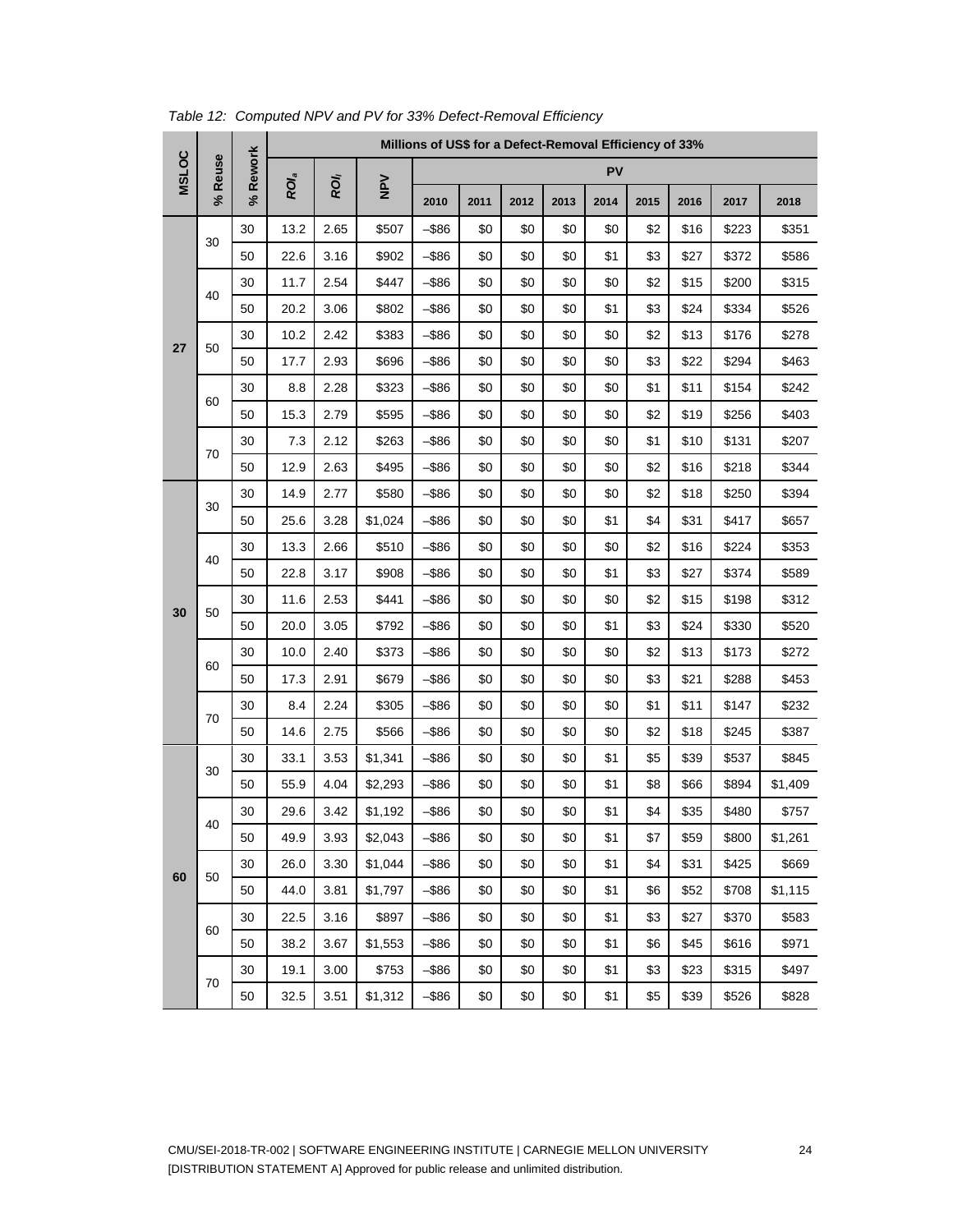*Table 12: Computed NPV and PV for 33% Defect-Removal Efficiency*

| MSLOC | % Reuse | % Rework | Millions of US$ for a Defect-Removal Efficiency of 33% | | | | | | | | | | | |
|---|---|---|---|---|---|---|---|---|---|---|---|---|---|---|
| | | | $ROI_a$ | $ROI_i$ | NPV | PV | | | | | | | | |
| | | | | | | 2010 | 2011 | 2012 | 2013 | 2014 | 2015 | 2016 | 2017 | 2018 |
| 27 | 30 | 30 | 13.2 | 2.65 | $507 | –$86 | $0 | $0 | $0 | $0 | $2 | $16 | $223 | $351 |
| | | 50 | 22.6 | 3.16 | $902 | –$86 | $0 | $0 | $0 | $1 | $3 | $27 | $372 | $586 |
| | 40 | 30 | 11.7 | 2.54 | $447 | –$86 | $0 | $0 | $0 | $0 | $2 | $15 | $200 | $315 |
| | | 50 | 20.2 | 3.06 | $802 | –$86 | $0 | $0 | $0 | $1 | $3 | $24 | $334 | $526 |
| | 50 | 30 | 10.2 | 2.42 | $383 | –$86 | $0 | $0 | $0 | $0 | $2 | $13 | $176 | $278 |
| | | 50 | 17.7 | 2.93 | $696 | –$86 | $0 | $0 | $0 | $0 | $3 | $22 | $294 | $463 |
| | 60 | 30 | 8.8 | 2.28 | $323 | –$86 | $0 | $0 | $0 | $0 | $1 | $11 | $154 | $242 |
| | | 50 | 15.3 | 2.79 | $595 | –$86 | $0 | $0 | $0 | $0 | $2 | $19 | $256 | $403 |
| | 70 | 30 | 7.3 | 2.12 | $263 | –$86 | $0 | $0 | $0 | $0 | $1 | $10 | $131 | $207 |
| | | 50 | 12.9 | 2.63 | $495 | –$86 | $0 | $0 | $0 | $0 | $2 | $16 | $218 | $344 |
| 30 | 30 | 30 | 14.9 | 2.77 | $580 | –$86 | $0 | $0 | $0 | $0 | $2 | $18 | $250 | $394 |
| | | 50 | 25.6 | 3.28 | $1,024 | –$86 | $0 | $0 | $0 | $1 | $4 | $31 | $417 | $657 |
| | 40 | 30 | 13.3 | 2.66 | $510 | –$86 | $0 | $0 | $0 | $0 | $2 | $16 | $224 | $353 |
| | | 50 | 22.8 | 3.17 | $908 | –$86 | $0 | $0 | $0 | $1 | $3 | $27 | $374 | $589 |
| | 50 | 30 | 11.6 | 2.53 | $441 | –$86 | $0 | $0 | $0 | $0 | $2 | $15 | $198 | $312 |
| | | 50 | 20.0 | 3.05 | $792 | –$86 | $0 | $0 | $0 | $1 | $3 | $24 | $330 | $520 |
| | 60 | 30 | 10.0 | 2.40 | $373 | –$86 | $0 | $0 | $0 | $0 | $2 | $13 | $173 | $272 |
| | | 50 | 17.3 | 2.91 | $679 | –$86 | $0 | $0 | $0 | $0 | $3 | $21 | $288 | $453 |
| | 70 | 30 | 8.4 | 2.24 | $305 | –$86 | $0 | $0 | $0 | $0 | $1 | $11 | $147 | $232 |
| | | 50 | 14.6 | 2.75 | $566 | –$86 | $0 | $0 | $0 | $0 | $2 | $18 | $245 | $387 |
| 60 | 30 | 30 | 33.1 | 3.53 | $1,341 | –$86 | $0 | $0 | $0 | $1 | $5 | $39 | $537 | $845 |
| | | 50 | 55.9 | 4.04 | $2,293 | –$86 | $0 | $0 | $0 | $1 | $8 | $66 | $894 | $1,409 |
| | 40 | 30 | 29.6 | 3.42 | $1,192 | –$86 | $0 | $0 | $0 | $1 | $4 | $35 | $480 | $757 |
| | | 50 | 49.9 | 3.93 | $2,043 | –$86 | $0 | $0 | $0 | $1 | $7 | $59 | $800 | $1,261 |
| | 50 | 30 | 26.0 | 3.30 | $1,044 | –$86 | $0 | $0 | $0 | $1 | $4 | $31 | $425 | $669 |
| | | 50 | 44.0 | 3.81 | $1,797 | –$86 | $0 | $0 | $0 | $1 | $6 | $52 | $708 | $1,115 |
| | 60 | 30 | 22.5 | 3.16 | $897 | –$86 | $0 | $0 | $0 | $1 | $3 | $27 | $370 | $583 |
| | | 50 | 38.2 | 3.67 | $1,553 | –$86 | $0 | $0 | $0 | $1 | $6 | $45 | $616 | $971 |
| | 70 | 30 | 19.1 | 3.00 | $753 | –$86 | $0 | $0 | $0 | $1 | $3 | $23 | $315 | $497 |
| | | 50 | 32.5 | 3.51 | $1,312 | –$86 | $0 | $0 | $0 | $1 | $5 | $39 | $526 | $828 |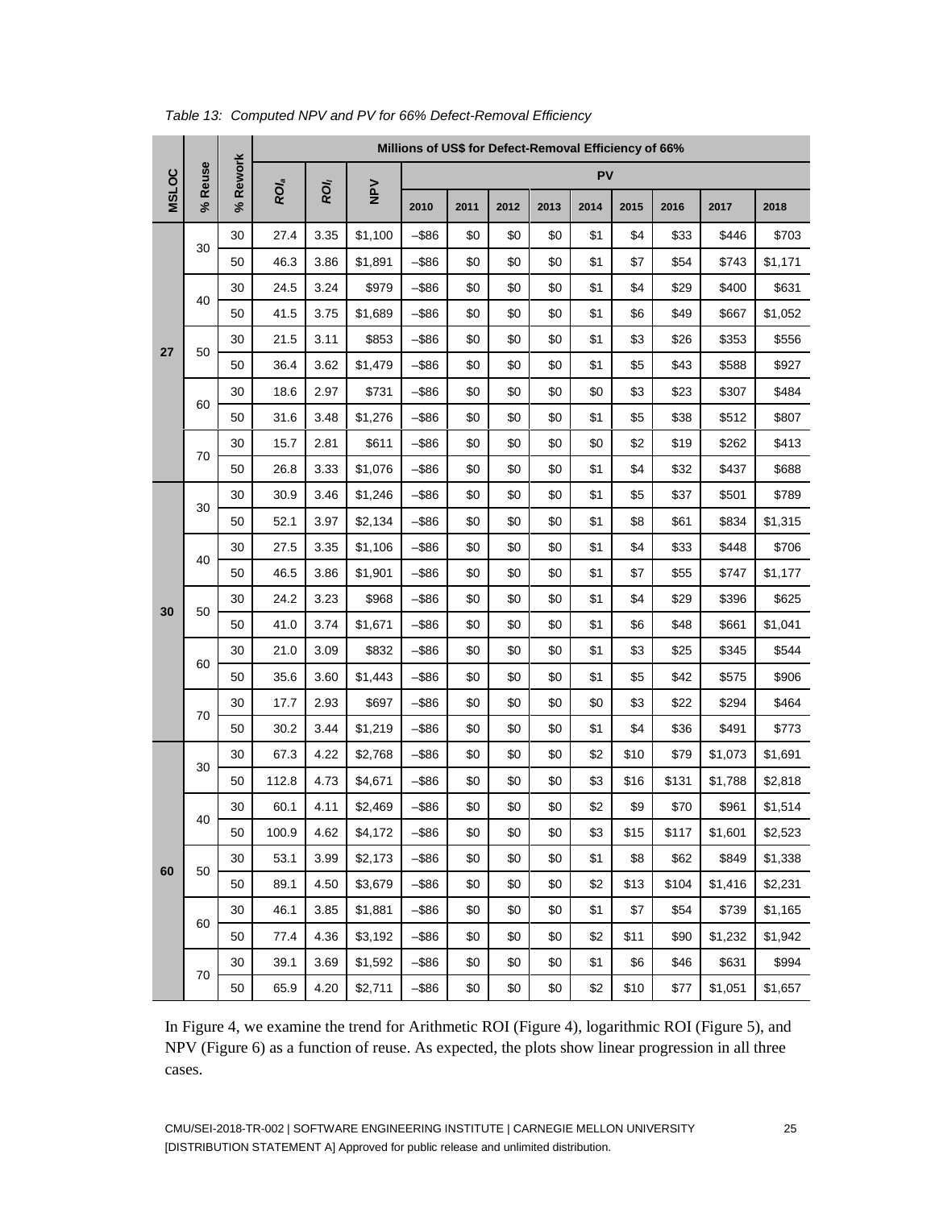*Table 13: Computed NPV and PV for 66% Defect-Removal Efficiency*

| MSLOC | % Reuse | % Rework | Millions of US$ for Defect-Removal Efficiency of 66% | | | | | | | | | | | |
|---|---|---|---|---|---|---|---|---|---|---|---|---|---|---|
| | | | $ROI_a$ | $ROI_l$ | NPV | PV | | | | | | | | |
| | | | | | | 2010 | 2011 | 2012 | 2013 | 2014 | 2015 | 2016 | 2017 | 2018 |
| 27 | 30 | 30 | 27.4 | 3.35 | $1,100 | –$86 | $0 | $0 | $0 | $1 | $4 | $33 | $446 | $703 |
| | | 50 | 46.3 | 3.86 | $1,891 | –$86 | $0 | $0 | $0 | $1 | $7 | $54 | $743 | $1,171 |
| | 40 | 30 | 24.5 | 3.24 | $979 | –$86 | $0 | $0 | $0 | $1 | $4 | $29 | $400 | $631 |
| | | 50 | 41.5 | 3.75 | $1,689 | –$86 | $0 | $0 | $0 | $1 | $6 | $49 | $667 | $1,052 |
| | 50 | 30 | 21.5 | 3.11 | $853 | –$86 | $0 | $0 | $0 | $1 | $3 | $26 | $353 | $556 |
| | | 50 | 36.4 | 3.62 | $1,479 | –$86 | $0 | $0 | $0 | $1 | $5 | $43 | $588 | $927 |
| | 60 | 30 | 18.6 | 2.97 | $731 | –$86 | $0 | $0 | $0 | $0 | $3 | $23 | $307 | $484 |
| | | 50 | 31.6 | 3.48 | $1,276 | –$86 | $0 | $0 | $0 | $1 | $5 | $38 | $512 | $807 |
| | 70 | 30 | 15.7 | 2.81 | $611 | –$86 | $0 | $0 | $0 | $0 | $2 | $19 | $262 | $413 |
| | | 50 | 26.8 | 3.33 | $1,076 | –$86 | $0 | $0 | $0 | $1 | $4 | $32 | $437 | $688 |
| 30 | 30 | 30 | 30.9 | 3.46 | $1,246 | –$86 | $0 | $0 | $0 | $1 | $5 | $37 | $501 | $789 |
| | | 50 | 52.1 | 3.97 | $2,134 | –$86 | $0 | $0 | $0 | $1 | $8 | $61 | $834 | $1,315 |
| | 40 | 30 | 27.5 | 3.35 | $1,106 | –$86 | $0 | $0 | $0 | $1 | $4 | $33 | $448 | $706 |
| | | 50 | 46.5 | 3.86 | $1,901 | –$86 | $0 | $0 | $0 | $1 | $7 | $55 | $747 | $1,177 |
| | 50 | 30 | 24.2 | 3.23 | $968 | –$86 | $0 | $0 | $0 | $1 | $4 | $29 | $396 | $625 |
| | | 50 | 41.0 | 3.74 | $1,671 | –$86 | $0 | $0 | $0 | $1 | $6 | $48 | $661 | $1,041 |
| | 60 | 30 | 21.0 | 3.09 | $832 | –$86 | $0 | $0 | $0 | $1 | $3 | $25 | $345 | $544 |
| | | 50 | 35.6 | 3.60 | $1,443 | –$86 | $0 | $0 | $0 | $1 | $5 | $42 | $575 | $906 |
| | 70 | 30 | 17.7 | 2.93 | $697 | –$86 | $0 | $0 | $0 | $0 | $3 | $22 | $294 | $464 |
| | | 50 | 30.2 | 3.44 | $1,219 | –$86 | $0 | $0 | $0 | $1 | $4 | $36 | $491 | $773 |
| 60 | 30 | 30 | 67.3 | 4.22 | $2,768 | –$86 | $0 | $0 | $0 | $2 | $10 | $79 | $1,073 | $1,691 |
| | | 50 | 112.8 | 4.73 | $4,671 | –$86 | $0 | $0 | $0 | $3 | $16 | $131 | $1,788 | $2,818 |
| | 40 | 30 | 60.1 | 4.11 | $2,469 | –$86 | $0 | $0 | $0 | $2 | $9 | $70 | $961 | $1,514 |
| | | 50 | 100.9 | 4.62 | $4,172 | –$86 | $0 | $0 | $0 | $3 | $15 | $117 | $1,601 | $2,523 |
| | 50 | 30 | 53.1 | 3.99 | $2,173 | –$86 | $0 | $0 | $0 | $1 | $8 | $62 | $849 | $1,338 |
| | | 50 | 89.1 | 4.50 | $3,679 | –$86 | $0 | $0 | $0 | $2 | $13 | $104 | $1,416 | $2,231 |
| | 60 | 30 | 46.1 | 3.85 | $1,881 | –$86 | $0 | $0 | $0 | $1 | $7 | $54 | $739 | $1,165 |
| | | 50 | 77.4 | 4.36 | $3,192 | –$86 | $0 | $0 | $0 | $2 | $11 | $90 | $1,232 | $1,942 |
| | 70 | 30 | 39.1 | 3.69 | $1,592 | –$86 | $0 | $0 | $0 | $1 | $6 | $46 | $631 | $994 |
| | | 50 | 65.9 | 4.20 | $2,711 | –$86 | $0 | $0 | $0 | $2 | $10 | $77 | $1,051 | $1,657 |

In Figure 4, we examine the trend for Arithmetic ROI (Figure 4), logarithmic ROI (Figure 5), and NPV (Figure 6) as a function of reuse. As expected, the plots show linear progression in all three cases.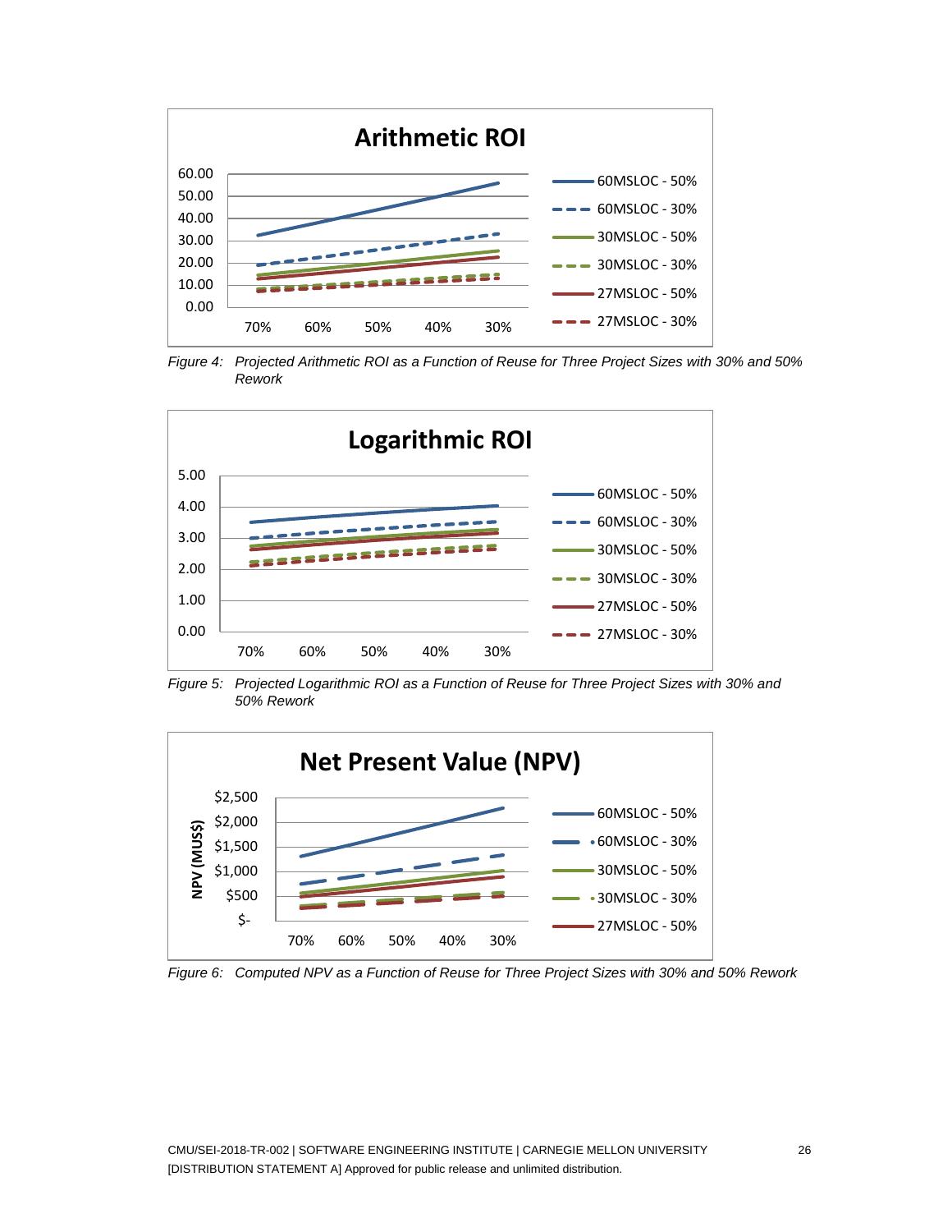Figure 4: Projected Arithmetic ROI as a Function of Reuse for Three Project Sizes with 30% and 50% Rework

Figure 5: Projected Logarithmic ROI as a Function of Reuse for Three Project Sizes with 30% and 50% Rework

Figure 6: Computed NPV as a Function of Reuse for Three Project Sizes with 30% and 50% Rework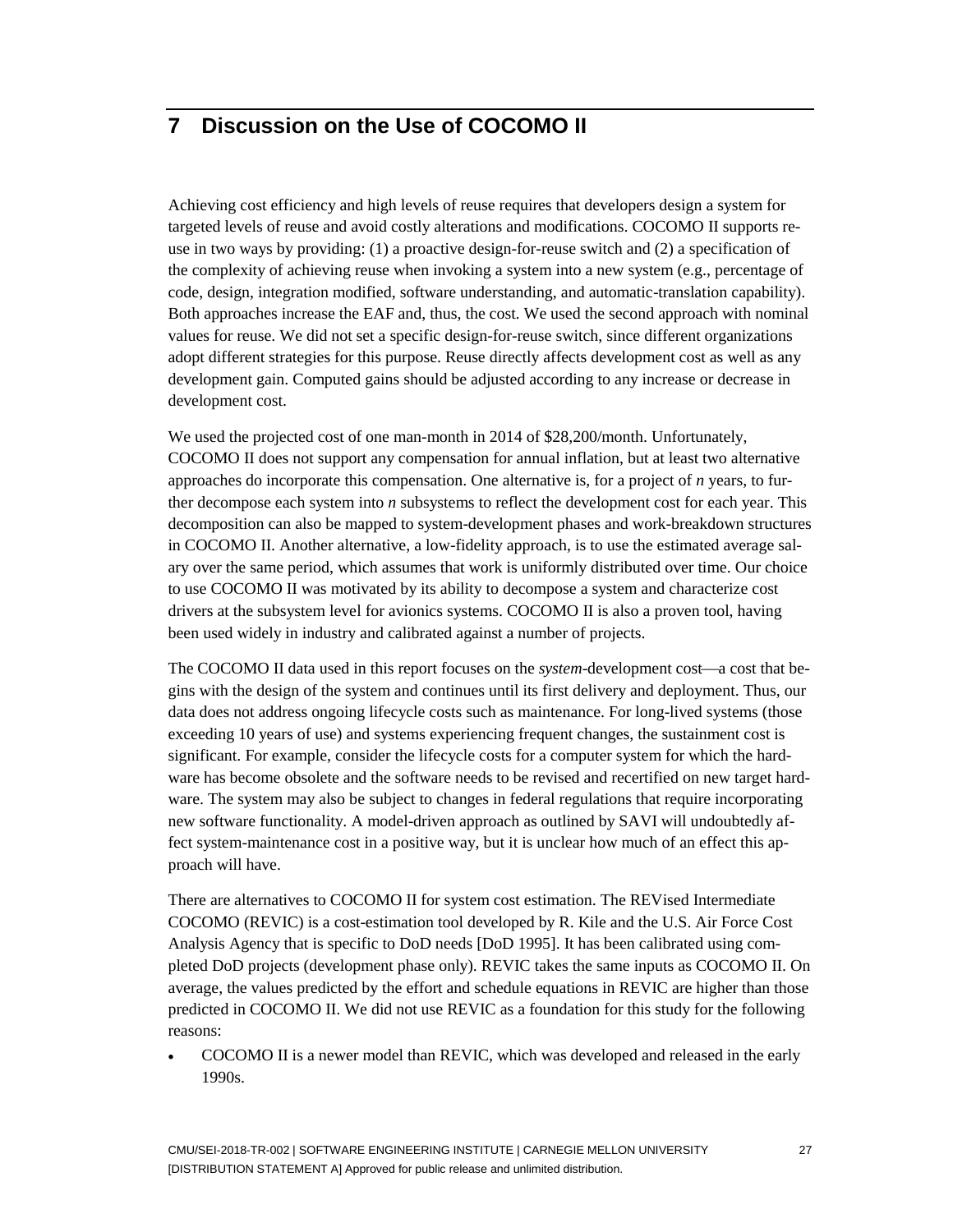# 7 Discussion on the Use of COCOMO II

Achieving cost efficiency and high levels of reuse requires that developers design a system for targeted levels of reuse and avoid costly alterations and modifications. COCOMO II supports reuse in two ways by providing: (1) a proactive design-for-reuse switch and (2) a specification of the complexity of achieving reuse when invoking a system into a new system (e.g., percentage of code, design, integration modified, software understanding, and automatic-translation capability). Both approaches increase the EAF and, thus, the cost. We used the second approach with nominal values for reuse. We did not set a specific design-for-reuse switch, since different organizations adopt different strategies for this purpose. Reuse directly affects development cost as well as any development gain. Computed gains should be adjusted according to any increase or decrease in development cost.

We used the projected cost of one man-month in 2014 of $28,200/month. Unfortunately, COCOMO II does not support any compensation for annual inflation, but at least two alternative approaches do incorporate this compensation. One alternative is, for a project of *n* years, to further decompose each system into *n* subsystems to reflect the development cost for each year. This decomposition can also be mapped to system-development phases and work-breakdown structures in COCOMO II. Another alternative, a low-fidelity approach, is to use the estimated average salary over the same period, which assumes that work is uniformly distributed over time. Our choice to use COCOMO II was motivated by its ability to decompose a system and characterize cost drivers at the subsystem level for avionics systems. COCOMO II is also a proven tool, having been used widely in industry and calibrated against a number of projects.

The COCOMO II data used in this report focuses on the *system*-development cost—a cost that begins with the design of the system and continues until its first delivery and deployment. Thus, our data does not address ongoing lifecycle costs such as maintenance. For long-lived systems (those exceeding 10 years of use) and systems experiencing frequent changes, the sustainment cost is significant. For example, consider the lifecycle costs for a computer system for which the hardware has become obsolete and the software needs to be revised and recertified on new target hardware. The system may also be subject to changes in federal regulations that require incorporating new software functionality. A model-driven approach as outlined by SAVI will undoubtedly affect system-maintenance cost in a positive way, but it is unclear how much of an effect this approach will have.

There are alternatives to COCOMO II for system cost estimation. The REVised Intermediate COCOMO (REVIC) is a cost-estimation tool developed by R. Kile and the U.S. Air Force Cost Analysis Agency that is specific to DoD needs [DoD 1995]. It has been calibrated using completed DoD projects (development phase only). REVIC takes the same inputs as COCOMO II. On average, the values predicted by the effort and schedule equations in REVIC are higher than those predicted in COCOMO II. We did not use REVIC as a foundation for this study for the following reasons:

- COCOMO II is a newer model than REVIC, which was developed and released in the early 1990s.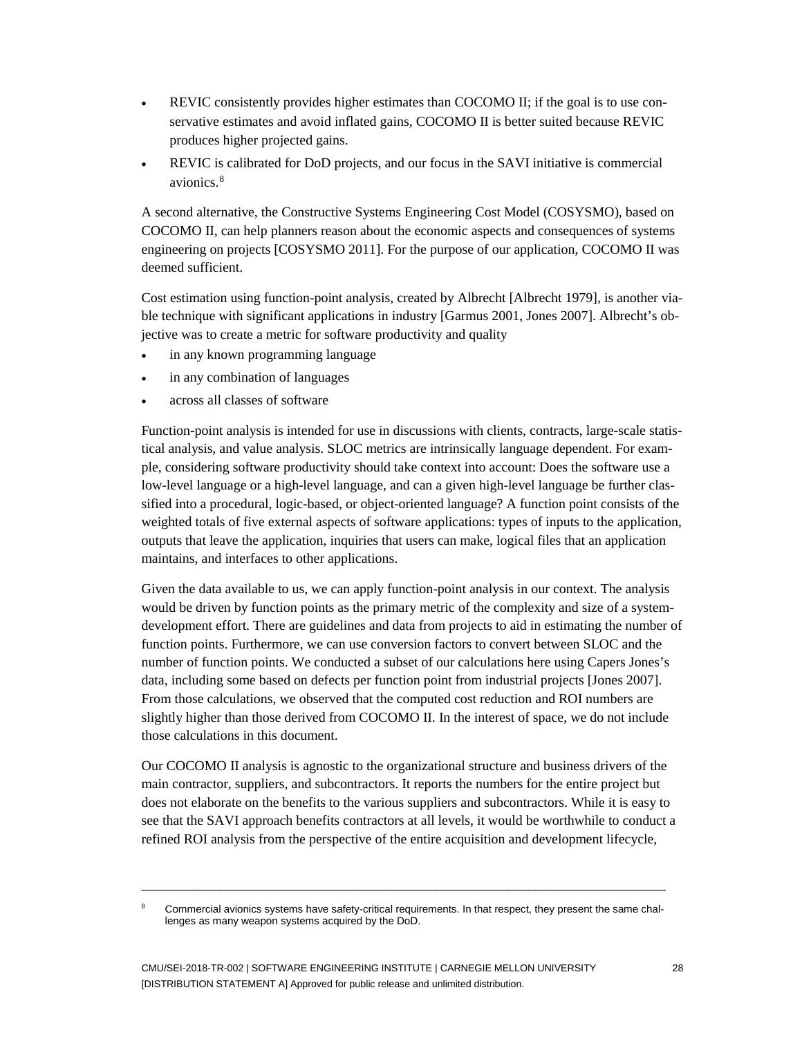- REVIC consistently provides higher estimates than COCOMO II; if the goal is to use conservative estimates and avoid inflated gains, COCOMO II is better suited because REVIC produces higher projected gains.
- REVIC is calibrated for DoD projects, and our focus in the SAVI initiative is commercial avionics.[8]

A second alternative, the Constructive Systems Engineering Cost Model (COSYSMO), based on COCOMO II, can help planners reason about the economic aspects and consequences of systems engineering on projects [COSYSMO 2011]. For the purpose of our application, COCOMO II was deemed sufficient.

Cost estimation using function-point analysis, created by Albrecht [Albrecht 1979], is another viable technique with significant applications in industry [Garmus 2001, Jones 2007]. Albrecht's objective was to create a metric for software productivity and quality

- in any known programming language
- in any combination of languages
- across all classes of software

Function-point analysis is intended for use in discussions with clients, contracts, large-scale statistical analysis, and value analysis. SLOC metrics are intrinsically language dependent. For example, considering software productivity should take context into account: Does the software use a low-level language or a high-level language, and can a given high-level language be further classified into a procedural, logic-based, or object-oriented language? A function point consists of the weighted totals of five external aspects of software applications: types of inputs to the application, outputs that leave the application, inquiries that users can make, logical files that an application maintains, and interfaces to other applications.

Given the data available to us, we can apply function-point analysis in our context. The analysis would be driven by function points as the primary metric of the complexity and size of a system-development effort. There are guidelines and data from projects to aid in estimating the number of function points. Furthermore, we can use conversion factors to convert between SLOC and the number of function points. We conducted a subset of our calculations here using Capers Jones's data, including some based on defects per function point from industrial projects [Jones 2007]. From those calculations, we observed that the computed cost reduction and ROI numbers are slightly higher than those derived from COCOMO II. In the interest of space, we do not include those calculations in this document.

Our COCOMO II analysis is agnostic to the organizational structure and business drivers of the main contractor, suppliers, and subcontractors. It reports the numbers for the entire project but does not elaborate on the benefits to the various suppliers and subcontractors. While it is easy to see that the SAVI approach benefits contractors at all levels, it would be worthwhile to conduct a refined ROI analysis from the perspective of the entire acquisition and development lifecycle,

---

[8] Commercial avionics systems have safety-critical requirements. In that respect, they present the same challenges as many weapon systems acquired by the DoD.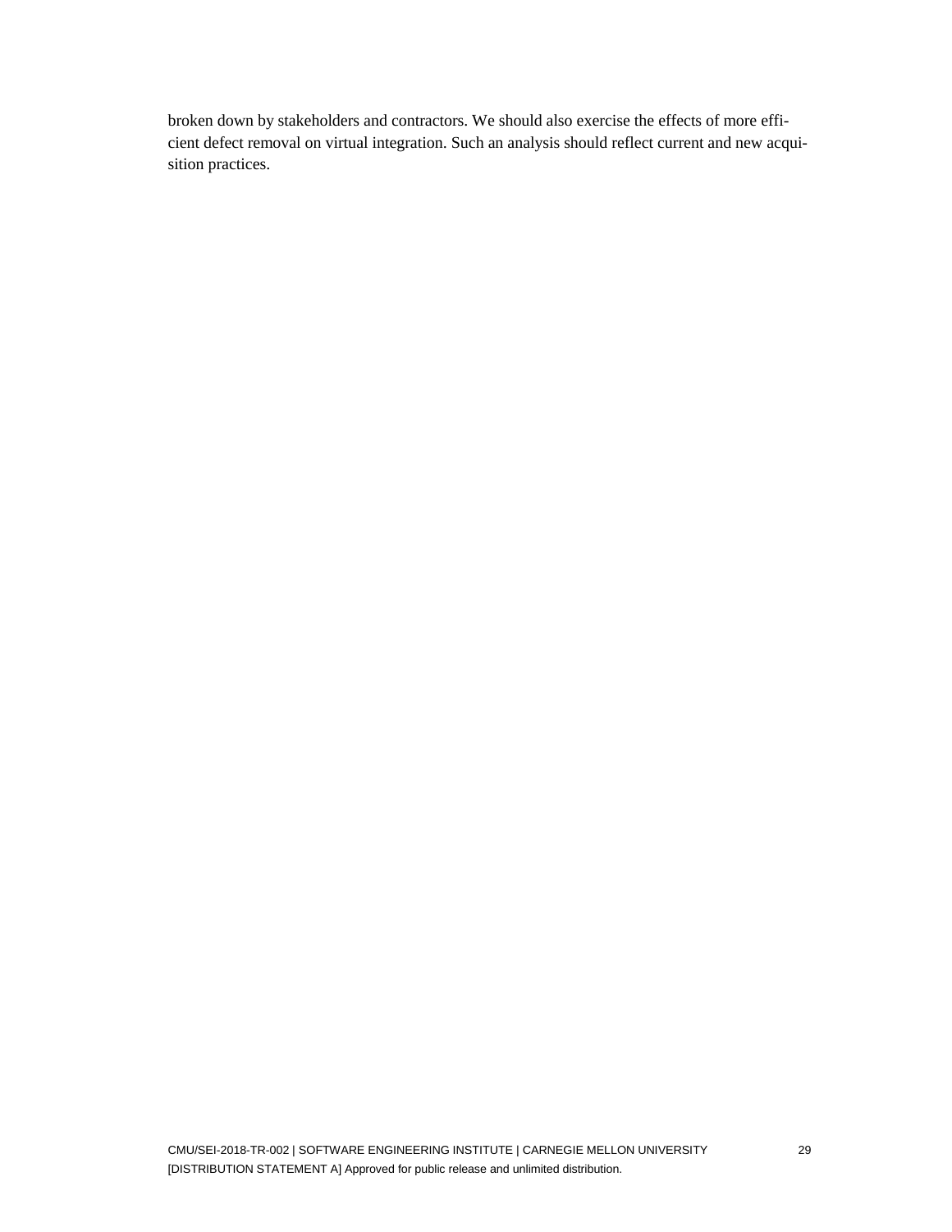broken down by stakeholders and contractors. We should also exercise the effects of more efficient defect removal on virtual integration. Such an analysis should reflect current and new acquisition practices.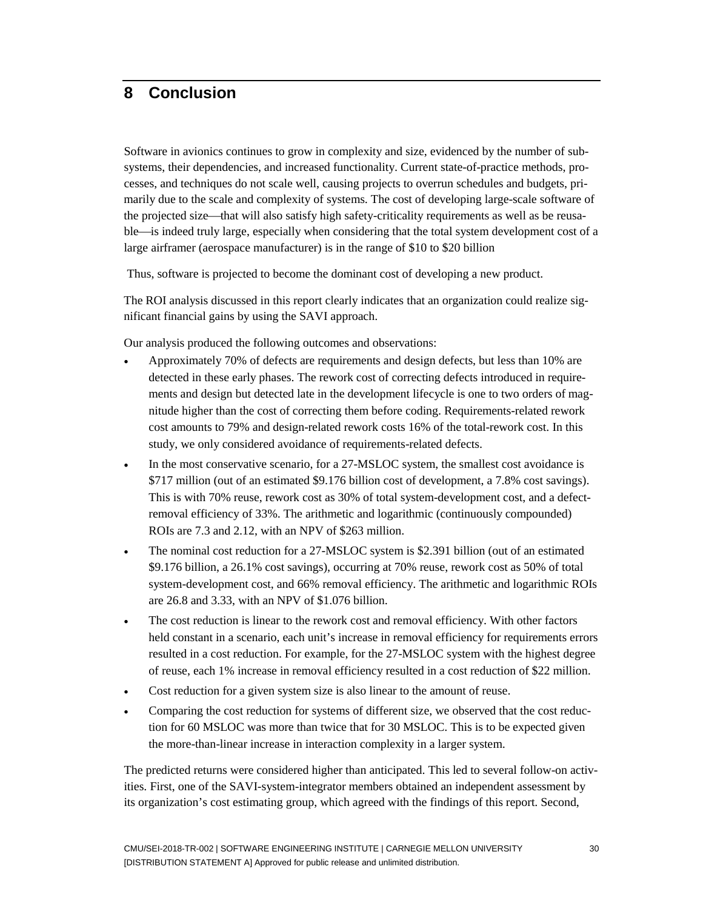# 8 Conclusion

Software in avionics continues to grow in complexity and size, evidenced by the number of subsystems, their dependencies, and increased functionality. Current state-of-practice methods, processes, and techniques do not scale well, causing projects to overrun schedules and budgets, primarily due to the scale and complexity of systems. The cost of developing large-scale software of the projected size—that will also satisfy high safety-criticality requirements as well as be reusable—is indeed truly large, especially when considering that the total system development cost of a large airframer (aerospace manufacturer) is in the range of $10 to $20 billion

Thus, software is projected to become the dominant cost of developing a new product.

The ROI analysis discussed in this report clearly indicates that an organization could realize significant financial gains by using the SAVI approach.

Our analysis produced the following outcomes and observations:

- Approximately 70% of defects are requirements and design defects, but less than 10% are detected in these early phases. The rework cost of correcting defects introduced in requirements and design but detected late in the development lifecycle is one to two orders of magnitude higher than the cost of correcting them before coding. Requirements-related rework cost amounts to 79% and design-related rework costs 16% of the total-rework cost. In this study, we only considered avoidance of requirements-related defects.
- In the most conservative scenario, for a 27-MSLOC system, the smallest cost avoidance is $717 million (out of an estimated $9.176 billion cost of development, a 7.8% cost savings). This is with 70% reuse, rework cost as 30% of total system-development cost, and a defect-removal efficiency of 33%. The arithmetic and logarithmic (continuously compounded) ROIs are 7.3 and 2.12, with an NPV of $263 million.
- The nominal cost reduction for a 27-MSLOC system is $2.391 billion (out of an estimated $9.176 billion, a 26.1% cost savings), occurring at 70% reuse, rework cost as 50% of total system-development cost, and 66% removal efficiency. The arithmetic and logarithmic ROIs are 26.8 and 3.33, with an NPV of $1.076 billion.
- The cost reduction is linear to the rework cost and removal efficiency. With other factors held constant in a scenario, each unit's increase in removal efficiency for requirements errors resulted in a cost reduction. For example, for the 27-MSLOC system with the highest degree of reuse, each 1% increase in removal efficiency resulted in a cost reduction of $22 million.
- Cost reduction for a given system size is also linear to the amount of reuse.
- Comparing the cost reduction for systems of different size, we observed that the cost reduction for 60 MSLOC was more than twice that for 30 MSLOC. This is to be expected given the more-than-linear increase in interaction complexity in a larger system.

The predicted returns were considered higher than anticipated. This led to several follow-on activities. First, one of the SAVI-system-integrator members obtained an independent assessment by its organization's cost estimating group, which agreed with the findings of this report. Second,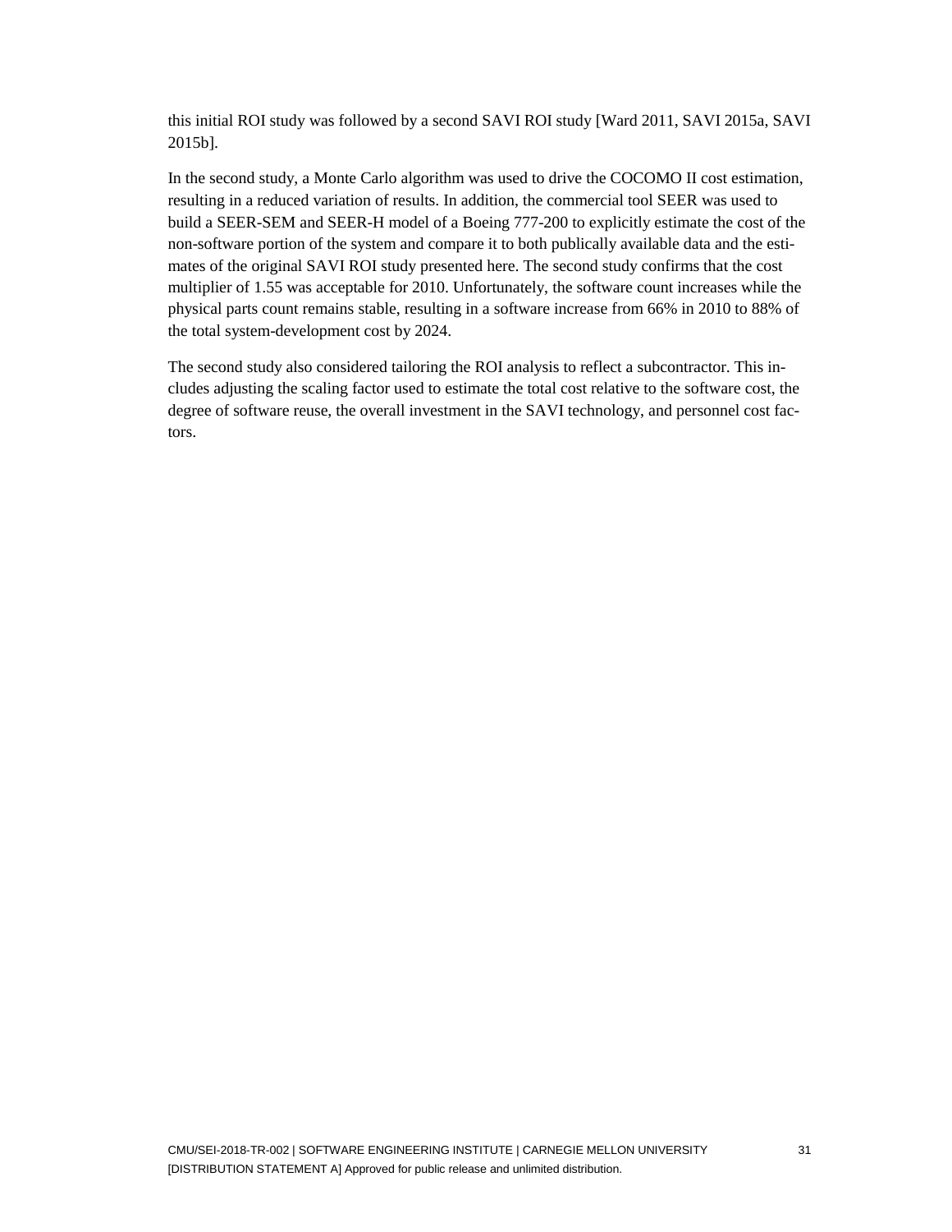this initial ROI study was followed by a second SAVI ROI study [Ward 2011, SAVI 2015a, SAVI 2015b].

In the second study, a Monte Carlo algorithm was used to drive the COCOMO II cost estimation, resulting in a reduced variation of results. In addition, the commercial tool SEER was used to build a SEER-SEM and SEER-H model of a Boeing 777-200 to explicitly estimate the cost of the non-software portion of the system and compare it to both publically available data and the estimates of the original SAVI ROI study presented here. The second study confirms that the cost multiplier of 1.55 was acceptable for 2010. Unfortunately, the software count increases while the physical parts count remains stable, resulting in a software increase from 66% in 2010 to 88% of the total system-development cost by 2024.

The second study also considered tailoring the ROI analysis to reflect a subcontractor. This includes adjusting the scaling factor used to estimate the total cost relative to the software cost, the degree of software reuse, the overall investment in the SAVI technology, and personnel cost factors.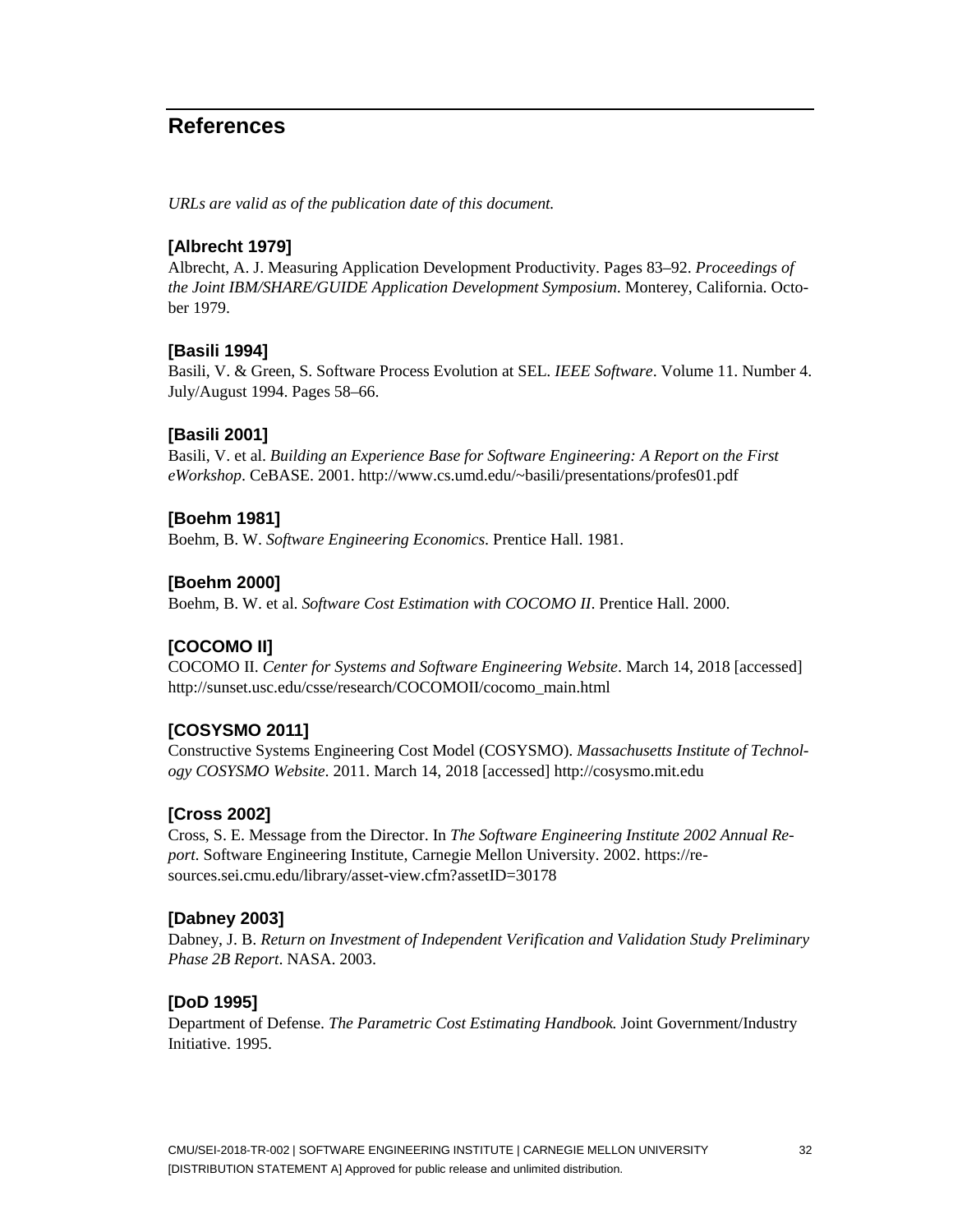## References

*URLs are valid as of the publication date of this document.*

### [Albrecht 1979]

Albrecht, A. J. Measuring Application Development Productivity. Pages 83–92. *Proceedings of the Joint IBM/SHARE/GUIDE Application Development Symposium*. Monterey, California. October 1979.

### [Basili 1994]

Basili, V. & Green, S. Software Process Evolution at SEL. *IEEE Software*. Volume 11. Number 4. July/August 1994. Pages 58–66.

### [Basili 2001]

Basili, V. et al. *Building an Experience Base for Software Engineering: A Report on the First eWorkshop*. CeBASE. 2001. http://www.cs.umd.edu/~basili/presentations/profes01.pdf

### [Boehm 1981]

Boehm, B. W. *Software Engineering Economics*. Prentice Hall. 1981.

### [Boehm 2000]

Boehm, B. W. et al. *Software Cost Estimation with COCOMO II*. Prentice Hall. 2000.

### [COCOMO II]

COCOMO II. *Center for Systems and Software Engineering Website*. March 14, 2018 [accessed] http://sunset.usc.edu/csse/research/COCOMOII/cocomo_main.html

### [COSYSMO 2011]

Constructive Systems Engineering Cost Model (COSYSMO). *Massachusetts Institute of Technology COSYSMO Website*. 2011. March 14, 2018 [accessed] http://cosysmo.mit.edu

### [Cross 2002]

Cross, S. E. Message from the Director. In *The Software Engineering Institute 2002 Annual Report*. Software Engineering Institute, Carnegie Mellon University. 2002. https://resources.sei.cmu.edu/library/asset-view.cfm?assetID=30178

### [Dabney 2003]

Dabney, J. B. *Return on Investment of Independent Verification and Validation Study Preliminary Phase 2B Report*. NASA. 2003.

### [DoD 1995]

Department of Defense. *The Parametric Cost Estimating Handbook.* Joint Government/Industry Initiative. 1995.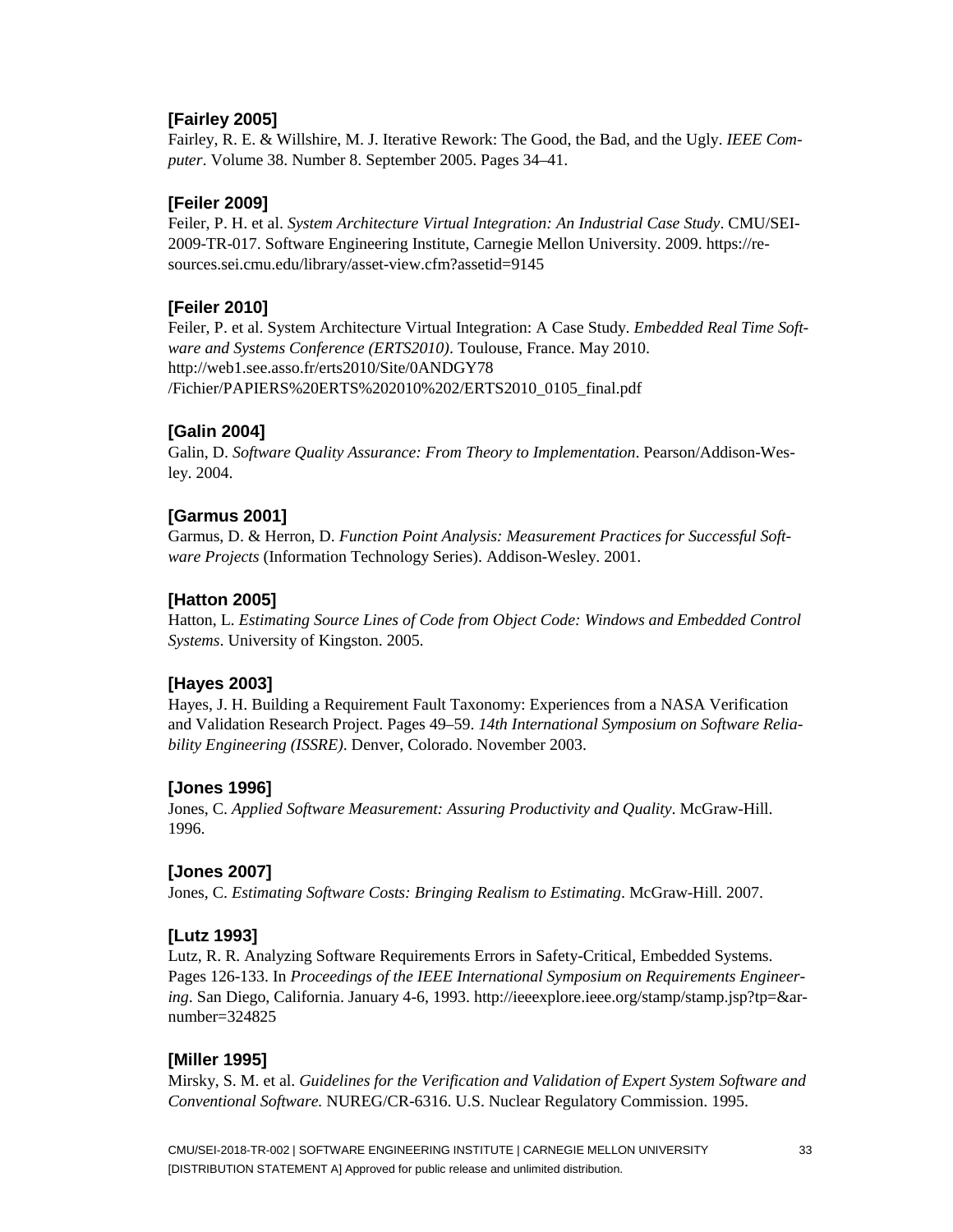**[Fairley 2005]**
Fairley, R. E. & Willshire, M. J. Iterative Rework: The Good, the Bad, and the Ugly. *IEEE Computer*. Volume 38. Number 8. September 2005. Pages 34–41.

**[Feiler 2009]**
Feiler, P. H. et al. *System Architecture Virtual Integration: An Industrial Case Study*. CMU/SEI-2009-TR-017. Software Engineering Institute, Carnegie Mellon University. 2009. https://resources.sei.cmu.edu/library/asset-view.cfm?assetid=9145

**[Feiler 2010]**
Feiler, P. et al. System Architecture Virtual Integration: A Case Study. *Embedded Real Time Software and Systems Conference (ERTS2010)*. Toulouse, France. May 2010. http://web1.see.asso.fr/erts2010/Site/0ANDGY78/Fichier/PAPIERS%20ERTS%202010%202/ERTS2010_0105_final.pdf

**[Galin 2004]**
Galin, D. *Software Quality Assurance: From Theory to Implementation*. Pearson/Addison-Wesley. 2004.

**[Garmus 2001]**
Garmus, D. & Herron, D. *Function Point Analysis: Measurement Practices for Successful Software Projects* (Information Technology Series). Addison-Wesley. 2001.

**[Hatton 2005]**
Hatton, L. *Estimating Source Lines of Code from Object Code: Windows and Embedded Control Systems*. University of Kingston. 2005.

**[Hayes 2003]**
Hayes, J. H. Building a Requirement Fault Taxonomy: Experiences from a NASA Verification and Validation Research Project. Pages 49–59. *14th International Symposium on Software Reliability Engineering (ISSRE)*. Denver, Colorado. November 2003.

**[Jones 1996]**
Jones, C. *Applied Software Measurement: Assuring Productivity and Quality*. McGraw-Hill. 1996.

**[Jones 2007]**
Jones, C. *Estimating Software Costs: Bringing Realism to Estimating*. McGraw-Hill. 2007.

**[Lutz 1993]**
Lutz, R. R. Analyzing Software Requirements Errors in Safety-Critical, Embedded Systems. Pages 126-133. In *Proceedings of the IEEE International Symposium on Requirements Engineering*. San Diego, California. January 4-6, 1993. http://ieeexplore.ieee.org/stamp/stamp.jsp?tp=&arnumber=324825

**[Miller 1995]**
Mirsky, S. M. et al. *Guidelines for the Verification and Validation of Expert System Software and Conventional Software.* NUREG/CR-6316. U.S. Nuclear Regulatory Commission. 1995.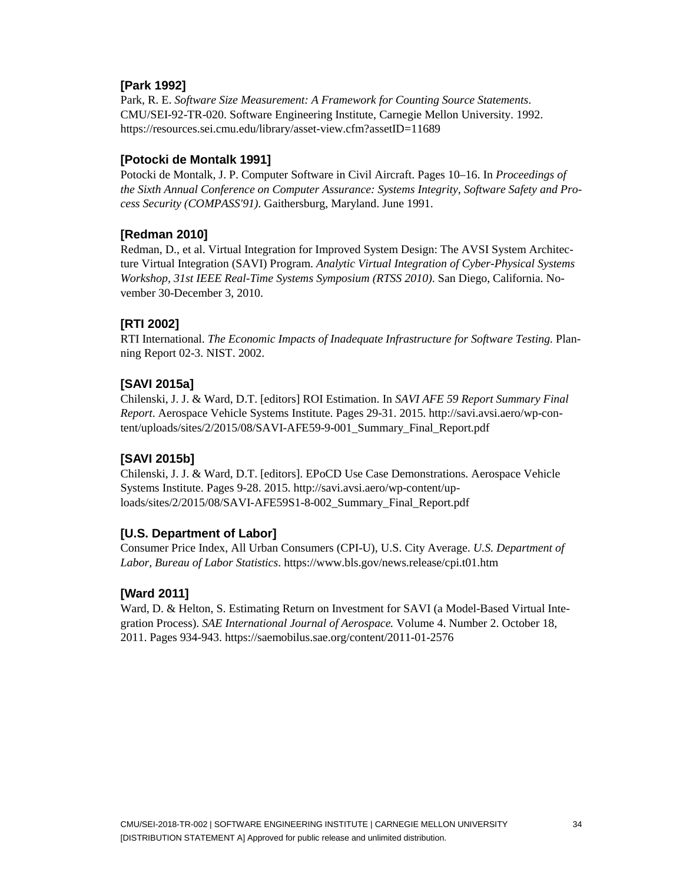**[Park 1992]**
Park, R. E. *Software Size Measurement: A Framework for Counting Source Statements*. CMU/SEI-92-TR-020. Software Engineering Institute, Carnegie Mellon University. 1992. https://resources.sei.cmu.edu/library/asset-view.cfm?assetID=11689

**[Potocki de Montalk 1991]**
Potocki de Montalk, J. P. Computer Software in Civil Aircraft. Pages 10–16. In *Proceedings of the Sixth Annual Conference on Computer Assurance: Systems Integrity, Software Safety and Process Security (COMPASS'91)*. Gaithersburg, Maryland. June 1991.

**[Redman 2010]**
Redman, D., et al. Virtual Integration for Improved System Design: The AVSI System Architecture Virtual Integration (SAVI) Program. *Analytic Virtual Integration of Cyber-Physical Systems Workshop, 31st IEEE Real-Time Systems Symposium (RTSS 2010)*. San Diego, California. November 30-December 3, 2010.

**[RTI 2002]**
RTI International. *The Economic Impacts of Inadequate Infrastructure for Software Testing.* Planning Report 02-3. NIST. 2002.

**[SAVI 2015a]**
Chilenski, J. J. & Ward, D.T. [editors] ROI Estimation. In *SAVI AFE 59 Report Summary Final Report*. Aerospace Vehicle Systems Institute. Pages 29-31. 2015. http://savi.avsi.aero/wp-content/uploads/sites/2/2015/08/SAVI-AFE59-9-001_Summary_Final_Report.pdf

**[SAVI 2015b]**
Chilenski, J. J. & Ward, D.T. [editors]. EPoCD Use Case Demonstrations. Aerospace Vehicle Systems Institute. Pages 9-28. 2015. http://savi.avsi.aero/wp-content/uploads/sites/2/2015/08/SAVI-AFE59S1-8-002_Summary_Final_Report.pdf

**[U.S. Department of Labor]**
Consumer Price Index, All Urban Consumers (CPI-U), U.S. City Average. *U.S. Department of Labor, Bureau of Labor Statistics*. https://www.bls.gov/news.release/cpi.t01.htm

**[Ward 2011]**
Ward, D. & Helton, S. Estimating Return on Investment for SAVI (a Model-Based Virtual Integration Process). *SAE International Journal of Aerospace.* Volume 4. Number 2. October 18, 2011. Pages 934-943. https://saemobilus.sae.org/content/2011-01-2576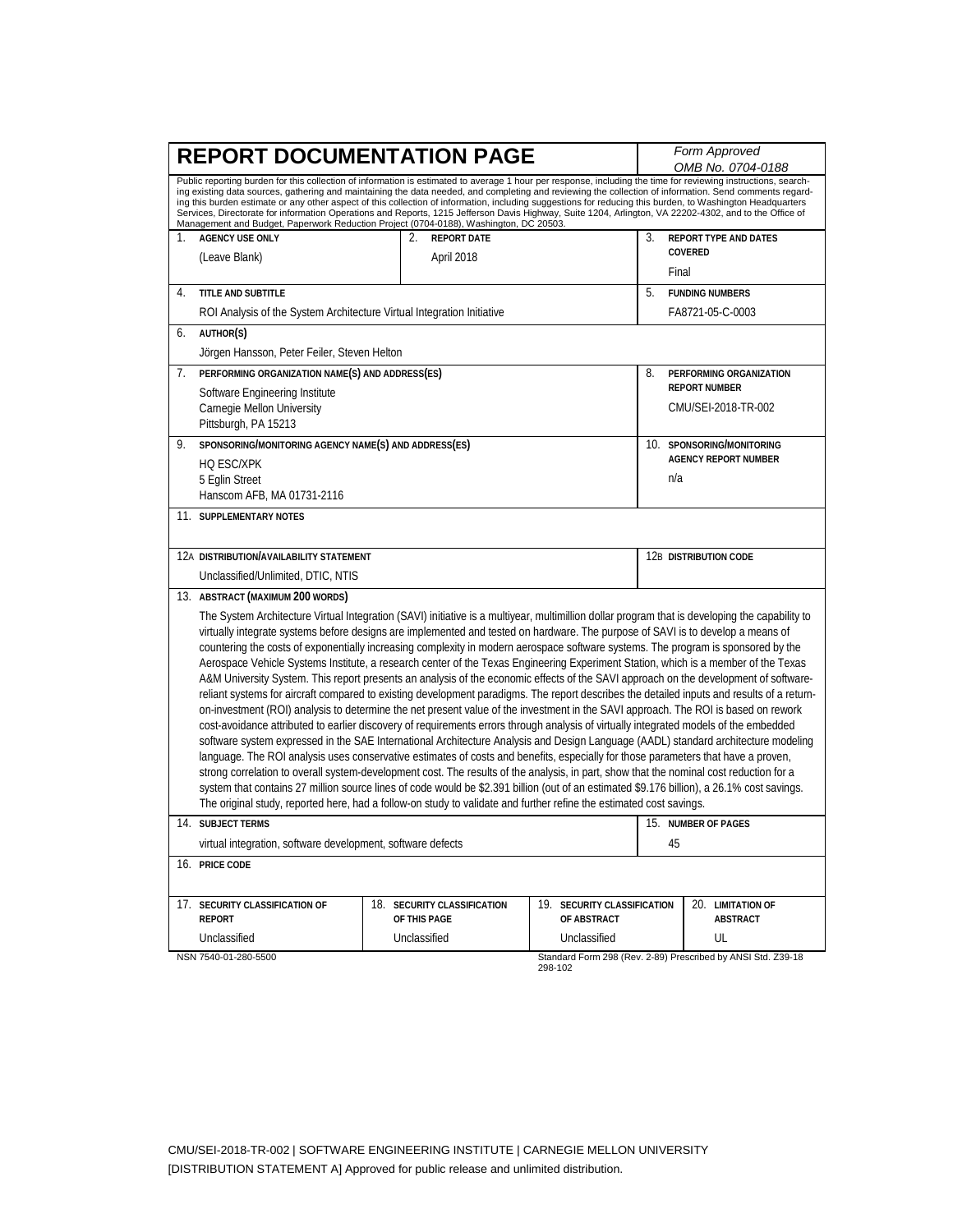# REPORT DOCUMENTATION PAGE

*Form Approved*
*OMB No. 0704-0188*

Public reporting burden for this collection of information is estimated to average 1 hour per response, including the time for reviewing instructions, searching existing data sources, gathering and maintaining the data needed, and completing and reviewing the collection of information. Send comments regarding this burden estimate or any other aspect of this collection of information, including suggestions for reducing this burden, to Washington Headquarters Services, Directorate for information Operations and Reports, 1215 Jefferson Davis Highway, Suite 1204, Arlington, VA 22202-4302, and to the Office of Management and Budget, Paperwork Reduction Project (0704-0188), Washington, DC 20503.

| | | |
|---|---|---|
| 1. **AGENCY USE ONLY**<br>(Leave Blank) | 2. **REPORT DATE**<br>April 2018 | 3. **REPORT TYPE AND DATES COVERED**<br>Final |
| 4. **TITLE AND SUBTITLE**<br>ROI Analysis of the System Architecture Virtual Integration Initiative | | 5. **FUNDING NUMBERS**<br>FA8721-05-C-0003 |
| 6. **AUTHOR(S)**<br>Jörgen Hansson, Peter Feiler, Steven Helton | | |
| 7. **PERFORMING ORGANIZATION NAME(S) AND ADDRESS(ES)**<br>Software Engineering Institute<br>Carnegie Mellon University<br>Pittsburgh, PA 15213 | | 8. **PERFORMING ORGANIZATION REPORT NUMBER**<br>CMU/SEI-2018-TR-002 |
| 9. **SPONSORING/MONITORING AGENCY NAME(S) AND ADDRESS(ES)**<br>HQ ESC/XPK<br>5 Eglin Street<br>Hanscom AFB, MA 01731-2116 | | 10. **SPONSORING/MONITORING AGENCY REPORT NUMBER**<br>n/a |
| 11. **SUPPLEMENTARY NOTES** | | |
| 12A **DISTRIBUTION/AVAILABILITY STATEMENT**<br>Unclassified/Unlimited, DTIC, NTIS | | 12B **DISTRIBUTION CODE** |

13. **ABSTRACT (MAXIMUM 200 WORDS)**

The System Architecture Virtual Integration (SAVI) initiative is a multiyear, multimillion dollar program that is developing the capability to virtually integrate systems before designs are implemented and tested on hardware. The purpose of SAVI is to develop a means of countering the costs of exponentially increasing complexity in modern aerospace software systems. The program is sponsored by the Aerospace Vehicle Systems Institute, a research center of the Texas Engineering Experiment Station, which is a member of the Texas A&M University System. This report presents an analysis of the economic effects of the SAVI approach on the development of software-reliant systems for aircraft compared to existing development paradigms. The report describes the detailed inputs and results of a return-on-investment (ROI) analysis to determine the net present value of the investment in the SAVI approach. The ROI is based on rework cost-avoidance attributed to earlier discovery of requirements errors through analysis of virtually integrated models of the embedded software system expressed in the SAE International Architecture Analysis and Design Language (AADL) standard architecture modeling language. The ROI analysis uses conservative estimates of costs and benefits, especially for those parameters that have a proven, strong correlation to overall system-development cost. The results of the analysis, in part, show that the nominal cost reduction for a system that contains 27 million source lines of code would be $2.391 billion (out of an estimated $9.176 billion), a 26.1% cost savings. The original study, reported here, had a follow-on study to validate and further refine the estimated cost savings.

| | | | |
|---|---|---|---|
| 14. **SUBJECT TERMS**<br>virtual integration, software development, software defects | | | 15. **NUMBER OF PAGES**<br>45 |
| 16. **PRICE CODE** | | | |
| 17. **SECURITY CLASSIFICATION OF REPORT**<br>Unclassified | 18. **SECURITY CLASSIFICATION OF THIS PAGE**<br>Unclassified | 19. **SECURITY CLASSIFICATION OF ABSTRACT**<br>Unclassified | 20. **LIMITATION OF ABSTRACT**<br>UL |

NSN 7540-01-280-5500

Standard Form 298 (Rev. 2-89) Prescribed by ANSI Std. Z39-18 298-102

[DISTRIBUTION STATEMENT A] Approved for public release and unlimited distribution.